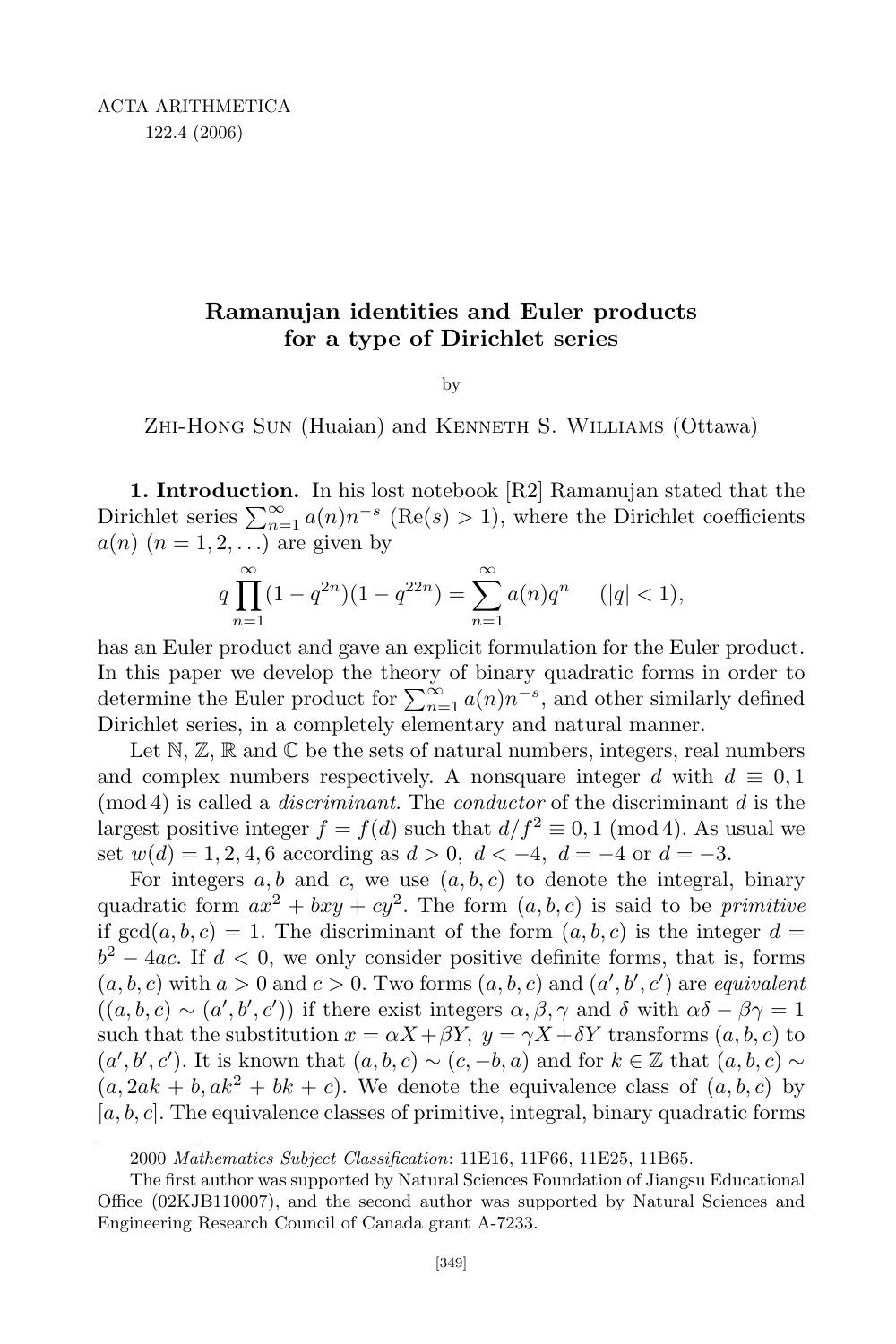# Ramanujan identities and Euler products for a type of Dirichlet series

by

Zhi-Hong Sun (Huaian) and Kenneth S. Williams (Ottawa)

**1. Introduction.** In his lost notebook [R2] Ramanujan stated that the Dirichlet series $\sum_{n=1}^{\infty} a(n)n^{-s}$ ($\mathrm{Re}(s) > 1$), where the Dirichlet coefficients $a(n)$ ($n = 1, 2, \ldots$) are given by

$$q \prod_{n=1}^{\infty} (1 - q^{2n})(1 - q^{22n}) = \sum_{n=1}^{\infty} a(n)q^n \quad (|q| < 1),$$

has an Euler product and gave an explicit formulation for the Euler product. In this paper we develop the theory of binary quadratic forms in order to determine the Euler product for $\sum_{n=1}^{\infty} a(n)n^{-s}$, and other similarly defined Dirichlet series, in a completely elementary and natural manner.

Let $\mathbb{N}$, $\mathbb{Z}$, $\mathbb{R}$ and $\mathbb{C}$ be the sets of natural numbers, integers, real numbers and complex numbers respectively. A nonsquare integer $d$ with $d \equiv 0, 1 \pmod 4$ is called a *discriminant*. The *conductor* of the discriminant $d$ is the largest positive integer $f = f(d)$ such that $d/f^2 \equiv 0, 1 \pmod 4$. As usual we set $w(d) = 1, 2, 4, 6$ according as $d > 0$, $d < -4$, $d = -4$ or $d = -3$.

For integers $a, b$ and $c$, we use $(a, b, c)$ to denote the integral, binary quadratic form $ax^2 + bxy + cy^2$. The form $(a, b, c)$ is said to be *primitive* if $\gcd(a, b, c) = 1$. The discriminant of the form $(a, b, c)$ is the integer $d = b^2 - 4ac$. If $d < 0$, we only consider positive definite forms, that is, forms $(a, b, c)$ with $a > 0$ and $c > 0$. Two forms $(a, b, c)$ and $(a', b', c')$ are *equivalent* ($(a, b, c) \sim (a', b', c')$) if there exist integers $\alpha, \beta, \gamma$ and $\delta$ with $\alpha\delta - \beta\gamma = 1$ such that the substitution $x = \alpha X + \beta Y$, $y = \gamma X + \delta Y$ transforms $(a, b, c)$ to $(a', b', c')$. It is known that $(a, b, c) \sim (c, -b, a)$ and for $k \in \mathbb{Z}$ that $(a, b, c) \sim (a, 2ak + b, ak^2 + bk + c)$. We denote the equivalence class of $(a, b, c)$ by $[a, b, c]$. The equivalence classes of primitive, integral, binary quadratic forms

---

2000 *Mathematics Subject Classification*: 11E16, 11F66, 11E25, 11B65.

The first author was supported by Natural Sciences Foundation of Jiangsu Educational Office (02KJB110007), and the second author was supported by Natural Sciences and Engineering Research Council of Canada grant A-7233.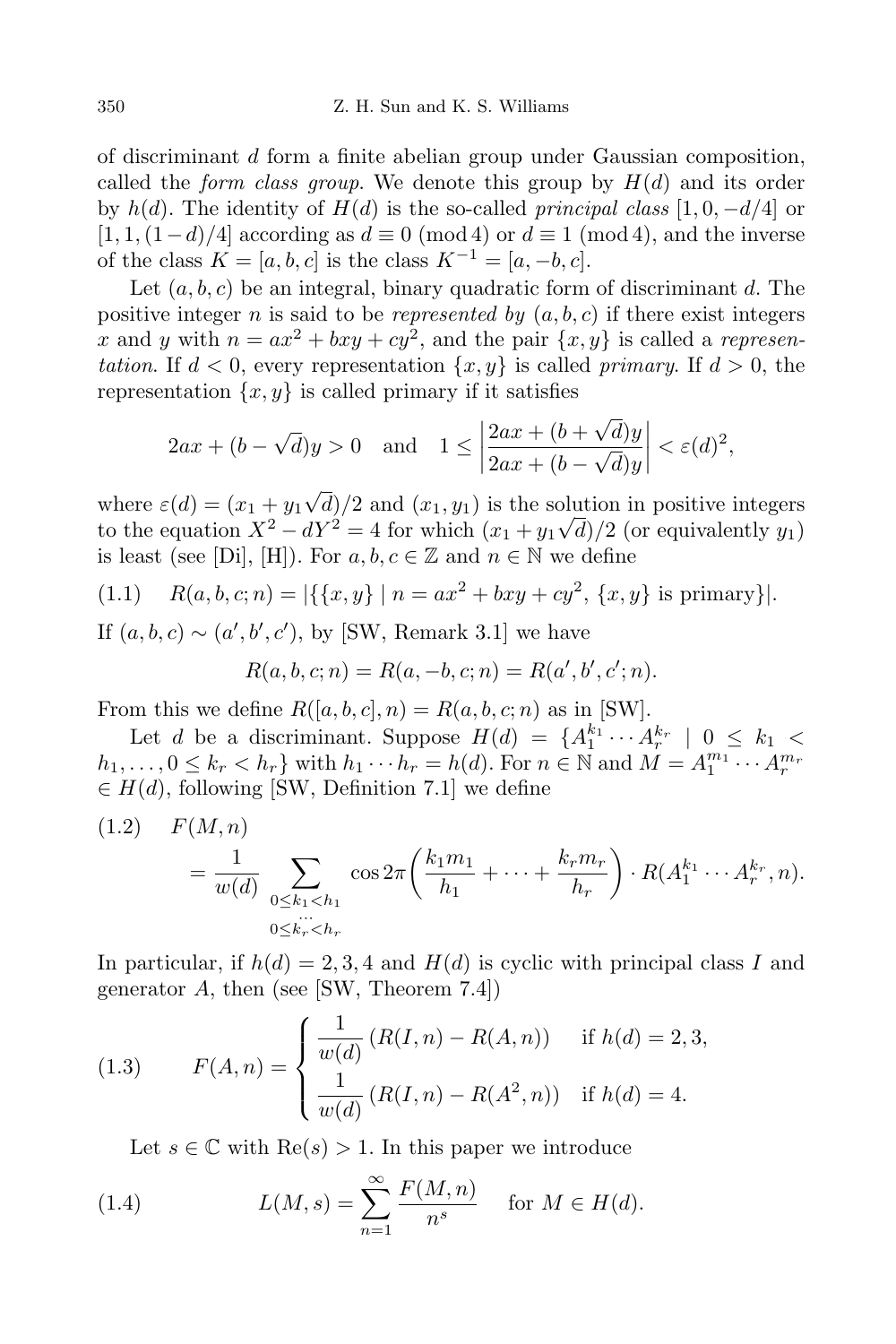of discriminant $d$ form a finite abelian group under Gaussian composition, called the *form class group*. We denote this group by $H(d)$ and its order by $h(d)$. The identity of $H(d)$ is the so-called *principal class* $[1, 0, -d/4]$ or $[1, 1, (1-d)/4]$ according as $d \equiv 0 \pmod 4$ or $d \equiv 1 \pmod 4$, and the inverse of the class $K = [a, b, c]$ is the class $K^{-1} = [a, -b, c]$.

Let $(a, b, c)$ be an integral, binary quadratic form of discriminant $d$. The positive integer $n$ is said to be *represented by* $(a, b, c)$ if there exist integers $x$ and $y$ with $n = ax^2 + bxy + cy^2$, and the pair $\{x, y\}$ is called a *representation*. If $d < 0$, every representation $\{x, y\}$ is called *primary*. If $d > 0$, the representation $\{x, y\}$ is called primary if it satisfies

$$2ax + (b - \sqrt{d})y > 0 \quad \text{and} \quad 1 \le \left| \frac{2ax + (b + \sqrt{d})y}{2ax + (b - \sqrt{d})y} \right| < \varepsilon(d)^2,$$

where $\varepsilon(d) = (x_1 + y_1\sqrt{d})/2$ and $(x_1, y_1)$ is the solution in positive integers to the equation $X^2 - dY^2 = 4$ for which $(x_1 + y_1\sqrt{d})/2$ (or equivalently $y_1$) is least (see [Di], [H]). For $a, b, c \in \mathbb{Z}$ and $n \in \mathbb{N}$ we define

$$(1.1) \quad R(a, b, c; n) = |\{\{x, y\} \mid n = ax^2 + bxy + cy^2,\ \{x, y\} \text{ is primary}\}|.$$

If $(a, b, c) \sim (a', b', c')$, by [SW, Remark 3.1] we have

$$R(a, b, c; n) = R(a, -b, c; n) = R(a', b', c'; n).$$

From this we define $R([a, b, c], n) = R(a, b, c; n)$ as in [SW].

Let $d$ be a discriminant. Suppose $H(d) = \{A_1^{k_1} \cdots A_r^{k_r} \mid 0 \le k_1 < h_1, \ldots, 0 \le k_r < h_r\}$ with $h_1 \cdots h_r = h(d)$. For $n \in \mathbb{N}$ and $M = A_1^{m_1} \cdots A_r^{m_r} \in H(d)$, following [SW, Definition 7.1] we define

$$(1.2) \quad F(M, n) = \frac{1}{w(d)} \sum_{\substack{0 \le k_1 < h_1 \\ \cdots \\ 0 \le k_r < h_r}} \cos 2\pi\left(\frac{k_1 m_1}{h_1} + \cdots + \frac{k_r m_r}{h_r}\right) \cdot R(A_1^{k_1} \cdots A_r^{k_r}, n).$$

In particular, if $h(d) = 2, 3, 4$ and $H(d)$ is cyclic with principal class $I$ and generator $A$, then (see [SW, Theorem 7.4])

$$(1.3) \qquad F(A, n) = \begin{cases} \dfrac{1}{w(d)}\,(R(I, n) - R(A, n)) & \text{if } h(d) = 2, 3, \\[2ex] \dfrac{1}{w(d)}\,(R(I, n) - R(A^2, n)) & \text{if } h(d) = 4. \end{cases}$$

Let $s \in \mathbb{C}$ with $\mathrm{Re}(s) > 1$. In this paper we introduce

$$(1.4) \qquad L(M, s) = \sum_{n=1}^{\infty} \frac{F(M, n)}{n^s} \quad \text{for } M \in H(d).$$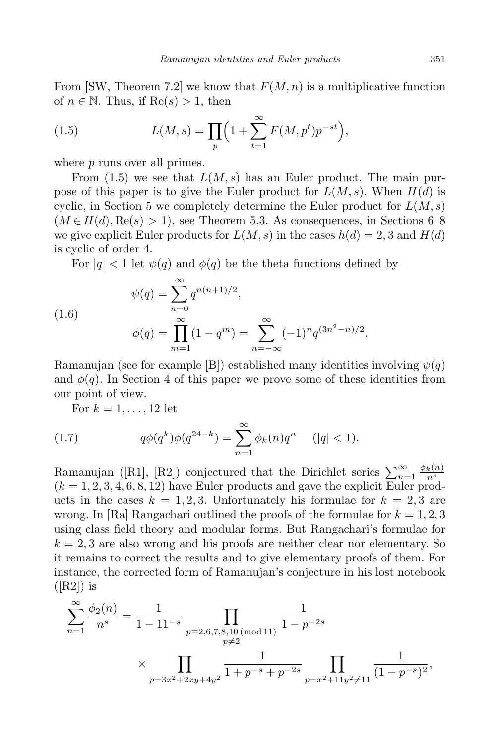From [SW, Theorem 7.2] we know that $F(M,n)$ is a multiplicative function of $n \in \mathbb{N}$. Thus, if $\mathrm{Re}(s) > 1$, then

$$L(M,s) = \prod_p \Big(1 + \sum_{t=1}^{\infty} F(M,p^t)p^{-st}\Big), \tag{1.5}$$

where $p$ runs over all primes.

From (1.5) we see that $L(M,s)$ has an Euler product. The main purpose of this paper is to give the Euler product for $L(M,s)$. When $H(d)$ is cyclic, in Section 5 we completely determine the Euler product for $L(M,s)$ $(M \in H(d), \mathrm{Re}(s) > 1)$, see Theorem 5.3. As consequences, in Sections 6–8 we give explicit Euler products for $L(M,s)$ in the cases $h(d) = 2, 3$ and $H(d)$ is cyclic of order 4.

For $|q| < 1$ let $\psi(q)$ and $\phi(q)$ be the theta functions defined by

$$\begin{aligned}\psi(q) &= \sum_{n=0}^{\infty} q^{n(n+1)/2},\\ \phi(q) &= \prod_{m=1}^{\infty}(1-q^m) = \sum_{n=-\infty}^{\infty}(-1)^n q^{(3n^2-n)/2}.\end{aligned} \tag{1.6}$$

Ramanujan (see for example [B]) established many identities involving $\psi(q)$ and $\phi(q)$. In Section 4 of this paper we prove some of these identities from our point of view.

For $k = 1, \dots, 12$ let

$$q\phi(q^k)\phi(q^{24-k}) = \sum_{n=1}^{\infty} \phi_k(n) q^n \quad (|q| < 1). \tag{1.7}$$

Ramanujan ([R1], [R2]) conjectured that the Dirichlet series $\sum_{n=1}^{\infty} \frac{\phi_k(n)}{n^s}$ $(k = 1, 2, 3, 4, 6, 8, 12)$ have Euler products and gave the explicit Euler products in the cases $k = 1, 2, 3$. Unfortunately his formulae for $k = 2, 3$ are wrong. In [Ra] Rangachari outlined the proofs of the formulae for $k = 1, 2, 3$ using class field theory and modular forms. But Rangachari's formulae for $k = 2, 3$ are also wrong and his proofs are neither clear nor elementary. So it remains to correct the results and to give elementary proofs of them. For instance, the corrected form of Ramanujan's conjecture in his lost notebook ([R2]) is

$$\begin{aligned}\sum_{n=1}^{\infty} \frac{\phi_2(n)}{n^s} = \frac{1}{1-11^{-s}} &\prod_{\substack{p \equiv 2,6,7,8,10 \ (\mathrm{mod}\ 11)\\ p \neq 2}} \frac{1}{1-p^{-2s}}\\ &\times \prod_{p = 3x^2+2xy+4y^2} \frac{1}{1+p^{-s}+p^{-2s}} \prod_{p = x^2+11y^2 \neq 11} \frac{1}{(1-p^{-s})^2},\end{aligned}$$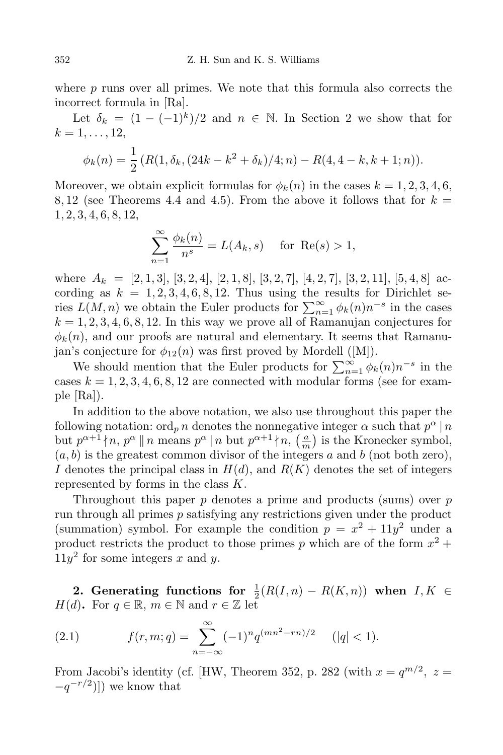where $p$ runs over all primes. We note that this formula also corrects the incorrect formula in [Ra].

Let $\delta_k = (1-(-1)^k)/2$ and $n \in \mathbb{N}$. In Section 2 we show that for $k = 1, \dots, 12$,

$$\phi_k(n) = \frac{1}{2}\,(R(1, \delta_k, (24k - k^2 + \delta_k)/4; n) - R(4, 4-k, k+1; n)).$$

Moreover, we obtain explicit formulas for $\phi_k(n)$ in the cases $k = 1, 2, 3, 4, 6, 8, 12$ (see Theorems 4.4 and 4.5). From the above it follows that for $k = 1, 2, 3, 4, 6, 8, 12$,

$$\sum_{n=1}^{\infty} \frac{\phi_k(n)}{n^s} = L(A_k, s) \quad \text{ for } \mathrm{Re}(s) > 1,$$

where $A_k = [2,1,3], [3,2,4], [2,1,8], [3,2,7], [4,2,7], [3,2,11], [5,4,8]$ according as $k = 1, 2, 3, 4, 6, 8, 12$. Thus using the results for Dirichlet series $L(M, n)$ we obtain the Euler products for $\sum_{n=1}^{\infty} \phi_k(n)n^{-s}$ in the cases $k = 1, 2, 3, 4, 6, 8, 12$. In this way we prove all of Ramanujan conjectures for $\phi_k(n)$, and our proofs are natural and elementary. It seems that Ramanujan's conjecture for $\phi_{12}(n)$ was first proved by Mordell ([M]).

We should mention that the Euler products for $\sum_{n=1}^{\infty} \phi_k(n)n^{-s}$ in the cases $k = 1, 2, 3, 4, 6, 8, 12$ are connected with modular forms (see for example [Ra]).

In addition to the above notation, we also use throughout this paper the following notation: $\mathrm{ord}_p\, n$ denotes the nonnegative integer $\alpha$ such that $p^\alpha \mid n$ but $p^{\alpha+1} \nmid n$, $p^\alpha \parallel n$ means $p^\alpha \mid n$ but $p^{\alpha+1} \nmid n$, $\left(\frac{a}{m}\right)$ is the Kronecker symbol, $(a, b)$ is the greatest common divisor of the integers $a$ and $b$ (not both zero), $I$ denotes the principal class in $H(d)$, and $R(K)$ denotes the set of integers represented by forms in the class $K$.

Throughout this paper $p$ denotes a prime and products (sums) over $p$ run through all primes $p$ satisfying any restrictions given under the product (summation) symbol. For example the condition $p = x^2 + 11y^2$ under a product restricts the product to those primes $p$ which are of the form $x^2 + 11y^2$ for some integers $x$ and $y$.

## 2. Generating functions for $\frac{1}{2}(R(I, n) - R(K, n))$ when $I, K \in H(d)$.

For $q \in \mathbb{R}$, $m \in \mathbb{N}$ and $r \in \mathbb{Z}$ let

$$f(r, m; q) = \sum_{n=-\infty}^{\infty} (-1)^n q^{(mn^2 - rn)/2} \quad (|q| < 1). \tag{2.1}$$

From Jacobi's identity (cf. [HW, Theorem 352, p. 282 (with $x = q^{m/2}$, $z = -q^{-r/2}$)]) we know that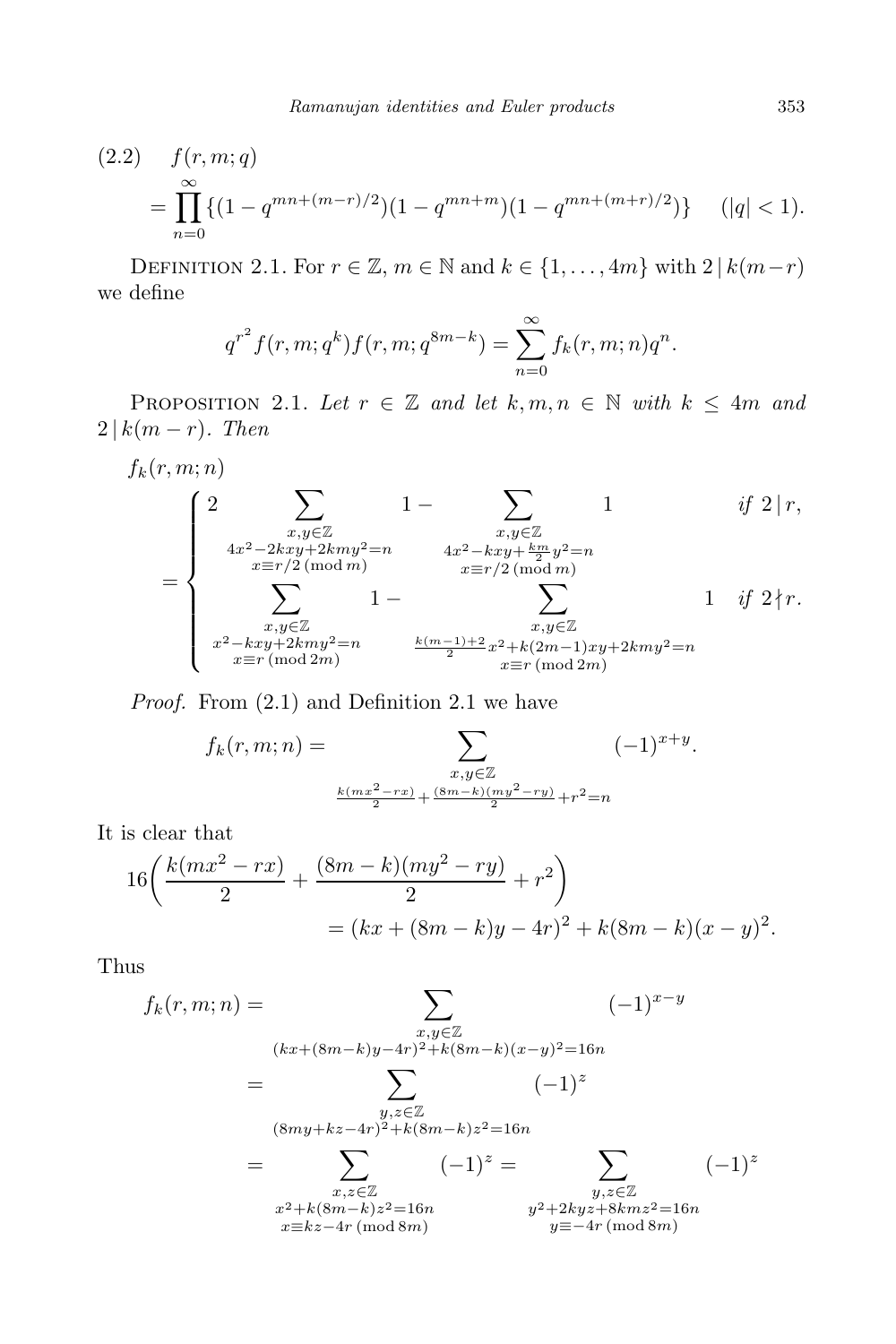(2.2) $\quad f(r,m;q)$

$$= \prod_{n=0}^{\infty}\{(1-q^{mn+(m-r)/2})(1-q^{mn+m})(1-q^{mn+(m+r)/2})\} \qquad (|q|<1).$$

Definition 2.1. For $r\in\mathbb{Z}$, $m\in\mathbb{N}$ and $k\in\{1,\dots,4m\}$ with $2\mid k(m-r)$ we define

$$q^{r^2}f(r,m;q^k)f(r,m;q^{8m-k}) = \sum_{n=0}^{\infty} f_k(r,m;n)q^n.$$

Proposition 2.1. *Let $r\in\mathbb{Z}$ and let $k,m,n\in\mathbb{N}$ with $k\le 4m$ and $2\mid k(m-r)$. Then*

$$f_k(r,m;n) = \begin{cases} 2\displaystyle\sum_{\substack{x,y\in\mathbb{Z}\\ 4x^2-2kxy+2kmy^2=n\\ x\equiv r/2 \ (\mathrm{mod}\ m)}} 1 - \sum_{\substack{x,y\in\mathbb{Z}\\ 4x^2-kxy+\frac{km}{2}y^2=n\\ x\equiv r/2 \ (\mathrm{mod}\ m)}} 1 & \text{if } 2\mid r,\\[2ex] \displaystyle\sum_{\substack{x,y\in\mathbb{Z}\\ x^2-kxy+2kmy^2=n\\ x\equiv r \ (\mathrm{mod}\ 2m)}} 1 - \sum_{\substack{x,y\in\mathbb{Z}\\ \frac{k(m-1)+2}{2}x^2+k(2m-1)xy+2kmz^2=n\\ x\equiv r \ (\mathrm{mod}\ 2m)}} 1 & \text{if } 2\nmid r. \end{cases}$$

*Proof.* From (2.1) and Definition 2.1 we have

$$f_k(r,m;n) = \sum_{\substack{x,y\in\mathbb{Z}\\ \frac{k(mx^2-rx)}{2}+\frac{(8m-k)(my^2-ry)}{2}+r^2=n}} (-1)^{x+y}.$$

It is clear that

$$16\bigg(\frac{k(mx^2-rx)}{2}+\frac{(8m-k)(my^2-ry)}{2}+r^2\bigg) = (kx+(8m-k)y-4r)^2+k(8m-k)(x-y)^2.$$

Thus

$$\begin{aligned} f_k(r,m;n) &= \sum_{\substack{x,y\in\mathbb{Z}\\ (kx+(8m-k)y-4r)^2+k(8m-k)(x-y)^2=16n}} (-1)^{x-y}\\ &= \sum_{\substack{y,z\in\mathbb{Z}\\ (8my+kz-4r)^2+k(8m-k)z^2=16n}} (-1)^{z}\\ &= \sum_{\substack{x,z\in\mathbb{Z}\\ x^2+k(8m-k)z^2=16n\\ x\equiv kz-4r \ (\mathrm{mod}\ 8m)}} (-1)^z = \sum_{\substack{y,z\in\mathbb{Z}\\ y^2+2kyz+8kmz^2=16n\\ y\equiv -4r \ (\mathrm{mod}\ 8m)}} (-1)^z \end{aligned}$$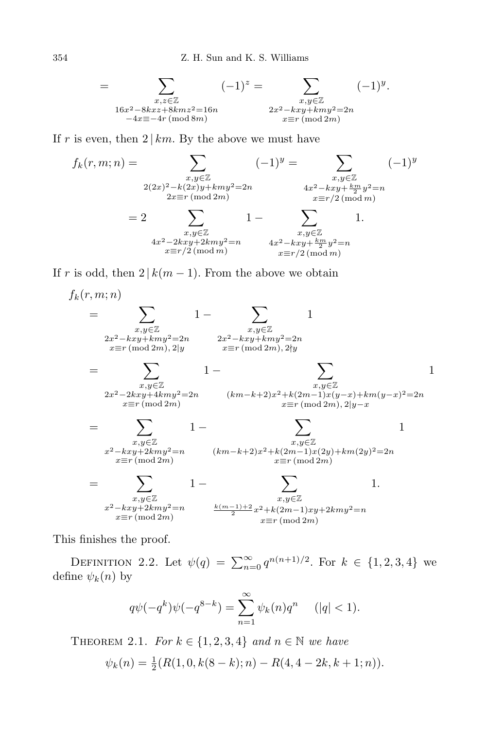$$= \sum_{\substack{x,z\in\mathbb{Z}\\ 16x^2-8kxz+8kmz^2=16n\\ -4x\equiv -4r \pmod{8m}}} (-1)^z = \sum_{\substack{x,y\in\mathbb{Z}\\ 2x^2-kxy+kmy^2=2n\\ x\equiv r \pmod{2m}}} (-1)^y.$$

If $r$ is even, then $2\,|\,km$. By the above we must have

$$f_k(r,m;n) = \sum_{\substack{x,y\in\mathbb{Z}\\ 2(2x)^2-k(2x)y+kmy^2=2n\\ 2x\equiv r \pmod{2m}}} (-1)^y = \sum_{\substack{x,y\in\mathbb{Z}\\ 4x^2-kxy+\frac{km}{2}y^2=n\\ x\equiv r/2 \pmod{m}}} (-1)^y$$

$$= 2\sum_{\substack{x,y\in\mathbb{Z}\\ 4x^2-2kxy+2kmy^2=n\\ x\equiv r/2 \pmod{m}}} 1 - \sum_{\substack{x,y\in\mathbb{Z}\\ 4x^2-kxy+\frac{km}{2}y^2=n\\ x\equiv r/2 \pmod{m}}} 1.$$

If $r$ is odd, then $2\,|\,k(m-1)$. From the above we obtain

$$f_k(r,m;n)$$

$$= \sum_{\substack{x,y\in\mathbb{Z}\\ 2x^2-kxy+kmy^2=2n\\ x\equiv r \pmod{2m},\ 2|y}} 1 - \sum_{\substack{x,y\in\mathbb{Z}\\ 2x^2-kxy+kmy^2=2n\\ x\equiv r \pmod{2m},\ 2\nmid y}} 1$$

$$= \sum_{\substack{x,y\in\mathbb{Z}\\ 2x^2-2kxy+4kmy^2=2n\\ x\equiv r \pmod{2m}}} 1 - \sum_{\substack{x,y\in\mathbb{Z}\\ (km-k+2)x^2+k(2m-1)x(y-x)+km(y-x)^2=2n\\ x\equiv r \pmod{2m},\ 2|y-x}} 1$$

$$= \sum_{\substack{x,y\in\mathbb{Z}\\ x^2-kxy+2kmy^2=n\\ x\equiv r \pmod{2m}}} 1 - \sum_{\substack{x,y\in\mathbb{Z}\\ (km-k+2)x^2+k(2m-1)x(2y)+km(2y)^2=2n\\ x\equiv r \pmod{2m}}} 1$$

$$= \sum_{\substack{x,y\in\mathbb{Z}\\ x^2-kxy+2kmy^2=n\\ x\equiv r \pmod{2m}}} 1 - \sum_{\substack{x,y\in\mathbb{Z}\\ \frac{k(m-1)+2}{2}x^2+k(2m-1)xy+2kmy^2=n\\ x\equiv r \pmod{2m}}} 1.$$

This finishes the proof.

Definition 2.2. Let $\psi(q) = \sum_{n=0}^{\infty} q^{n(n+1)/2}$. For $k \in \{1,2,3,4\}$ we define $\psi_k(n)$ by

$$q\psi(-q^k)\psi(-q^{8-k}) = \sum_{n=1}^{\infty} \psi_k(n) q^n \quad (|q|<1).$$

Theorem 2.1. *For $k \in \{1,2,3,4\}$ and $n \in \mathbb{N}$ we have*

$$\psi_k(n) = \tfrac{1}{2}(R(1,0,k(8-k);n) - R(4,4-2k,k+1;n)).$$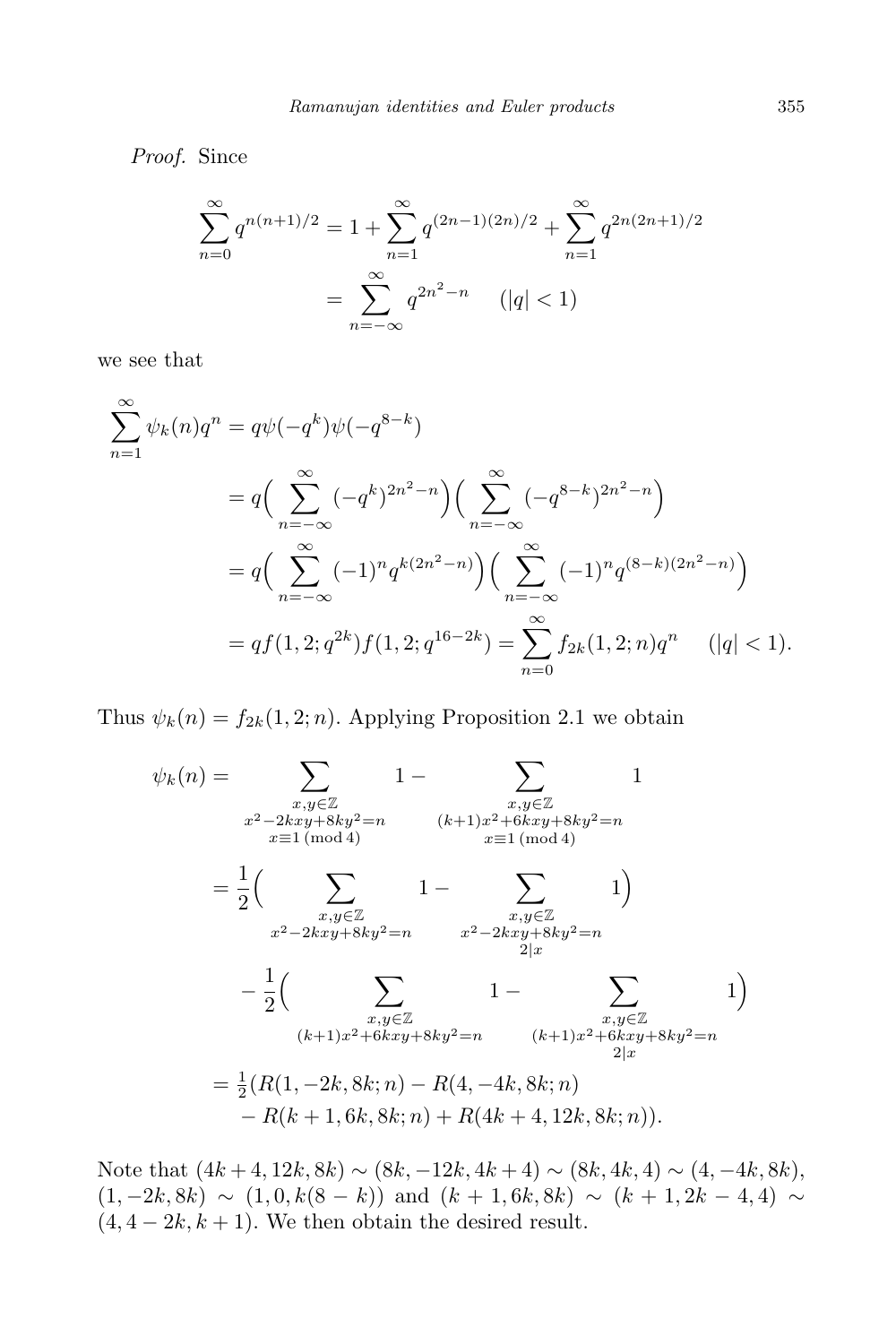*Proof.* Since

$$\sum_{n=0}^{\infty} q^{n(n+1)/2} = 1 + \sum_{n=1}^{\infty} q^{(2n-1)(2n)/2} + \sum_{n=1}^{\infty} q^{2n(2n+1)/2} = \sum_{n=-\infty}^{\infty} q^{2n^2-n} \quad (|q|<1)$$

we see that

$$\begin{aligned}
\sum_{n=1}^{\infty} \psi_k(n) q^n &= q\psi(-q^k)\psi(-q^{8-k}) \\
&= q\Big(\sum_{n=-\infty}^{\infty} (-q^k)^{2n^2-n}\Big)\Big(\sum_{n=-\infty}^{\infty} (-q^{8-k})^{2n^2-n}\Big) \\
&= q\Big(\sum_{n=-\infty}^{\infty} (-1)^n q^{k(2n^2-n)}\Big)\Big(\sum_{n=-\infty}^{\infty} (-1)^n q^{(8-k)(2n^2-n)}\Big) \\
&= qf(1,2;q^{2k})f(1,2;q^{16-2k}) = \sum_{n=0}^{\infty} f_{2k}(1,2;n)q^n \quad (|q|<1).
\end{aligned}$$

Thus $\psi_k(n) = f_{2k}(1,2;n)$. Applying Proposition 2.1 we obtain

$$\begin{aligned}
\psi_k(n) &= \sum_{\substack{x,y\in\mathbb{Z} \\ x^2-2kxy+8ky^2=n \\ x\equiv 1 \,(\mathrm{mod}\, 4)}} 1 - \sum_{\substack{x,y\in\mathbb{Z} \\ (k+1)x^2+6kxy+8ky^2=n \\ x\equiv 1 \,(\mathrm{mod}\, 4)}} 1 \\
&= \frac{1}{2}\Big(\sum_{\substack{x,y\in\mathbb{Z} \\ x^2-2kxy+8ky^2=n}} 1 - \sum_{\substack{x,y\in\mathbb{Z} \\ x^2-2kxy+8ky^2=n \\ 2\mid x}} 1\Big) \\
&\quad - \frac{1}{2}\Big(\sum_{\substack{x,y\in\mathbb{Z} \\ (k+1)x^2+6kxy+8ky^2=n}} 1 - \sum_{\substack{x,y\in\mathbb{Z} \\ (k+1)x^2+6kxy+8ky^2=n \\ 2\mid x}} 1\Big) \\
&= \tfrac{1}{2}(R(1,-2k,8k;n) - R(4,-4k,8k;n) \\
&\quad - R(k+1,6k,8k;n) + R(4k+4,12k,8k;n)).
\end{aligned}$$

Note that $(4k+4,12k,8k) \sim (8k,-12k,4k+4) \sim (8k,4k,4) \sim (4,-4k,8k)$, $(1,-2k,8k) \sim (1,0,k(8-k))$ and $(k+1,6k,8k) \sim (k+1,2k-4,4) \sim (4,4-2k,k+1)$. We then obtain the desired result.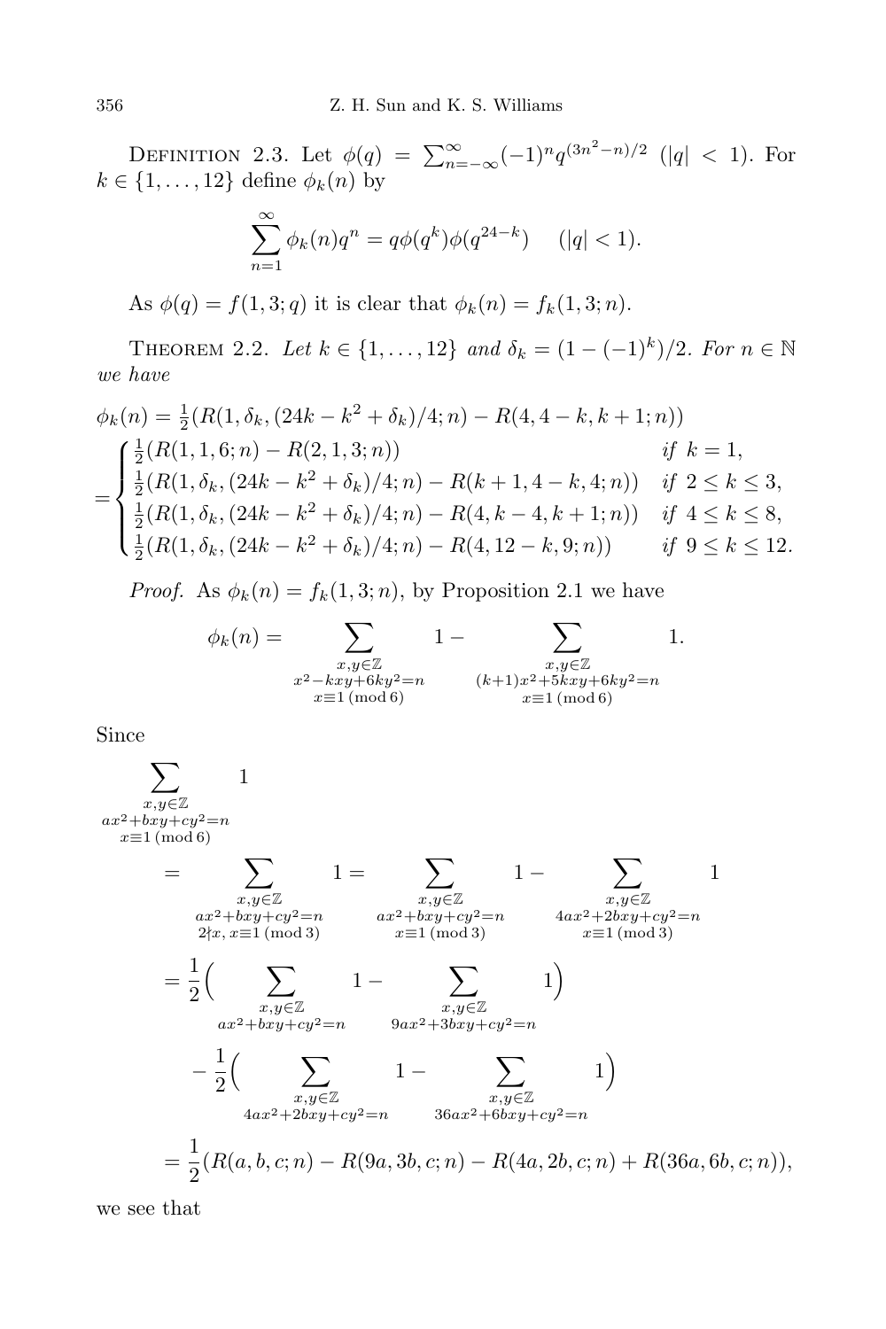Definition 2.3. Let $\phi(q) = \sum_{n=-\infty}^{\infty}(-1)^n q^{(3n^2-n)/2}$ ($|q| < 1$). For $k \in \{1, \dots, 12\}$ define $\phi_k(n)$ by

$$\sum_{n=1}^{\infty} \phi_k(n) q^n = q\phi(q^k)\phi(q^{24-k}) \quad (|q| < 1).$$

As $\phi(q) = f(1, 3; q)$ it is clear that $\phi_k(n) = f_k(1, 3; n)$.

Theorem 2.2. *Let $k \in \{1, \dots, 12\}$ and $\delta_k = (1 - (-1)^k)/2$. For $n \in \mathbb{N}$ we have*

$$\begin{aligned}
\phi_k(n) &= \tfrac{1}{2}(R(1, \delta_k, (24k - k^2 + \delta_k)/4; n) - R(4, 4 - k, k + 1; n)) \\
&= \begin{cases}
\tfrac{1}{2}(R(1, 1, 6; n) - R(2, 1, 3; n)) & \text{if } k = 1, \\
\tfrac{1}{2}(R(1, \delta_k, (24k - k^2 + \delta_k)/4; n) - R(k + 1, 4 - k, 4; n)) & \text{if } 2 \le k \le 3, \\
\tfrac{1}{2}(R(1, \delta_k, (24k - k^2 + \delta_k)/4; n) - R(4, k - 4, k + 1; n)) & \text{if } 4 \le k \le 8, \\
\tfrac{1}{2}(R(1, \delta_k, (24k - k^2 + \delta_k)/4; n) - R(4, 12 - k, 9; n)) & \text{if } 9 \le k \le 12.
\end{cases}
\end{aligned}$$

*Proof.* As $\phi_k(n) = f_k(1, 3; n)$, by Proposition 2.1 we have

$$\phi_k(n) = \sum_{\substack{x,y \in \mathbb{Z} \\ x^2 - kxy + 6ky^2 = n \\ x \equiv 1 \pmod 6}} 1 - \sum_{\substack{x,y \in \mathbb{Z} \\ (k+1)x^2 + 5kxy + 6ky^2 = n \\ x \equiv 1 \pmod 6}} 1.$$

Since

$$\begin{aligned}
&\sum_{\substack{x,y \in \mathbb{Z} \\ ax^2 + bxy + cy^2 = n \\ x \equiv 1 \pmod 6}} 1 \\
&\quad = \sum_{\substack{x,y \in \mathbb{Z} \\ ax^2 + bxy + cy^2 = n \\ 2 \nmid x,\, x \equiv 1 \pmod 3}} 1 = \sum_{\substack{x,y \in \mathbb{Z} \\ ax^2 + bxy + cy^2 = n \\ x \equiv 1 \pmod 3}} 1 - \sum_{\substack{x,y \in \mathbb{Z} \\ 4ax^2 + 2bxy + cy^2 = n \\ x \equiv 1 \pmod 3}} 1 \\
&\quad = \frac{1}{2}\Big( \sum_{\substack{x,y \in \mathbb{Z} \\ ax^2 + bxy + cy^2 = n}} 1 - \sum_{\substack{x,y \in \mathbb{Z} \\ 9ax^2 + 3bxy + cy^2 = n}} 1 \Big) \\
&\qquad - \frac{1}{2}\Big( \sum_{\substack{x,y \in \mathbb{Z} \\ 4ax^2 + 2bxy + cy^2 = n}} 1 - \sum_{\substack{x,y \in \mathbb{Z} \\ 36ax^2 + 6bxy + cy^2 = n}} 1 \Big) \\
&\quad = \frac{1}{2}(R(a, b, c; n) - R(9a, 3b, c; n) - R(4a, 2b, c; n) + R(36a, 6b, c; n)),
\end{aligned}$$

we see that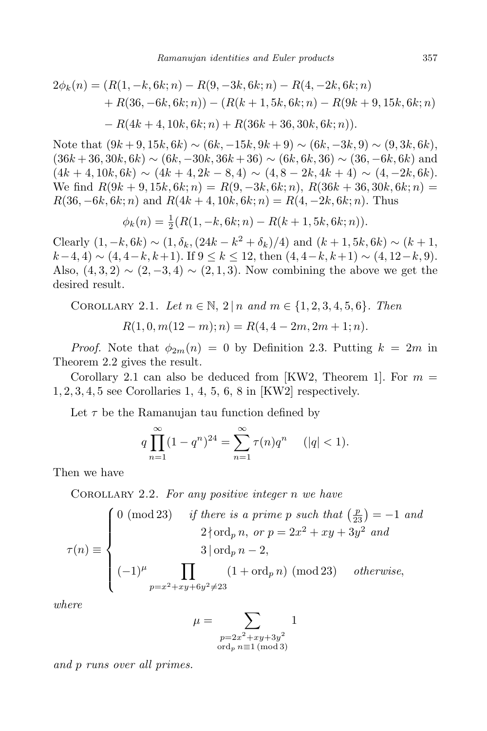$$
\begin{aligned}
2\phi_k(n) = {} & (R(1,-k,6k;n) - R(9,-3k,6k;n) - R(4,-2k,6k;n) \\
& + R(36,-6k,6k;n)) - (R(k+1,5k,6k;n) - R(9k+9,15k,6k;n) \\
& - R(4k+4,10k,6k;n) + R(36k+36,30k,6k;n)).
\end{aligned}
$$

Note that $(9k+9,15k,6k) \sim (6k,-15k,9k+9) \sim (6k,-3k,9) \sim (9,3k,6k)$, $(36k+36,30k,6k) \sim (6k,-30k,36k+36) \sim (6k,6k,36) \sim (36,-6k,6k)$ and $(4k+4,10k,6k) \sim (4k+4,2k-8,4) \sim (4,8-2k,4k+4) \sim (4,-2k,6k)$. We find $R(9k+9,15k,6k;n) = R(9,-3k,6k;n)$, $R(36k+36,30k,6k;n) = R(36,-6k,6k;n)$ and $R(4k+4,10k,6k;n) = R(4,-2k,6k;n)$. Thus

$$
\phi_k(n) = \tfrac{1}{2}(R(1,-k,6k;n) - R(k+1,5k,6k;n)).
$$

Clearly $(1,-k,6k) \sim (1,\delta_k,(24k-k^2+\delta_k)/4)$ and $(k+1,5k,6k) \sim (k+1,k-4,4) \sim (4,4-k,k+1)$. If $9 \le k \le 12$, then $(4,4-k,k+1) \sim (4,12-k,9)$. Also, $(4,3,2) \sim (2,-3,4) \sim (2,1,3)$. Now combining the above we get the desired result.

Corollary 2.1. *Let $n \in \mathbb{N}$, $2 \mid n$ and $m \in \{1,2,3,4,5,6\}$. Then*

$$
R(1,0,m(12-m);n) = R(4,4-2m,2m+1;n).
$$

*Proof.* Note that $\phi_{2m}(n) = 0$ by Definition 2.3. Putting $k = 2m$ in Theorem 2.2 gives the result.

Corollary 2.1 can also be deduced from [KW2, Theorem 1]. For $m = 1,2,3,4,5$ see Corollaries 1, 4, 5, 6, 8 in [KW2] respectively.

Let $\tau$ be the Ramanujan tau function defined by

$$
q\prod_{n=1}^{\infty}(1-q^n)^{24} = \sum_{n=1}^{\infty}\tau(n)q^n \qquad (|q|<1).
$$

Then we have

Corollary 2.2. *For any positive integer $n$ we have*

$$
\tau(n) \equiv \begin{cases} 0 \pmod{23} & \text{if there is a prime } p \text{ such that } \left(\frac{p}{23}\right) = -1 \text{ and} \\ & 2 \nmid \operatorname{ord}_p n, \text{ or } p = 2x^2+xy+3y^2 \text{ and} \\ & 3 \mid \operatorname{ord}_p n - 2, \\ (-1)^{\mu} \displaystyle\prod_{p=x^2+xy+6y^2 \ne 23} (1+\operatorname{ord}_p n) \pmod{23} & \text{otherwise}, \end{cases}
$$

*where*

$$
\mu = \sum_{\substack{p=2x^2+xy+3y^2 \\ \operatorname{ord}_p n \equiv 1 \pmod 3}} 1
$$

*and $p$ runs over all primes.*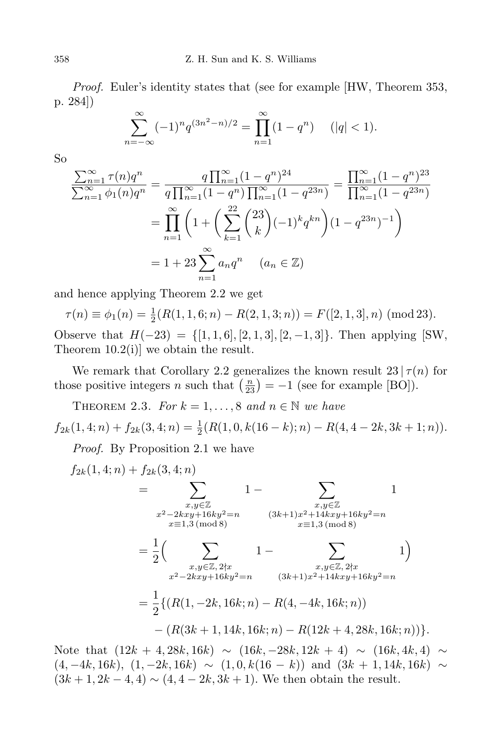*Proof.* Euler's identity states that (see for example [HW, Theorem 353, p. 284])

$$\sum_{n=-\infty}^{\infty} (-1)^n q^{(3n^2-n)/2} = \prod_{n=1}^{\infty} (1-q^n) \quad (|q|<1).$$

So

$$\begin{aligned}
\frac{\sum_{n=1}^{\infty} \tau(n) q^n}{\sum_{n=1}^{\infty} \phi_1(n) q^n} &= \frac{q\prod_{n=1}^{\infty}(1-q^n)^{24}}{q\prod_{n=1}^{\infty}(1-q^n)\prod_{n=1}^{\infty}(1-q^{23n})} = \frac{\prod_{n=1}^{\infty}(1-q^n)^{23}}{\prod_{n=1}^{\infty}(1-q^{23n})} \\
&= \prod_{n=1}^{\infty}\bigg(1+\bigg(\sum_{k=1}^{22}\binom{23}{k}(-1)^k q^{kn}\bigg)(1-q^{23n})^{-1}\bigg) \\
&= 1 + 23\sum_{n=1}^{\infty} a_n q^n \quad (a_n \in \mathbb{Z})
\end{aligned}$$

and hence applying Theorem 2.2 we get

$$\tau(n) \equiv \phi_1(n) = \tfrac{1}{2}(R(1,1,6;n) - R(2,1,3;n)) = F([2,1,3],n) \ (\operatorname{mod} 23).$$

Observe that $H(-23) = \{[1,1,6],[2,1,3],[2,-1,3]\}$. Then applying [SW, Theorem 10.2(i)] we obtain the result.

We remark that Corollary 2.2 generalizes the known result $23 \mid \tau(n)$ for those positive integers $n$ such that $\left(\frac{n}{23}\right) = -1$ (see for example [BO]).

Theorem 2.3. *For $k = 1,\dots,8$ and $n \in \mathbb{N}$ we have*

$$f_{2k}(1,4;n) + f_{2k}(3,4;n) = \tfrac{1}{2}(R(1,0,k(16-k);n) - R(4,4-2k,3k+1;n)).$$

*Proof.* By Proposition 2.1 we have

$$\begin{aligned}
f_{2k}(1,4;n) &+ f_{2k}(3,4;n) \\
&= \sum_{\substack{x,y\in\mathbb{Z} \\ x^2-2kxy+16ky^2=n \\ x\equiv 1,3 \ (\operatorname{mod} 8)}} 1 - \sum_{\substack{x,y\in\mathbb{Z} \\ (3k+1)x^2+14kxy+16ky^2=n \\ x\equiv 1,3 \ (\operatorname{mod} 8)}} 1 \\
&= \frac{1}{2}\Big(\sum_{\substack{x,y\in\mathbb{Z},\, 2\nmid x \\ x^2-2kxy+16ky^2=n}} 1 - \sum_{\substack{x,y\in\mathbb{Z},\, 2\nmid x \\ (3k+1)x^2+14kxy+16ky^2=n}} 1\Big) \\
&= \frac{1}{2}\{(R(1,-2k,16k;n) - R(4,-4k,16k;n)) \\
&\qquad - (R(3k+1,14k,16k;n) - R(12k+4,28k,16k;n))\}.
\end{aligned}$$

Note that $(12k+4,28k,16k) \sim (16k,-28k,12k+4) \sim (16k,4k,4) \sim (4,-4k,16k)$, $(1,-2k,16k) \sim (1,0,k(16-k))$ and $(3k+1,14k,16k) \sim (3k+1,2k-4,4) \sim (4,4-2k,3k+1)$. We then obtain the result.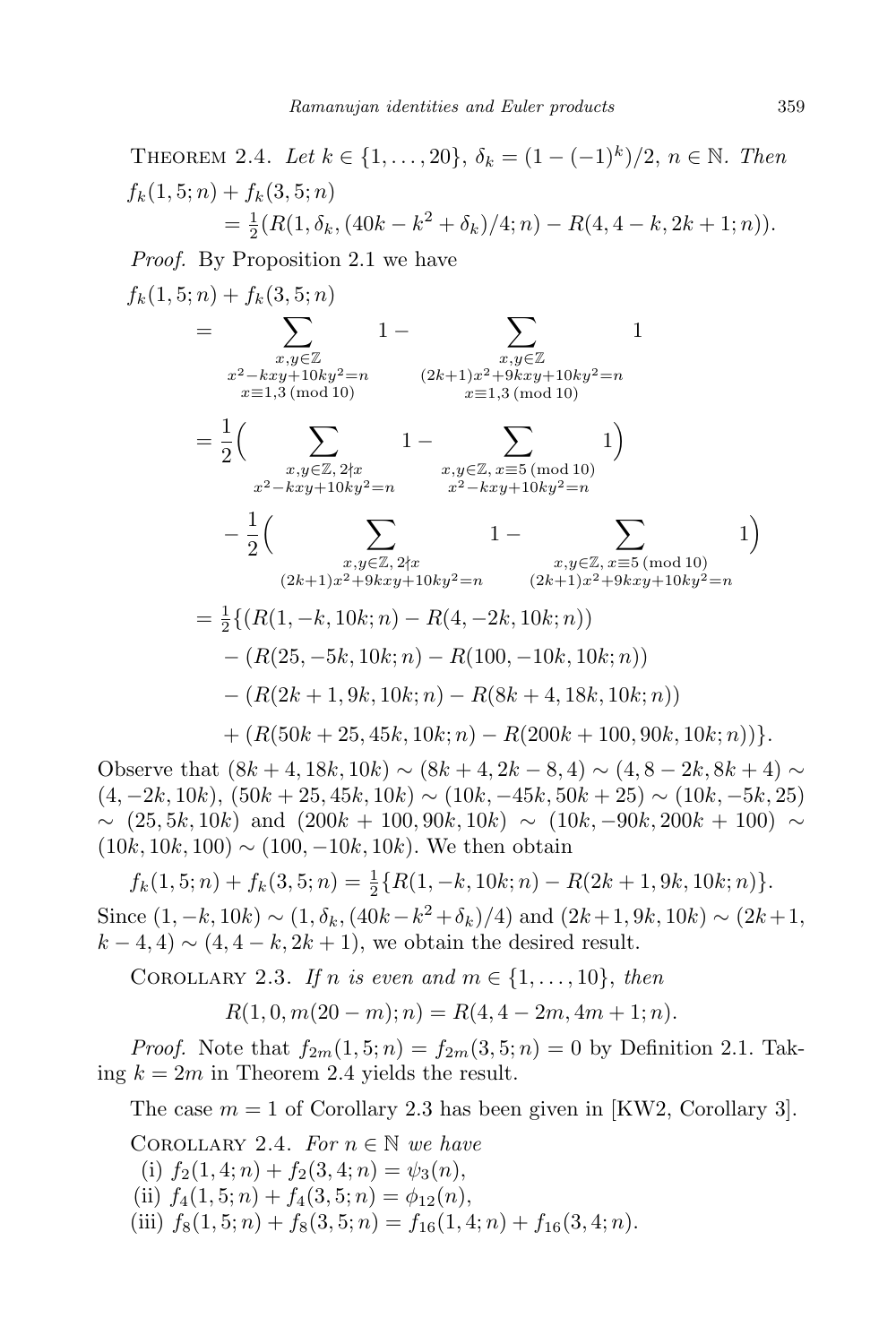THEOREM 2.4. *Let* $k \in \{1, \ldots, 20\}$, $\delta_k = (1-(-1)^k)/2$, $n \in \mathbb{N}$. *Then*

$$f_k(1,5;n) + f_k(3,5;n) = \tfrac{1}{2}(R(1,\delta_k,(40k-k^2+\delta_k)/4;n) - R(4,4-k,2k+1;n)).$$

*Proof.* By Proposition 2.1 we have

$$\begin{aligned}
f_k(1,5;n) &+ f_k(3,5;n) \\
&= \sum_{\substack{x,y\in\mathbb{Z} \\ x^2-kxy+10ky^2=n \\ x\equiv 1,3 \pmod{10}}} 1 - \sum_{\substack{x,y\in\mathbb{Z} \\ (2k+1)x^2+9kxy+10ky^2=n \\ x\equiv 1,3 \pmod{10}}} 1 \\
&= \frac{1}{2}\Big( \sum_{\substack{x,y\in\mathbb{Z},\, 2\nmid x \\ x^2-kxy+10ky^2=n}} 1 - \sum_{\substack{x,y\in\mathbb{Z},\, x\equiv 5 \pmod{10} \\ x^2-kxy+10ky^2=n}} 1\Big) \\
&\quad - \frac{1}{2}\Big( \sum_{\substack{x,y\in\mathbb{Z},\, 2\nmid x \\ (2k+1)x^2+9kxy+10ky^2=n}} 1 - \sum_{\substack{x,y\in\mathbb{Z},\, x\equiv 5 \pmod{10} \\ (2k+1)x^2+9kxy+10ky^2=n}} 1\Big) \\
&= \tfrac{1}{2}\{(R(1,-k,10k;n) - R(4,-2k,10k;n)) \\
&\quad - (R(25,-5k,10k;n) - R(100,-10k,10k;n)) \\
&\quad - (R(2k+1,9k,10k;n) - R(8k+4,18k,10k;n)) \\
&\quad + (R(50k+25,45k,10k;n) - R(200k+100,90k,10k;n))\}.
\end{aligned}$$

Observe that $(8k+4,18k,10k) \sim (8k+4,2k-8,4) \sim (4,8-2k,8k+4) \sim (4,-2k,10k)$, $(50k+25,45k,10k) \sim (10k,-45k,50k+25) \sim (10k,-5k,25) \sim (25,5k,10k)$ and $(200k+100,90k,10k) \sim (10k,-90k,200k+100) \sim (10k,10k,100) \sim (100,-10k,10k)$. We then obtain

$$f_k(1,5;n) + f_k(3,5;n) = \tfrac{1}{2}\{R(1,-k,10k;n) - R(2k+1,9k,10k;n)\}.$$

Since $(1,-k,10k) \sim (1,\delta_k,(40k-k^2+\delta_k)/4)$ and $(2k+1,9k,10k) \sim (2k+1,k-4,4) \sim (4,4-k,2k+1)$, we obtain the desired result.

COROLLARY 2.3. *If* $n$ *is even and* $m \in \{1,\ldots,10\}$, *then*

$$R(1,0,m(20-m);n) = R(4,4-2m,4m+1;n).$$

*Proof.* Note that $f_{2m}(1,5;n) = f_{2m}(3,5;n) = 0$ by Definition 2.1. Taking $k=2m$ in Theorem 2.4 yields the result.

The case $m=1$ of Corollary 2.3 has been given in [KW2, Corollary 3].

COROLLARY 2.4. *For* $n \in \mathbb{N}$ *we have*

(i) $f_2(1,4;n) + f_2(3,4;n) = \psi_3(n)$,

(ii) $f_4(1,5;n) + f_4(3,5;n) = \phi_{12}(n)$,

(iii) $f_8(1,5;n) + f_8(3,5;n) = f_{16}(1,4;n) + f_{16}(3,4;n)$.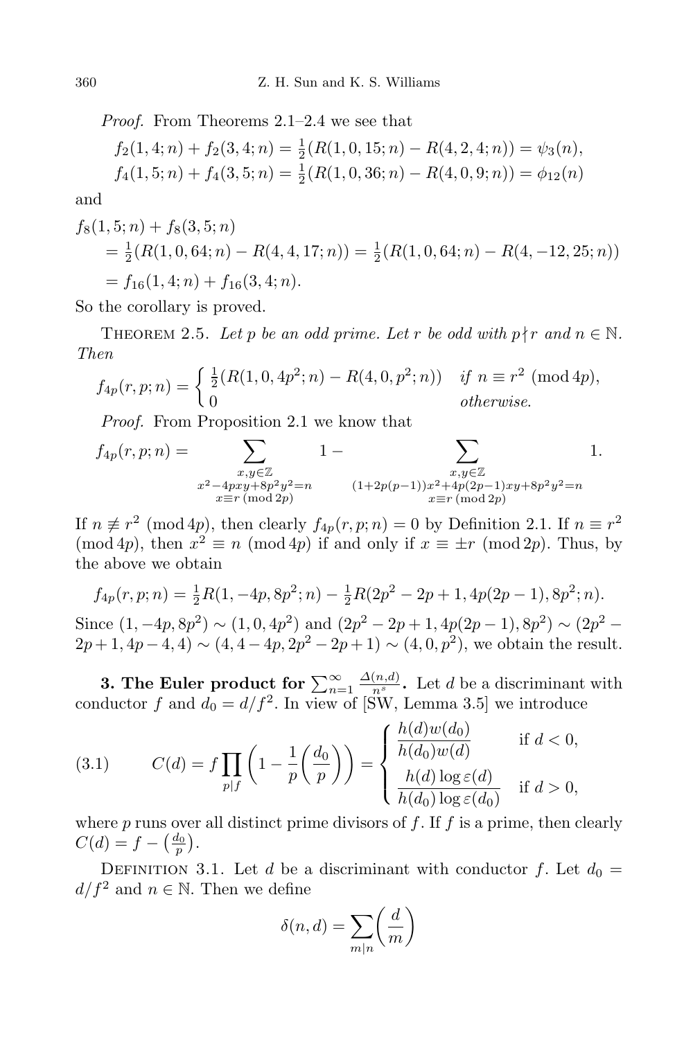*Proof.* From Theorems 2.1–2.4 we see that

$$f_2(1,4;n)+f_2(3,4;n)=\tfrac{1}{2}(R(1,0,15;n)-R(4,2,4;n))=\psi_3(n),$$
$$f_4(1,5;n)+f_4(3,5;n)=\tfrac{1}{2}(R(1,0,36;n)-R(4,0,9;n))=\phi_{12}(n)$$

and

$$\begin{aligned}
&f_8(1,5;n)+f_8(3,5;n)\\
&\quad=\tfrac{1}{2}(R(1,0,64;n)-R(4,4,17;n))=\tfrac{1}{2}(R(1,0,64;n)-R(4,-12,25;n))\\
&\quad=f_{16}(1,4;n)+f_{16}(3,4;n).
\end{aligned}$$

So the corollary is proved.

Theorem 2.5. *Let $p$ be an odd prime. Let $r$ be odd with $p\nmid r$ and $n\in\mathbb{N}$. Then*

$$f_{4p}(r,p;n)=\begin{cases}\tfrac{1}{2}(R(1,0,4p^2;n)-R(4,0,p^2;n)) & \text{if } n\equiv r^2 \pmod{4p},\\ 0 & \text{otherwise.}\end{cases}$$

*Proof.* From Proposition 2.1 we know that

$$f_{4p}(r,p;n)=\sum_{\substack{x,y\in\mathbb{Z}\\ x^2-4pxy+8p^2y^2=n\\ x\equiv r \pmod{2p}}}1-\sum_{\substack{x,y\in\mathbb{Z}\\ (1+2p(p-1))x^2+4p(2p-1)xy+8p^2y^2=n\\ x\equiv r \pmod{2p}}}1.$$

If $n\not\equiv r^2 \pmod{4p}$, then clearly $f_{4p}(r,p;n)=0$ by Definition 2.1. If $n\equiv r^2 \pmod{4p}$, then $x^2\equiv n \pmod{4p}$ if and only if $x\equiv \pm r \pmod{2p}$. Thus, by the above we obtain

$$f_{4p}(r,p;n)=\tfrac{1}{2}R(1,-4p,8p^2;n)-\tfrac{1}{2}R(2p^2-2p+1,4p(2p-1),8p^2;n).$$

Since $(1,-4p,8p^2)\sim(1,0,4p^2)$ and $(2p^2-2p+1,4p(2p-1),8p^2)\sim(2p^2-2p+1,4p-4,4)\sim(4,4-4p,2p^2-2p+1)\sim(4,0,p^2)$, we obtain the result.

**3. The Euler product for $\sum_{n=1}^{\infty}\frac{\Delta(n,d)}{n^s}$.** Let $d$ be a discriminant with conductor $f$ and $d_0=d/f^2$. In view of [SW, Lemma 3.5] we introduce

$$C(d)=f\prod_{p\mid f}\left(1-\frac{1}{p}\left(\frac{d_0}{p}\right)\right)=\begin{cases}\dfrac{h(d)w(d_0)}{h(d_0)w(d)} & \text{if } d<0,\\[2ex] \dfrac{h(d)\log\varepsilon(d)}{h(d_0)\log\varepsilon(d_0)} & \text{if } d>0,\end{cases}\tag{3.1}$$

where $p$ runs over all distinct prime divisors of $f$. If $f$ is a prime, then clearly $C(d)=f-\left(\frac{d_0}{p}\right)$.

Definition 3.1. Let $d$ be a discriminant with conductor $f$. Let $d_0=d/f^2$ and $n\in\mathbb{N}$. Then we define

$$\delta(n,d)=\sum_{m\mid n}\left(\frac{d}{m}\right)$$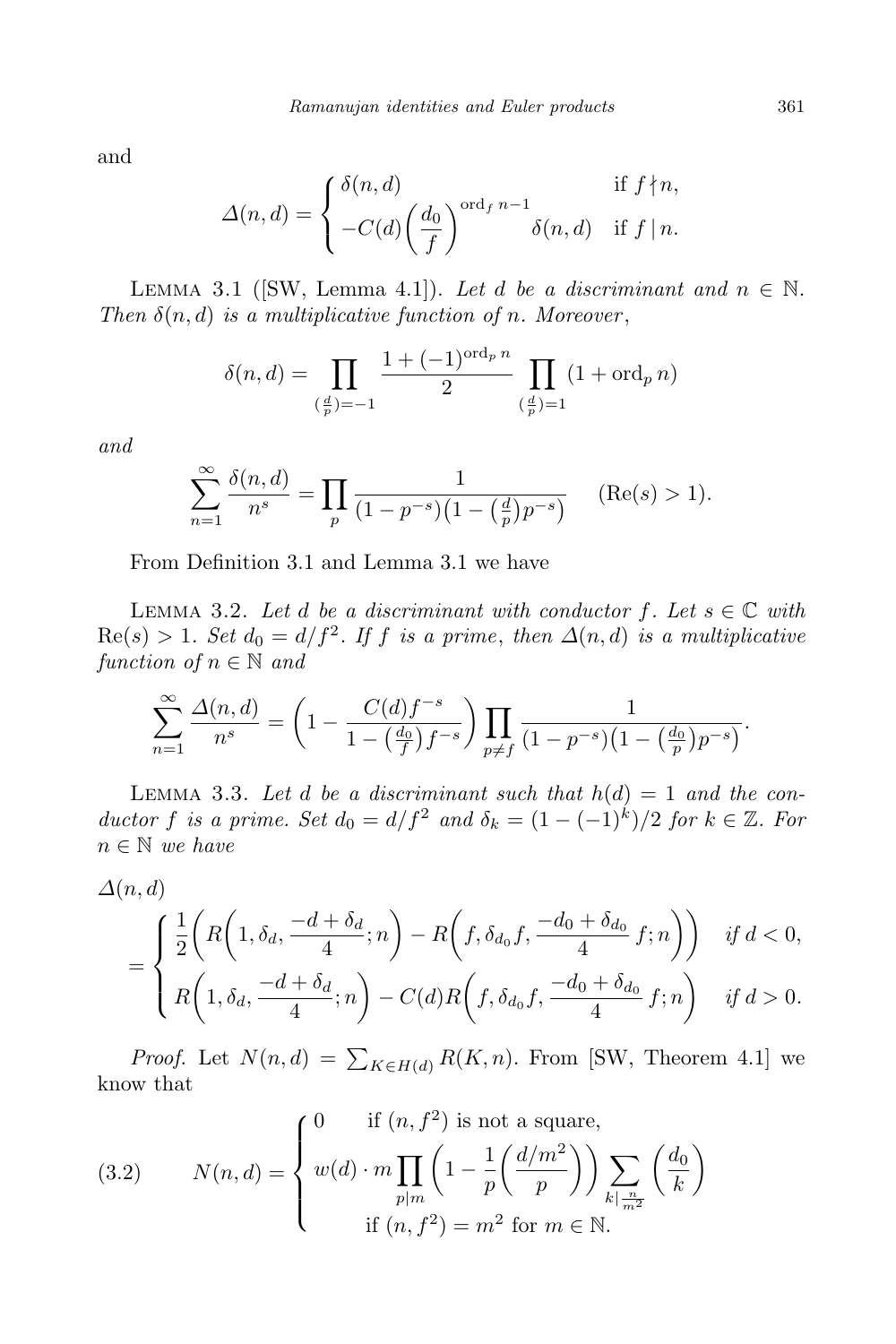and

$$\Delta(n,d)=\begin{cases}\delta(n,d) & \text{if } f\nmid n,\\ -C(d)\left(\dfrac{d_0}{f}\right)^{\operatorname{ord}_f n-1}\delta(n,d) & \text{if } f\mid n.\end{cases}$$

LEMMA 3.1 ([SW, Lemma 4.1]). *Let $d$ be a discriminant and $n\in\mathbb{N}$. Then $\delta(n,d)$ is a multiplicative function of $n$. Moreover*,

$$\delta(n,d)=\prod_{(\frac{d}{p})=-1}\frac{1+(-1)^{\operatorname{ord}_p n}}{2}\prod_{(\frac{d}{p})=1}(1+\operatorname{ord}_p n)$$

*and*

$$\sum_{n=1}^{\infty}\frac{\delta(n,d)}{n^s}=\prod_p\frac{1}{(1-p^{-s})\left(1-\left(\frac{d}{p}\right)p^{-s}\right)}\qquad(\operatorname{Re}(s)>1).$$

From Definition 3.1 and Lemma 3.1 we have

LEMMA 3.2. *Let $d$ be a discriminant with conductor $f$. Let $s\in\mathbb{C}$ with $\operatorname{Re}(s)>1$. Set $d_0=d/f^2$. If $f$ is a prime, then $\Delta(n,d)$ is a multiplicative function of $n\in\mathbb{N}$ and*

$$\sum_{n=1}^{\infty}\frac{\Delta(n,d)}{n^s}=\left(1-\frac{C(d)f^{-s}}{1-\left(\frac{d_0}{f}\right)f^{-s}}\right)\prod_{p\neq f}\frac{1}{(1-p^{-s})\left(1-\left(\frac{d_0}{p}\right)p^{-s}\right)}.$$

LEMMA 3.3. *Let $d$ be a discriminant such that $h(d)=1$ and the conductor $f$ is a prime. Set $d_0=d/f^2$ and $\delta_k=(1-(-1)^k)/2$ for $k\in\mathbb{Z}$. For $n\in\mathbb{N}$ we have*

$$\Delta(n,d)=\begin{cases}\dfrac{1}{2}\left(R\left(1,\delta_d,\dfrac{-d+\delta_d}{4};n\right)-R\left(f,\delta_{d_0}f,\dfrac{-d_0+\delta_{d_0}}{4}f;n\right)\right) & \text{if } d<0,\\ R\left(1,\delta_d,\dfrac{-d+\delta_d}{4};n\right)-C(d)R\left(f,\delta_{d_0}f,\dfrac{-d_0+\delta_{d_0}}{4}f;n\right) & \text{if } d>0.\end{cases}$$

*Proof.* Let $N(n,d)=\sum_{K\in H(d)}R(K,n)$. From [SW, Theorem 4.1] we know that

$$N(n,d)=\begin{cases}0 & \text{if } (n,f^2) \text{ is not a square},\\ w(d)\cdot m\displaystyle\prod_{p\mid m}\left(1-\frac{1}{p}\left(\frac{d/m^2}{p}\right)\right)\sum_{k\mid\frac{n}{m^2}}\left(\frac{d_0}{k}\right) & \\ \qquad\text{if } (n,f^2)=m^2 \text{ for } m\in\mathbb{N}.\end{cases}\tag{3.2}$$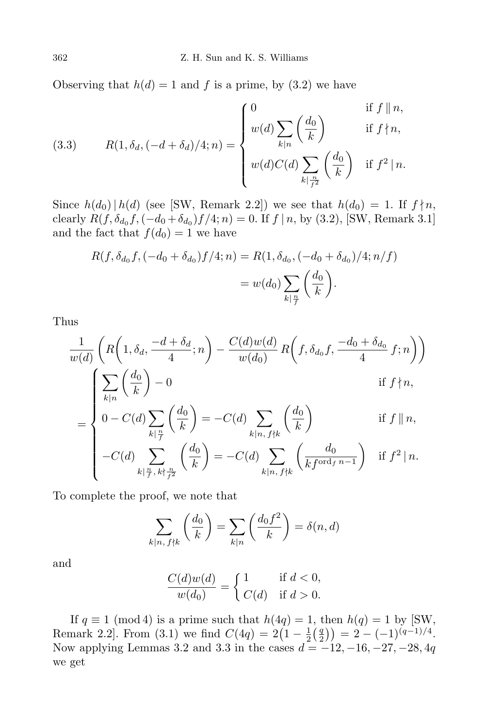Observing that $h(d) = 1$ and $f$ is a prime, by (3.2) we have

$$
(3.3)\qquad R(1, \delta_d, (-d+\delta_d)/4; n) = \begin{cases} 0 & \text{if } f \parallel n, \\ w(d) \displaystyle\sum_{k \mid n} \left(\frac{d_0}{k}\right) & \text{if } f \nmid n, \\ w(d) C(d) \displaystyle\sum_{k \mid \frac{n}{f^2}} \left(\frac{d_0}{k}\right) & \text{if } f^2 \mid n. \end{cases}
$$

Since $h(d_0) \mid h(d)$ (see [SW, Remark 2.2]) we see that $h(d_0) = 1$. If $f \nmid n$, clearly $R(f, \delta_{d_0} f, (-d_0 + \delta_{d_0}) f/4; n) = 0$. If $f \mid n$, by (3.2), [SW, Remark 3.1] and the fact that $f(d_0) = 1$ we have

$$
\begin{aligned}
R(f, \delta_{d_0} f, (-d_0 + \delta_{d_0}) f/4; n) &= R(1, \delta_{d_0}, (-d_0 + \delta_{d_0})/4; n/f) \\
&= w(d_0) \sum_{k \mid \frac{n}{f}} \left(\frac{d_0}{k}\right).
\end{aligned}
$$

Thus

$$
\begin{aligned}
&\frac{1}{w(d)} \left( R\left(1, \delta_d, \frac{-d+\delta_d}{4}; n\right) - \frac{C(d) w(d)}{w(d_0)} R\left(f, \delta_{d_0} f, \frac{-d_0 + \delta_{d_0}}{4} f; n\right)\right) \\
&= \begin{cases} \displaystyle\sum_{k \mid n} \left(\frac{d_0}{k}\right) - 0 & \text{if } f \nmid n, \\ 0 - C(d) \displaystyle\sum_{k \mid \frac{n}{f}} \left(\frac{d_0}{k}\right) = -C(d) \sum_{k \mid n,\, f \nmid k} \left(\frac{d_0}{k}\right) & \text{if } f \parallel n, \\ -C(d) \displaystyle\sum_{k \mid \frac{n}{f},\, k \nmid \frac{n}{f^2}} \left(\frac{d_0}{k}\right) = -C(d) \sum_{k \mid n,\, f \nmid k} \left(\frac{d_0}{k f^{\operatorname{ord}_f n - 1}}\right) & \text{if } f^2 \mid n. \end{cases}
\end{aligned}
$$

To complete the proof, we note that

$$
\sum_{k \mid n,\, f \nmid k} \left(\frac{d_0}{k}\right) = \sum_{k \mid n} \left(\frac{d_0 f^2}{k}\right) = \delta(n, d)
$$

and

$$
\frac{C(d) w(d)}{w(d_0)} = \begin{cases} 1 & \text{if } d < 0, \\ C(d) & \text{if } d > 0. \end{cases}
$$

If $q \equiv 1 \pmod 4$ is a prime such that $h(4q) = 1$, then $h(q) = 1$ by [SW, Remark 2.2]. From (3.1) we find $C(4q) = 2\big(1 - \frac{1}{2}\big(\frac{q}{2}\big)\big) = 2 - (-1)^{(q-1)/4}$. Now applying Lemmas 3.2 and 3.3 in the cases $d = -12, -16, -27, -28, 4q$ we get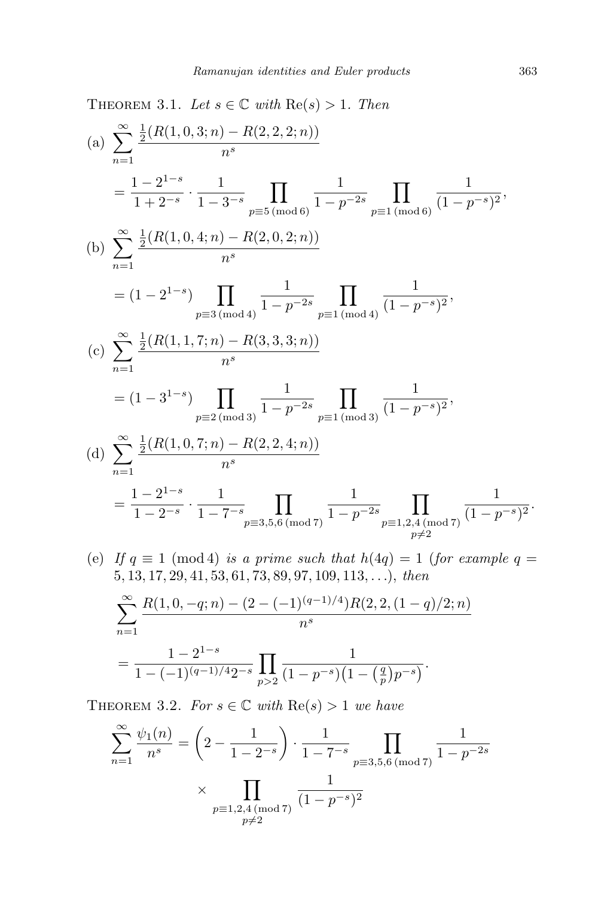THEOREM 3.1. *Let $s \in \mathbb{C}$ with $\mathrm{Re}(s) > 1$. Then*

(a) $$\sum_{n=1}^{\infty} \frac{\frac{1}{2}(R(1,0,3;n) - R(2,2,2;n))}{n^s} = \frac{1-2^{1-s}}{1+2^{-s}} \cdot \frac{1}{1-3^{-s}} \prod_{p \equiv 5 \,(\mathrm{mod}\, 6)} \frac{1}{1-p^{-2s}} \prod_{p \equiv 1 \,(\mathrm{mod}\, 6)} \frac{1}{(1-p^{-s})^2},$$

(b) $$\sum_{n=1}^{\infty} \frac{\frac{1}{2}(R(1,0,4;n) - R(2,0,2;n))}{n^s} = (1-2^{1-s}) \prod_{p \equiv 3 \,(\mathrm{mod}\, 4)} \frac{1}{1-p^{-2s}} \prod_{p \equiv 1 \,(\mathrm{mod}\, 4)} \frac{1}{(1-p^{-s})^2},$$

(c) $$\sum_{n=1}^{\infty} \frac{\frac{1}{2}(R(1,1,7;n) - R(3,3,3;n))}{n^s} = (1-3^{1-s}) \prod_{p \equiv 2 \,(\mathrm{mod}\, 3)} \frac{1}{1-p^{-2s}} \prod_{p \equiv 1 \,(\mathrm{mod}\, 3)} \frac{1}{(1-p^{-s})^2},$$

(d) $$\sum_{n=1}^{\infty} \frac{\frac{1}{2}(R(1,0,7;n) - R(2,2,4;n))}{n^s} = \frac{1-2^{1-s}}{1-2^{-s}} \cdot \frac{1}{1-7^{-s}} \prod_{p \equiv 3,5,6 \,(\mathrm{mod}\, 7)} \frac{1}{1-p^{-2s}} \prod_{\substack{p \equiv 1,2,4 \,(\mathrm{mod}\, 7) \\ p \neq 2}} \frac{1}{(1-p^{-s})^2}.$$

(e) *If $q \equiv 1 \pmod 4$ is a prime such that $h(4q) = 1$ (for example $q = 5, 13, 17, 29, 41, 53, 61, 73, 89, 97, 109, 113, \ldots$), then*

$$\sum_{n=1}^{\infty} \frac{R(1,0,-q;n) - (2-(-1)^{(q-1)/4})R(2,2,(1-q)/2;n)}{n^s} = \frac{1-2^{1-s}}{1-(-1)^{(q-1)/4}2^{-s}} \prod_{p>2} \frac{1}{(1-p^{-s})\big(1-\big(\frac{q}{p}\big)p^{-s}\big)}.$$

THEOREM 3.2. *For $s \in \mathbb{C}$ with $\mathrm{Re}(s) > 1$ we have*

$$\sum_{n=1}^{\infty} \frac{\psi_1(n)}{n^s} = \left(2 - \frac{1}{1-2^{-s}}\right) \cdot \frac{1}{1-7^{-s}} \prod_{p \equiv 3,5,6 \,(\mathrm{mod}\, 7)} \frac{1}{1-p^{-2s}} \times \prod_{\substack{p \equiv 1,2,4 \,(\mathrm{mod}\, 7) \\ p \neq 2}} \frac{1}{(1-p^{-s})^2}$$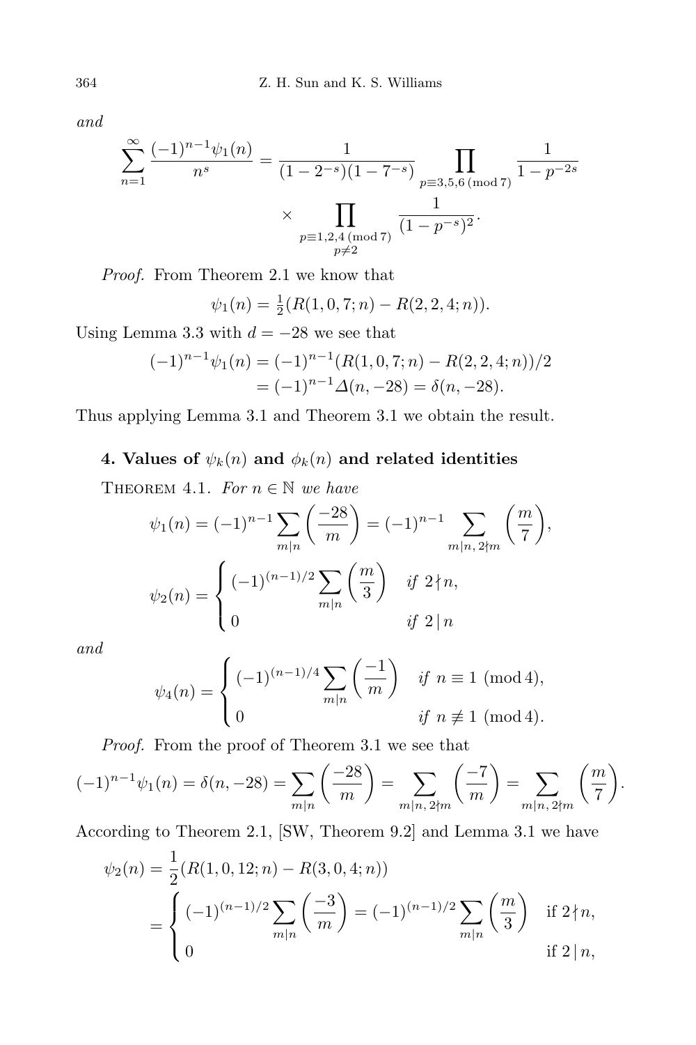*and*

$$\sum_{n=1}^{\infty} \frac{(-1)^{n-1}\psi_1(n)}{n^s} = \frac{1}{(1-2^{-s})(1-7^{-s})} \prod_{p\equiv 3,5,6 \,(\mathrm{mod}\, 7)} \frac{1}{1-p^{-2s}} \times \prod_{\substack{p\equiv 1,2,4 \,(\mathrm{mod}\, 7)\\ p\neq 2}} \frac{1}{(1-p^{-s})^2}.$$

*Proof.* From Theorem 2.1 we know that

$$\psi_1(n) = \tfrac{1}{2}(R(1,0,7;n) - R(2,2,4;n)).$$

Using Lemma 3.3 with $d=-28$ we see that

$$\begin{aligned}(-1)^{n-1}\psi_1(n) &= (-1)^{n-1}(R(1,0,7;n) - R(2,2,4;n))/2 \\ &= (-1)^{n-1}\Delta(n,-28) = \delta(n,-28).\end{aligned}$$

Thus applying Lemma 3.1 and Theorem 3.1 we obtain the result.

## 4. Values of $\psi_k(n)$ and $\phi_k(n)$ and related identities

THEOREM 4.1. *For $n \in \mathbb{N}$ we have*

$$\psi_1(n) = (-1)^{n-1}\sum_{m\mid n}\left(\frac{-28}{m}\right) = (-1)^{n-1}\sum_{m\mid n,\, 2\nmid m}\left(\frac{m}{7}\right),$$

$$\psi_2(n) = \begin{cases} (-1)^{(n-1)/2}\displaystyle\sum_{m\mid n}\left(\frac{m}{3}\right) & \text{if } 2\nmid n,\\ 0 & \text{if } 2\mid n\end{cases}$$

*and*

$$\psi_4(n) = \begin{cases} (-1)^{(n-1)/4}\displaystyle\sum_{m\mid n}\left(\frac{-1}{m}\right) & \text{if } n\equiv 1 \ (\mathrm{mod}\, 4),\\ 0 & \text{if } n\not\equiv 1 \ (\mathrm{mod}\, 4).\end{cases}$$

*Proof.* From the proof of Theorem 3.1 we see that

$$(-1)^{n-1}\psi_1(n) = \delta(n,-28) = \sum_{m\mid n}\left(\frac{-28}{m}\right) = \sum_{m\mid n,\, 2\nmid m}\left(\frac{-7}{m}\right) = \sum_{m\mid n,\, 2\nmid m}\left(\frac{m}{7}\right).$$

According to Theorem 2.1, [SW, Theorem 9.2] and Lemma 3.1 we have

$$\begin{aligned}\psi_2(n) &= \frac{1}{2}(R(1,0,12;n) - R(3,0,4;n)) \\ &= \begin{cases} (-1)^{(n-1)/2}\displaystyle\sum_{m\mid n}\left(\frac{-3}{m}\right) = (-1)^{(n-1)/2}\sum_{m\mid n}\left(\frac{m}{3}\right) & \text{if } 2\nmid n,\\ 0 & \text{if } 2\mid n,\end{cases}\end{aligned}$$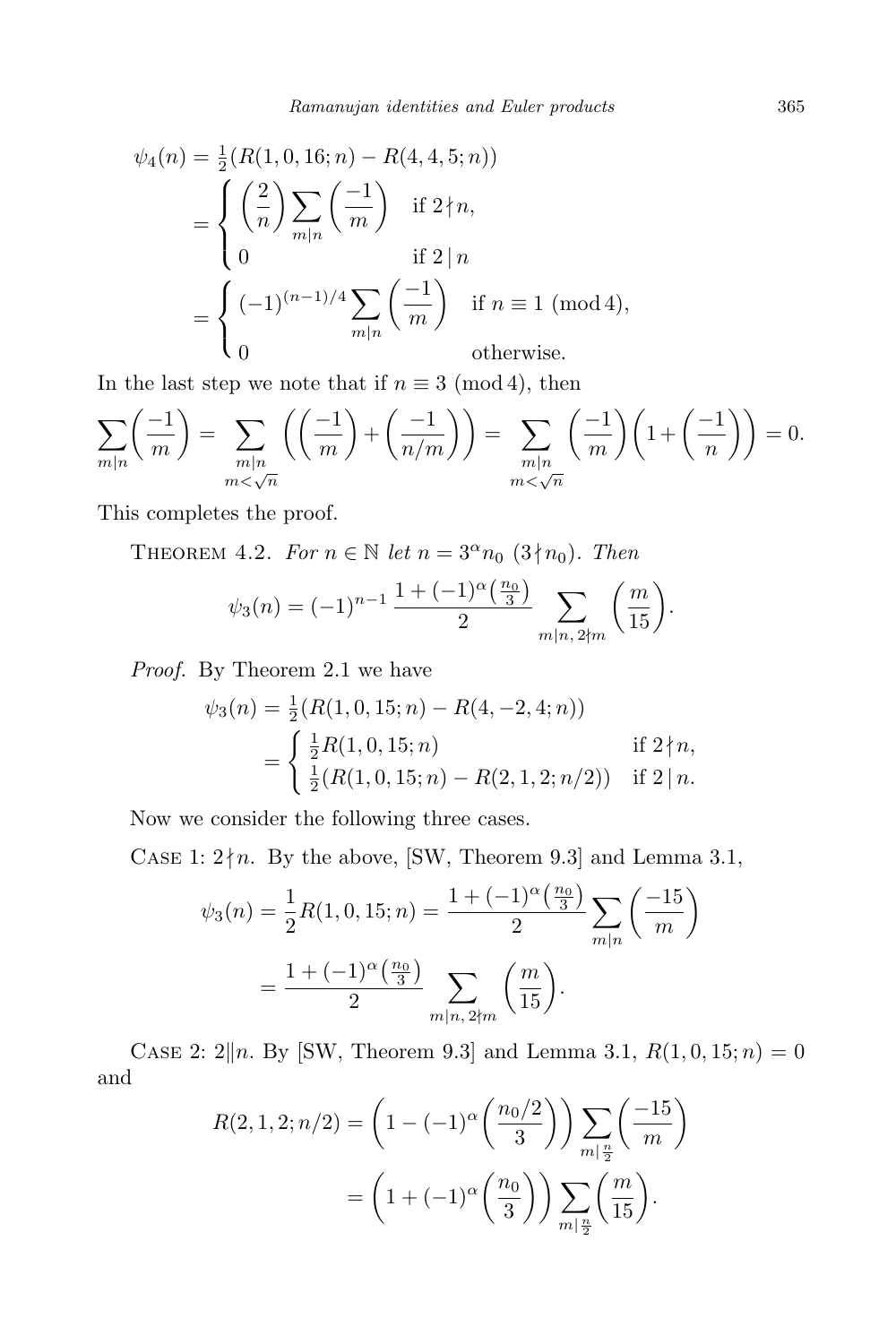$$\psi_4(n) = \tfrac{1}{2}(R(1,0,16;n) - R(4,4,5;n))$$
$$= \begin{cases} \left(\frac{2}{n}\right) \sum_{m\mid n} \left(\frac{-1}{m}\right) & \text{if } 2\nmid n, \\ 0 & \text{if } 2\mid n \end{cases}$$
$$= \begin{cases} (-1)^{(n-1)/4} \sum_{m\mid n} \left(\frac{-1}{m}\right) & \text{if } n \equiv 1 \pmod 4, \\ 0 & \text{otherwise.} \end{cases}$$

In the last step we note that if $n \equiv 3 \pmod 4$, then

$$\sum_{m\mid n} \left(\frac{-1}{m}\right) = \sum_{\substack{m\mid n \\ m<\sqrt{n}}} \left(\left(\frac{-1}{m}\right) + \left(\frac{-1}{n/m}\right)\right) = \sum_{\substack{m\mid n \\ m<\sqrt{n}}} \left(\frac{-1}{m}\right)\left(1 + \left(\frac{-1}{n}\right)\right) = 0.$$

This completes the proof.

Theorem 4.2. *For $n \in \mathbb{N}$ let $n = 3^\alpha n_0$ $(3\nmid n_0)$. Then*

$$\psi_3(n) = (-1)^{n-1} \frac{1 + (-1)^\alpha \left(\frac{n_0}{3}\right)}{2} \sum_{m\mid n,\, 2\nmid m} \left(\frac{m}{15}\right).$$

*Proof.* By Theorem 2.1 we have

$$\psi_3(n) = \tfrac{1}{2}(R(1,0,15;n) - R(4,-2,4;n))$$
$$= \begin{cases} \frac{1}{2}R(1,0,15;n) & \text{if } 2\nmid n, \\ \frac{1}{2}(R(1,0,15;n) - R(2,1,2;n/2)) & \text{if } 2\mid n. \end{cases}$$

Now we consider the following three cases.

Case 1: $2\nmid n$. By the above, [SW, Theorem 9.3] and Lemma 3.1,

$$\psi_3(n) = \frac{1}{2}R(1,0,15;n) = \frac{1 + (-1)^\alpha \left(\frac{n_0}{3}\right)}{2} \sum_{m\mid n} \left(\frac{-15}{m}\right)$$
$$= \frac{1 + (-1)^\alpha \left(\frac{n_0}{3}\right)}{2} \sum_{m\mid n,\, 2\nmid m} \left(\frac{m}{15}\right).$$

Case 2: $2\,\|\,n$. By [SW, Theorem 9.3] and Lemma 3.1, $R(1,0,15;n) = 0$ and

$$R(2,1,2;n/2) = \left(1 - (-1)^\alpha \left(\frac{n_0/2}{3}\right)\right) \sum_{m\mid \frac{n}{2}} \left(\frac{-15}{m}\right)$$
$$= \left(1 + (-1)^\alpha \left(\frac{n_0}{3}\right)\right) \sum_{m\mid \frac{n}{2}} \left(\frac{m}{15}\right).$$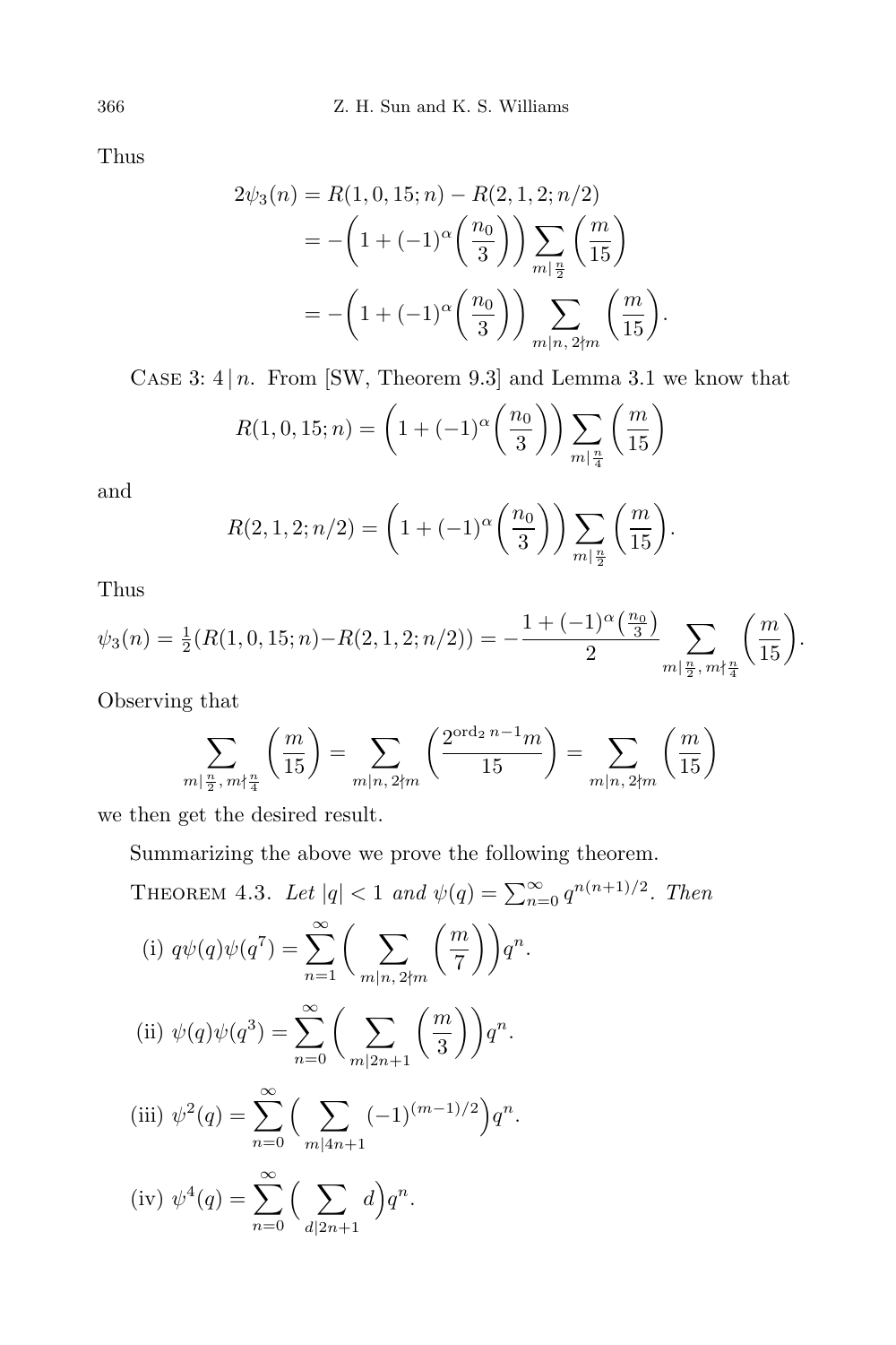Thus

$$
\begin{aligned}
2\psi_3(n) &= R(1,0,15;n) - R(2,1,2;n/2) \\
&= -\Big(1 + (-1)^\alpha \Big(\frac{n_0}{3}\Big)\Big) \sum_{m \mid \frac{n}{2}} \Big(\frac{m}{15}\Big) \\
&= -\Big(1 + (-1)^\alpha \Big(\frac{n_0}{3}\Big)\Big) \sum_{m \mid n,\, 2 \nmid m} \Big(\frac{m}{15}\Big).
\end{aligned}
$$

Case 3: $4 \mid n$. From [SW, Theorem 9.3] and Lemma 3.1 we know that

$$
R(1,0,15;n) = \Big(1 + (-1)^\alpha \Big(\frac{n_0}{3}\Big)\Big) \sum_{m \mid \frac{n}{4}} \Big(\frac{m}{15}\Big)
$$

and

$$
R(2,1,2;n/2) = \Big(1 + (-1)^\alpha \Big(\frac{n_0}{3}\Big)\Big) \sum_{m \mid \frac{n}{2}} \Big(\frac{m}{15}\Big).
$$

Thus

$$
\psi_3(n) = \tfrac{1}{2}(R(1,0,15;n) - R(2,1,2;n/2)) = -\frac{1 + (-1)^\alpha \big(\frac{n_0}{3}\big)}{2} \sum_{m \mid \frac{n}{2},\, m \nmid \frac{n}{4}} \Big(\frac{m}{15}\Big).
$$

Observing that

$$
\sum_{m \mid \frac{n}{2},\, m \nmid \frac{n}{4}} \Big(\frac{m}{15}\Big) = \sum_{m \mid n,\, 2 \nmid m} \Big(\frac{2^{\operatorname{ord}_2 n - 1} m}{15}\Big) = \sum_{m \mid n,\, 2 \nmid m} \Big(\frac{m}{15}\Big)
$$

we then get the desired result.

Summarizing the above we prove the following theorem.

Theorem 4.3. *Let $|q| < 1$ and $\psi(q) = \sum_{n=0}^{\infty} q^{n(n+1)/2}$. Then*

(i) $q\psi(q)\psi(q^7) = \displaystyle\sum_{n=1}^{\infty} \Big( \sum_{m \mid n,\, 2 \nmid m} \Big(\frac{m}{7}\Big)\Big) q^n.$

(ii) $\psi(q)\psi(q^3) = \displaystyle\sum_{n=0}^{\infty} \Big( \sum_{m \mid 2n+1} \Big(\frac{m}{3}\Big)\Big) q^n.$

(iii) $\psi^2(q) = \displaystyle\sum_{n=0}^{\infty} \Big( \sum_{m \mid 4n+1} (-1)^{(m-1)/2} \Big) q^n.$

(iv) $\psi^4(q) = \displaystyle\sum_{n=0}^{\infty} \Big( \sum_{d \mid 2n+1} d \Big) q^n.$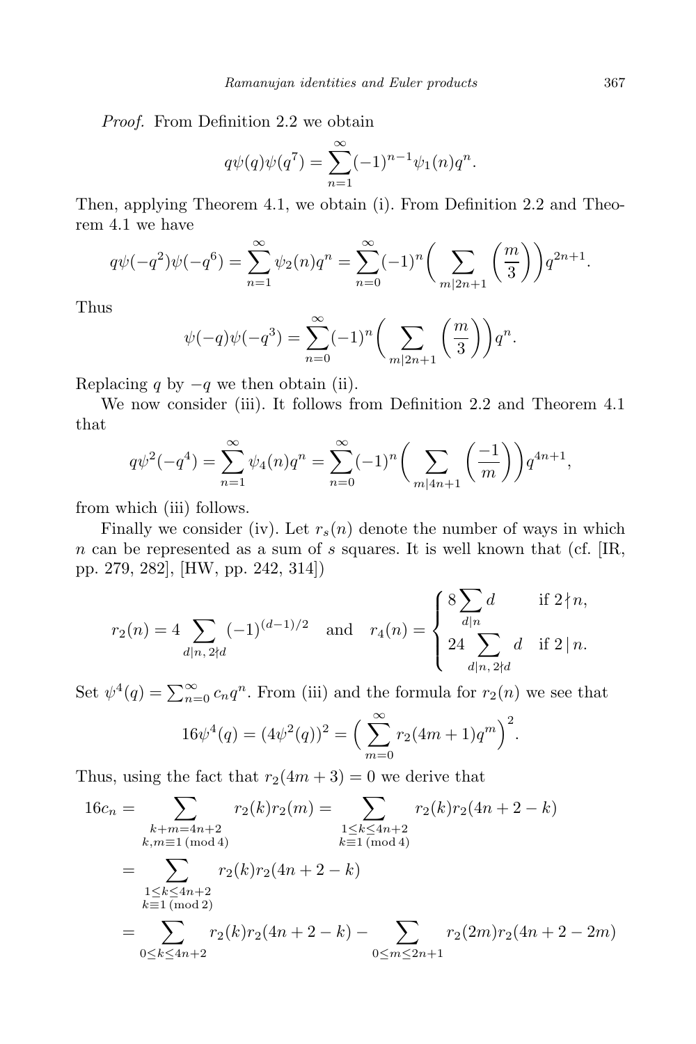*Proof.* From Definition 2.2 we obtain

$$q\psi(q)\psi(q^7) = \sum_{n=1}^{\infty} (-1)^{n-1}\psi_1(n)q^n.$$

Then, applying Theorem 4.1, we obtain (i). From Definition 2.2 and Theorem 4.1 we have

$$q\psi(-q^2)\psi(-q^6) = \sum_{n=1}^{\infty} \psi_2(n)q^n = \sum_{n=0}^{\infty}(-1)^n\Big(\sum_{m\mid 2n+1}\Big(\frac{m}{3}\Big)\Big)q^{2n+1}.$$

Thus

$$\psi(-q)\psi(-q^3) = \sum_{n=0}^{\infty}(-1)^n\Big(\sum_{m\mid 2n+1}\Big(\frac{m}{3}\Big)\Big)q^{n}.$$

Replacing $q$ by $-q$ we then obtain (ii).

We now consider (iii). It follows from Definition 2.2 and Theorem 4.1 that

$$q\psi^2(-q^4) = \sum_{n=1}^{\infty} \psi_4(n)q^n = \sum_{n=0}^{\infty}(-1)^n\Big(\sum_{m\mid 4n+1}\Big(\frac{-1}{m}\Big)\Big)q^{4n+1},$$

from which (iii) follows.

Finally we consider (iv). Let $r_s(n)$ denote the number of ways in which $n$ can be represented as a sum of $s$ squares. It is well known that (cf. [IR, pp. 279, 282], [HW, pp. 242, 314])

$$r_2(n) = 4\sum_{d\mid n,\, 2\nmid d}(-1)^{(d-1)/2} \quad\text{and}\quad r_4(n) = \begin{cases} 8\sum_{d\mid n} d & \text{if } 2\nmid n,\\ 24\sum_{d\mid n,\, 2\nmid d} d & \text{if } 2\mid n.\end{cases}$$

Set $\psi^4(q) = \sum_{n=0}^{\infty} c_n q^n$. From (iii) and the formula for $r_2(n)$ we see that

$$16\psi^4(q) = (4\psi^2(q))^2 = \Big(\sum_{m=0}^{\infty} r_2(4m+1)q^m\Big)^2.$$

Thus, using the fact that $r_2(4m+3)=0$ we derive that

$$\begin{aligned}
16c_n &= \sum_{\substack{k+m=4n+2\\ k,m\equiv 1\,(\mathrm{mod}\,4)}} r_2(k)r_2(m) = \sum_{\substack{1\le k\le 4n+2\\ k\equiv 1\,(\mathrm{mod}\,4)}} r_2(k)r_2(4n+2-k)\\
&= \sum_{\substack{1\le k\le 4n+2\\ k\equiv 1\,(\mathrm{mod}\,2)}} r_2(k)r_2(4n+2-k)\\
&= \sum_{0\le k\le 4n+2} r_2(k)r_2(4n+2-k) - \sum_{0\le m\le 2n+1} r_2(2m)r_2(4n+2-2m)
\end{aligned}$$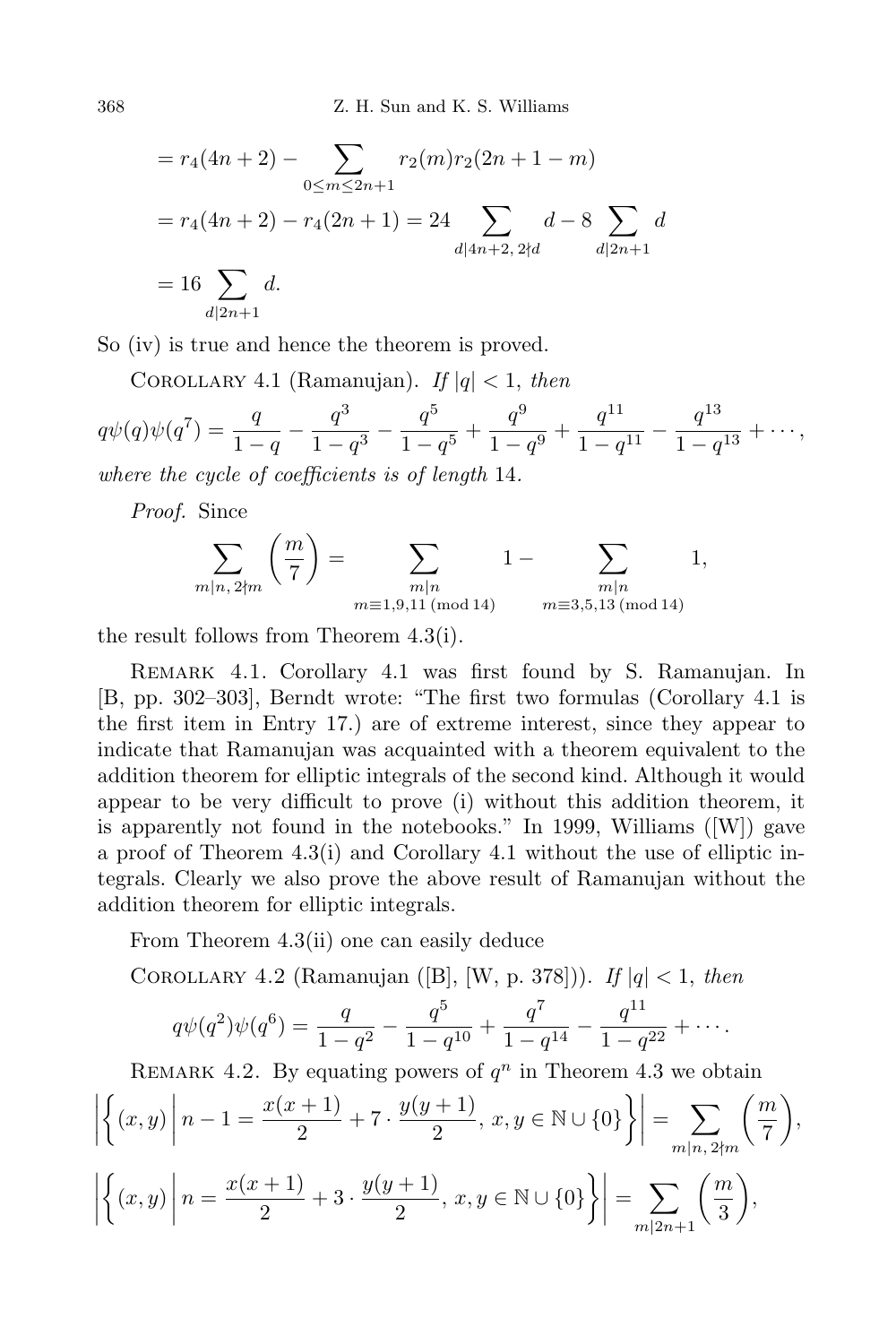$$
\begin{aligned}
&= r_4(4n+2) - \sum_{0\le m\le 2n+1} r_2(m) r_2(2n+1-m) \\
&= r_4(4n+2) - r_4(2n+1) = 24 \sum_{d\mid 4n+2,\ 2\nmid d} d - 8 \sum_{d\mid 2n+1} d \\
&= 16 \sum_{d\mid 2n+1} d.
\end{aligned}
$$

So (iv) is true and hence the theorem is proved.

Corollary 4.1 (Ramanujan). *If* $|q|<1$, *then*

$$
q\psi(q)\psi(q^7) = \frac{q}{1-q} - \frac{q^3}{1-q^3} - \frac{q^5}{1-q^5} + \frac{q^9}{1-q^9} + \frac{q^{11}}{1-q^{11}} - \frac{q^{13}}{1-q^{13}} + \cdots,
$$

*where the cycle of coefficients is of length* 14.

*Proof.* Since

$$
\sum_{m\mid n,\ 2\nmid m} \left(\frac{m}{7}\right) = \sum_{\substack{m\mid n \\ m\equiv 1,9,11 \pmod{14}}} 1 - \sum_{\substack{m\mid n \\ m\equiv 3,5,13 \pmod{14}}} 1,
$$

the result follows from Theorem 4.3(i).

Remark 4.1. Corollary 4.1 was first found by S. Ramanujan. In [B, pp. 302–303], Berndt wrote: "The first two formulas (Corollary 4.1 is the first item in Entry 17.) are of extreme interest, since they appear to indicate that Ramanujan was acquainted with a theorem equivalent to the addition theorem for elliptic integrals of the second kind. Although it would appear to be very difficult to prove (i) without this addition theorem, it is apparently not found in the notebooks." In 1999, Williams ([W]) gave a proof of Theorem 4.3(i) and Corollary 4.1 without the use of elliptic integrals. Clearly we also prove the above result of Ramanujan without the addition theorem for elliptic integrals.

From Theorem 4.3(ii) one can easily deduce

Corollary 4.2 (Ramanujan ([B], [W, p. 378])). *If* $|q|<1$, *then*

$$
q\psi(q^2)\psi(q^6) = \frac{q}{1-q^2} - \frac{q^5}{1-q^{10}} + \frac{q^7}{1-q^{14}} - \frac{q^{11}}{1-q^{22}} + \cdots.
$$

Remark 4.2. By equating powers of $q^n$ in Theorem 4.3 we obtain

$$
\left|\left\{(x,y)\ \middle|\ n-1 = \frac{x(x+1)}{2} + 7\cdot\frac{y(y+1)}{2},\ x,y\in\mathbb{N}\cup\{0\}\right\}\right| = \sum_{m\mid n,\ 2\nmid m} \left(\frac{m}{7}\right),
$$

$$
\left|\left\{(x,y)\ \middle|\ n = \frac{x(x+1)}{2} + 3\cdot\frac{y(y+1)}{2},\ x,y\in\mathbb{N}\cup\{0\}\right\}\right| = \sum_{m\mid 2n+1} \left(\frac{m}{3}\right),
$$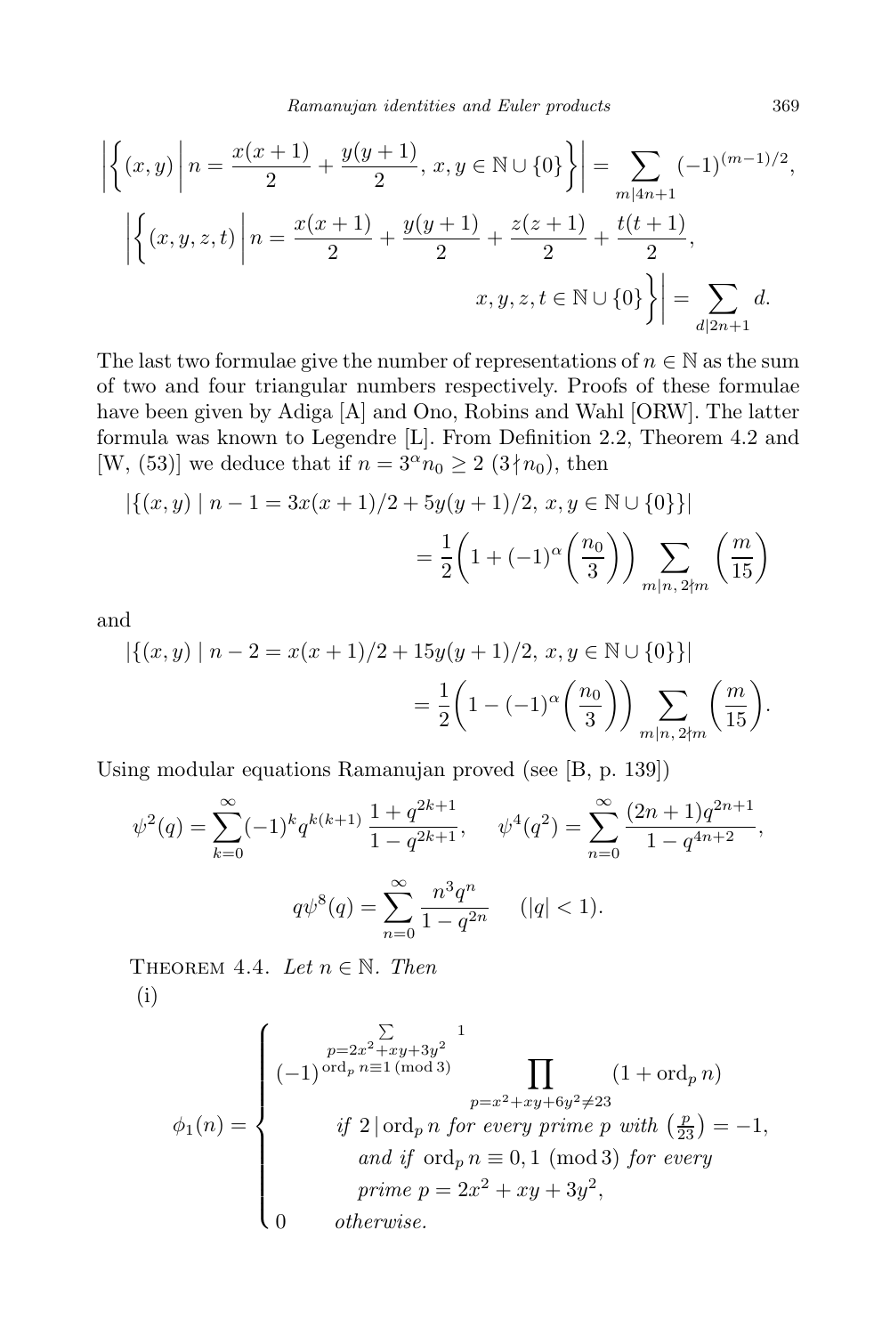$$\left|\left\{(x,y)\,\middle|\, n=\frac{x(x+1)}{2}+\frac{y(y+1)}{2},\ x,y\in\mathbb{N}\cup\{0\}\right\}\right| = \sum_{m\mid 4n+1}(-1)^{(m-1)/2},$$

$$\left|\left\{(x,y,z,t)\,\middle|\, n=\frac{x(x+1)}{2}+\frac{y(y+1)}{2}+\frac{z(z+1)}{2}+\frac{t(t+1)}{2},\ x,y,z,t\in\mathbb{N}\cup\{0\}\right\}\right| = \sum_{d\mid 2n+1} d.$$

The last two formulae give the number of representations of $n\in\mathbb{N}$ as the sum of two and four triangular numbers respectively. Proofs of these formulae have been given by Adiga [A] and Ono, Robins and Wahl [ORW]. The latter formula was known to Legendre [L]. From Definition 2.2, Theorem 4.2 and [W, (53)] we deduce that if $n=3^\alpha n_0\ge 2$ $(3\nmid n_0)$, then

$$|\{(x,y)\mid n-1=3x(x+1)/2+5y(y+1)/2,\ x,y\in\mathbb{N}\cup\{0\}\}| = \frac{1}{2}\left(1+(-1)^\alpha\left(\frac{n_0}{3}\right)\right)\sum_{m\mid n,\ 2\nmid m}\left(\frac{m}{15}\right)$$

and

$$|\{(x,y)\mid n-2=x(x+1)/2+15y(y+1)/2,\ x,y\in\mathbb{N}\cup\{0\}\}| = \frac{1}{2}\left(1-(-1)^\alpha\left(\frac{n_0}{3}\right)\right)\sum_{m\mid n,\ 2\nmid m}\left(\frac{m}{15}\right).$$

Using modular equations Ramanujan proved (see [B, p. 139])

$$\psi^2(q)=\sum_{k=0}^{\infty}(-1)^k q^{k(k+1)}\,\frac{1+q^{2k+1}}{1-q^{2k+1}},\qquad \psi^4(q^2)=\sum_{n=0}^{\infty}\frac{(2n+1)q^{2n+1}}{1-q^{4n+2}},$$

$$q\psi^8(q)=\sum_{n=0}^{\infty}\frac{n^3q^n}{1-q^{2n}}\qquad (|q|<1).$$

THEOREM 4.4. *Let $n\in\mathbb{N}$. Then*

(i)

$$\phi_1(n)=\begin{cases} (-1)^{\sum_{p=2x^2+xy+3y^2,\ \mathrm{ord}_p n\equiv 1\ (\mathrm{mod}\ 3)} 1} \displaystyle\prod_{p=x^2+xy+6y^2\neq 23}(1+\mathrm{ord}_p n) & \\ \qquad \text{if } 2\mid \mathrm{ord}_p n \text{ for every prime } p \text{ with } \left(\frac{p}{23}\right)=-1, & \\ \qquad \text{and if } \mathrm{ord}_p n\equiv 0,1\ (\mathrm{mod}\ 3) \text{ for every} & \\ \qquad \text{prime } p=2x^2+xy+3y^2, & \\ 0 \qquad \text{otherwise.} & \end{cases}$$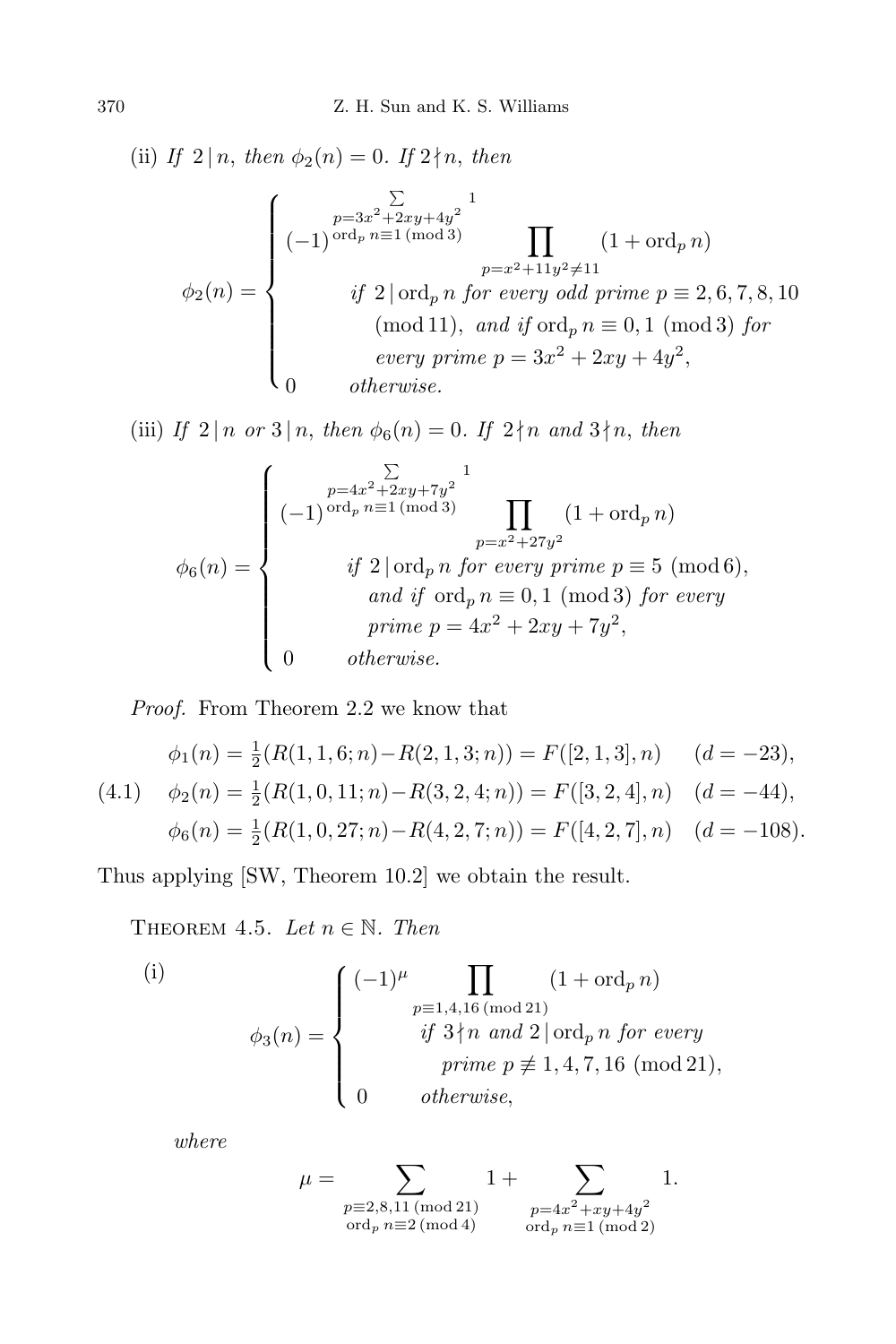(ii) *If* $2\,|\,n$, *then* $\phi_2(n)=0$. *If* $2\nmid n$, *then*

$$\phi_2(n)=\begin{cases}(-1)^{\sum_{\substack{p=3x^2+2xy+4y^2\\ \mathrm{ord}_p n\equiv 1\ (\mathrm{mod}\ 3)}}1}\displaystyle\prod_{p=x^2+11y^2\neq 11}(1+\mathrm{ord}_p n)\\ \qquad \text{if } 2\,|\,\mathrm{ord}_p n \text{ for every odd prime } p\equiv 2,6,7,8,10\\ \qquad\quad (\mathrm{mod}\ 11),\ \text{and if } \mathrm{ord}_p n\equiv 0,1\ (\mathrm{mod}\ 3) \text{ for}\\ \qquad\quad \text{every prime } p=3x^2+2xy+4y^2,\\ 0 \qquad \text{otherwise.}\end{cases}$$

(iii) *If* $2\,|\,n$ *or* $3\,|\,n$, *then* $\phi_6(n)=0$. *If* $2\nmid n$ *and* $3\nmid n$, *then*

$$\phi_6(n)=\begin{cases}(-1)^{\sum_{\substack{p=4x^2+2xy+7y^2\\ \mathrm{ord}_p n\equiv 1\ (\mathrm{mod}\ 3)}}1}\displaystyle\prod_{p=x^2+27y^2}(1+\mathrm{ord}_p n)\\ \qquad \text{if } 2\,|\,\mathrm{ord}_p n \text{ for every prime } p\equiv 5\ (\mathrm{mod}\ 6),\\ \qquad\quad \text{and if } \mathrm{ord}_p n\equiv 0,1\ (\mathrm{mod}\ 3) \text{ for every}\\ \qquad\quad \text{prime } p=4x^2+2xy+7y^2,\\ 0 \qquad \text{otherwise.}\end{cases}$$

*Proof.* From Theorem 2.2 we know that

$$\begin{aligned}
&\phi_1(n)=\tfrac{1}{2}(R(1,1,6;n)-R(2,1,3;n))=F([2,1,3],n) \quad (d=-23),\\
(4.1)\quad &\phi_2(n)=\tfrac{1}{2}(R(1,0,11;n)-R(3,2,4;n))=F([3,2,4],n) \quad (d=-44),\\
&\phi_6(n)=\tfrac{1}{2}(R(1,0,27;n)-R(4,2,7;n))=F([4,2,7],n) \quad (d=-108).
\end{aligned}$$

Thus applying [SW, Theorem 10.2] we obtain the result.

Theorem 4.5. *Let* $n\in\mathbb{N}$. *Then*

(i)
$$\phi_3(n)=\begin{cases}(-1)^{\mu}\displaystyle\prod_{p\equiv 1,4,16\ (\mathrm{mod}\ 21)}(1+\mathrm{ord}_p n)\\ \qquad \text{if } 3\nmid n \text{ and } 2\,|\,\mathrm{ord}_p n \text{ for every}\\ \qquad\quad \text{prime } p\not\equiv 1,4,7,16\ (\mathrm{mod}\ 21),\\ 0 \qquad \text{otherwise,}\end{cases}$$

*where*

$$\mu=\sum_{\substack{p\equiv 2,8,11\ (\mathrm{mod}\ 21)\\ \mathrm{ord}_p n\equiv 2\ (\mathrm{mod}\ 4)}}1+\sum_{\substack{p=4x^2+xy+4y^2\\ \mathrm{ord}_p n\equiv 1\ (\mathrm{mod}\ 2)}}1.$$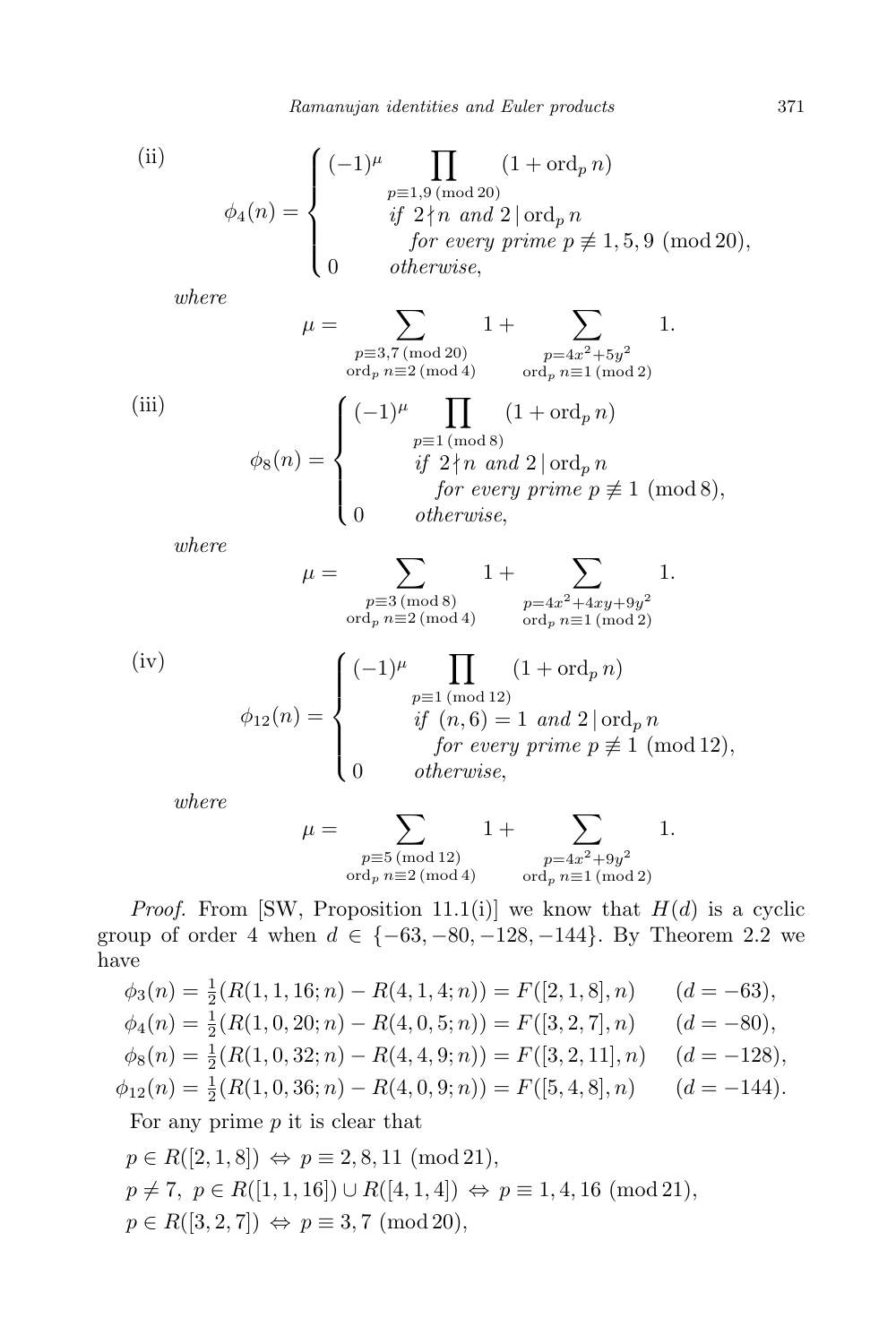(ii)

$$\phi_4(n) = \begin{cases} (-1)^{\mu} \displaystyle\prod_{p\equiv 1,9 \,(\mathrm{mod}\, 20)} (1+\mathrm{ord}_p\, n) \\ \qquad \textit{if } 2\nmid n \textit{ and } 2 \mid \mathrm{ord}_p\, n \\ \qquad\quad \textit{for every prime } p \not\equiv 1,5,9 \pmod{20}, \\ 0 \qquad \textit{otherwise}, \end{cases}$$

*where*

$$\mu = \sum_{\substack{p\equiv 3,7\,(\mathrm{mod}\,20)\\ \mathrm{ord}_p\, n\equiv 2\,(\mathrm{mod}\,4)}} 1 + \sum_{\substack{p=4x^2+5y^2\\ \mathrm{ord}_p\, n\equiv 1\,(\mathrm{mod}\,2)}} 1.$$

(iii)

$$\phi_8(n) = \begin{cases} (-1)^{\mu} \displaystyle\prod_{p\equiv 1 \,(\mathrm{mod}\, 8)} (1+\mathrm{ord}_p\, n) \\ \qquad \textit{if } 2\nmid n \textit{ and } 2 \mid \mathrm{ord}_p\, n \\ \qquad\quad \textit{for every prime } p \not\equiv 1 \pmod{8}, \\ 0 \qquad \textit{otherwise}, \end{cases}$$

*where*

$$\mu = \sum_{\substack{p\equiv 3\,(\mathrm{mod}\,8)\\ \mathrm{ord}_p\, n\equiv 2\,(\mathrm{mod}\,4)}} 1 + \sum_{\substack{p=4x^2+4xy+9y^2\\ \mathrm{ord}_p\, n\equiv 1\,(\mathrm{mod}\,2)}} 1.$$

(iv)

$$\phi_{12}(n) = \begin{cases} (-1)^{\mu} \displaystyle\prod_{p\equiv 1 \,(\mathrm{mod}\, 12)} (1+\mathrm{ord}_p\, n) \\ \qquad \textit{if } (n,6)=1 \textit{ and } 2 \mid \mathrm{ord}_p\, n \\ \qquad\quad \textit{for every prime } p \not\equiv 1 \pmod{12}, \\ 0 \qquad \textit{otherwise}, \end{cases}$$

*where*

$$\mu = \sum_{\substack{p\equiv 5\,(\mathrm{mod}\,12)\\ \mathrm{ord}_p\, n\equiv 2\,(\mathrm{mod}\,4)}} 1 + \sum_{\substack{p=4x^2+9y^2\\ \mathrm{ord}_p\, n\equiv 1\,(\mathrm{mod}\,2)}} 1.$$

*Proof.* From [SW, Proposition 11.1(i)] we know that $H(d)$ is a cyclic group of order 4 when $d \in \{-63, -80, -128, -144\}$. By Theorem 2.2 we have

$$\begin{aligned}
\phi_3(n) &= \tfrac{1}{2}(R(1,1,16;n) - R(4,1,4;n)) = F([2,1,8],n) \qquad (d=-63),\\
\phi_4(n) &= \tfrac{1}{2}(R(1,0,20;n) - R(4,0,5;n)) = F([3,2,7],n) \qquad (d=-80),\\
\phi_8(n) &= \tfrac{1}{2}(R(1,0,32;n) - R(4,4,9;n)) = F([3,2,11],n) \quad\ (d=-128),\\
\phi_{12}(n) &= \tfrac{1}{2}(R(1,0,36;n) - R(4,0,9;n)) = F([5,4,8],n) \qquad (d=-144).
\end{aligned}$$

For any prime $p$ it is clear that

$p \in R([2,1,8]) \Leftrightarrow p \equiv 2,8,11 \pmod{21}$,

$p \neq 7,\ p \in R([1,1,16]) \cup R([4,1,4]) \Leftrightarrow p \equiv 1,4,16 \pmod{21}$,

$p \in R([3,2,7]) \Leftrightarrow p \equiv 3,7 \pmod{20}$,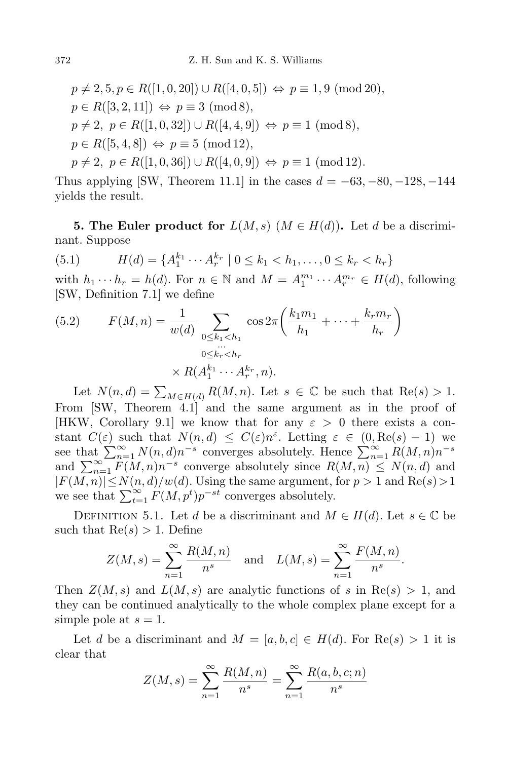$$p \neq 2, 5, p \in R([1, 0, 20]) \cup R([4, 0, 5]) \Leftrightarrow p \equiv 1, 9 \pmod{20},$$
$$p \in R([3, 2, 11]) \Leftrightarrow p \equiv 3 \pmod 8,$$
$$p \neq 2,\ p \in R([1, 0, 32]) \cup R([4, 4, 9]) \Leftrightarrow p \equiv 1 \pmod 8,$$
$$p \in R([5, 4, 8]) \Leftrightarrow p \equiv 5 \pmod{12},$$
$$p \neq 2,\ p \in R([1, 0, 36]) \cup R([4, 0, 9]) \Leftrightarrow p \equiv 1 \pmod{12}.$$

Thus applying [SW, Theorem 11.1] in the cases $d = -63, -80, -128, -144$ yields the result.

**5. The Euler product for $L(M, s)$ $(M \in H(d))$.** Let $d$ be a discriminant. Suppose

$$H(d) = \{A_1^{k_1} \cdots A_r^{k_r} \mid 0 \le k_1 < h_1, \ldots, 0 \le k_r < h_r\} \tag{5.1}$$

with $h_1 \cdots h_r = h(d)$. For $n \in \mathbb{N}$ and $M = A_1^{m_1} \cdots A_r^{m_r} \in H(d)$, following [SW, Definition 7.1] we define

$$F(M, n) = \frac{1}{w(d)} \sum_{\substack{0 \le k_1 < h_1 \\ \cdots \\ 0 \le k_r < h_r}} \cos 2\pi\left(\frac{k_1 m_1}{h_1} + \cdots + \frac{k_r m_r}{h_r}\right) \times R(A_1^{k_1} \cdots A_r^{k_r}, n). \tag{5.2}$$

Let $N(n, d) = \sum_{M \in H(d)} R(M, n)$. Let $s \in \mathbb{C}$ be such that $\mathrm{Re}(s) > 1$. From [SW, Theorem 4.1] and the same argument as in the proof of [HKW, Corollary 9.1] we know that for any $\varepsilon > 0$ there exists a constant $C(\varepsilon)$ such that $N(n, d) \le C(\varepsilon) n^{\varepsilon}$. Letting $\varepsilon \in (0, \mathrm{Re}(s) - 1)$ we see that $\sum_{n=1}^{\infty} N(n, d) n^{-s}$ converges absolutely. Hence $\sum_{n=1}^{\infty} R(M, n) n^{-s}$ and $\sum_{n=1}^{\infty} F(M, n) n^{-s}$ converge absolutely since $R(M, n) \le N(n, d)$ and $|F(M, n)| \le N(n, d)/w(d)$. Using the same argument, for $p > 1$ and $\mathrm{Re}(s) > 1$ we see that $\sum_{t=1}^{\infty} F(M, p^t) p^{-st}$ converges absolutely.

Definition 5.1. Let $d$ be a discriminant and $M \in H(d)$. Let $s \in \mathbb{C}$ be such that $\mathrm{Re}(s) > 1$. Define

$$Z(M, s) = \sum_{n=1}^{\infty} \frac{R(M, n)}{n^s} \quad \text{and} \quad L(M, s) = \sum_{n=1}^{\infty} \frac{F(M, n)}{n^s}.$$

Then $Z(M, s)$ and $L(M, s)$ are analytic functions of $s$ in $\mathrm{Re}(s) > 1$, and they can be continued analytically to the whole complex plane except for a simple pole at $s = 1$.

Let $d$ be a discriminant and $M = [a, b, c] \in H(d)$. For $\mathrm{Re}(s) > 1$ it is clear that

$$Z(M, s) = \sum_{n=1}^{\infty} \frac{R(M, n)}{n^s} = \sum_{n=1}^{\infty} \frac{R(a, b, c; n)}{n^s}$$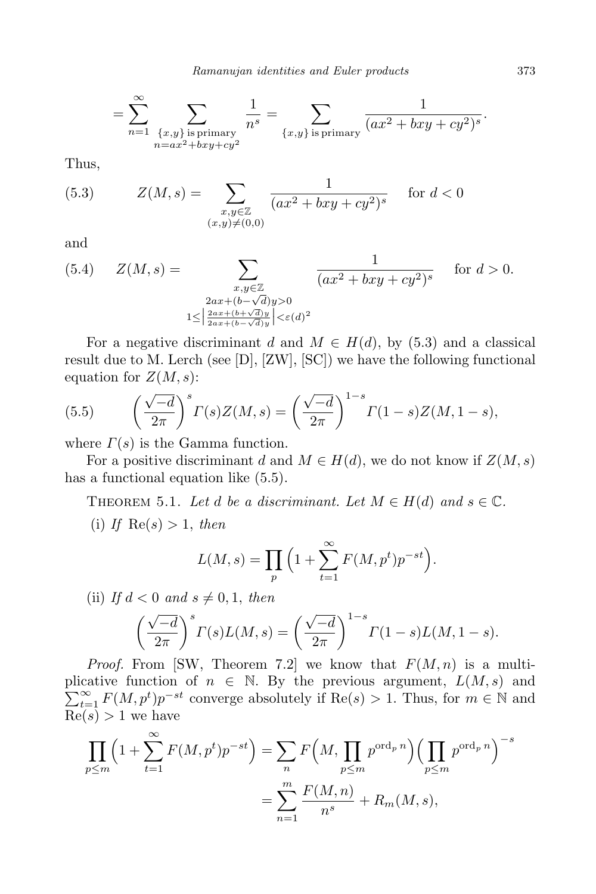$$= \sum_{n=1}^{\infty} \sum_{\substack{\{x,y\} \text{ is primary} \\ n=ax^2+bxy+cy^2}} \frac{1}{n^s} = \sum_{\{x,y\} \text{ is primary}} \frac{1}{(ax^2+bxy+cy^2)^s}.$$

Thus,

$$Z(M,s) = \sum_{\substack{x,y\in\mathbb{Z} \\ (x,y)\neq(0,0)}} \frac{1}{(ax^2+bxy+cy^2)^s} \quad \text{for } d<0 \tag{5.3}$$

and

$$Z(M,s) = \sum_{\substack{x,y\in\mathbb{Z} \\ 2ax+(b-\sqrt{d})y>0 \\ 1\le \left|\frac{2ax+(b+\sqrt{d})y}{2ax+(b-\sqrt{d})y}\right| < \varepsilon(d)^2}} \frac{1}{(ax^2+bxy+cy^2)^s} \quad \text{for } d>0. \tag{5.4}$$

For a negative discriminant $d$ and $M \in H(d)$, by (5.3) and a classical result due to M. Lerch (see [D], [ZW], [SC]) we have the following functional equation for $Z(M,s)$:

$$\left(\frac{\sqrt{-d}}{2\pi}\right)^s \Gamma(s) Z(M,s) = \left(\frac{\sqrt{-d}}{2\pi}\right)^{1-s} \Gamma(1-s) Z(M,1-s), \tag{5.5}$$

where $\Gamma(s)$ is the Gamma function.

For a positive discriminant $d$ and $M \in H(d)$, we do not know if $Z(M,s)$ has a functional equation like (5.5).

THEOREM 5.1. *Let $d$ be a discriminant. Let $M \in H(d)$ and $s \in \mathbb{C}$.*

(i) *If* $\mathrm{Re}(s) > 1$, *then*

$$L(M,s) = \prod_p \Big(1 + \sum_{t=1}^{\infty} F(M,p^t)p^{-st}\Big).$$

(ii) *If $d<0$ and $s \neq 0, 1$, then*

$$\left(\frac{\sqrt{-d}}{2\pi}\right)^s \Gamma(s) L(M,s) = \left(\frac{\sqrt{-d}}{2\pi}\right)^{1-s} \Gamma(1-s) L(M,1-s).$$

*Proof.* From [SW, Theorem 7.2] we know that $F(M,n)$ is a multiplicative function of $n \in \mathbb{N}$. By the previous argument, $L(M,s)$ and $\sum_{t=1}^{\infty} F(M,p^t)p^{-st}$ converge absolutely if $\mathrm{Re}(s) > 1$. Thus, for $m \in \mathbb{N}$ and $\mathrm{Re}(s) > 1$ we have

$$\prod_{p\le m} \Big(1 + \sum_{t=1}^{\infty} F(M,p^t)p^{-st}\Big) = \sum_n F\Big(M, \prod_{p\le m} p^{\mathrm{ord}_p n}\Big)\Big(\prod_{p\le m} p^{\mathrm{ord}_p n}\Big)^{-s}$$

$$= \sum_{n=1}^{m} \frac{F(M,n)}{n^s} + R_m(M,s),$$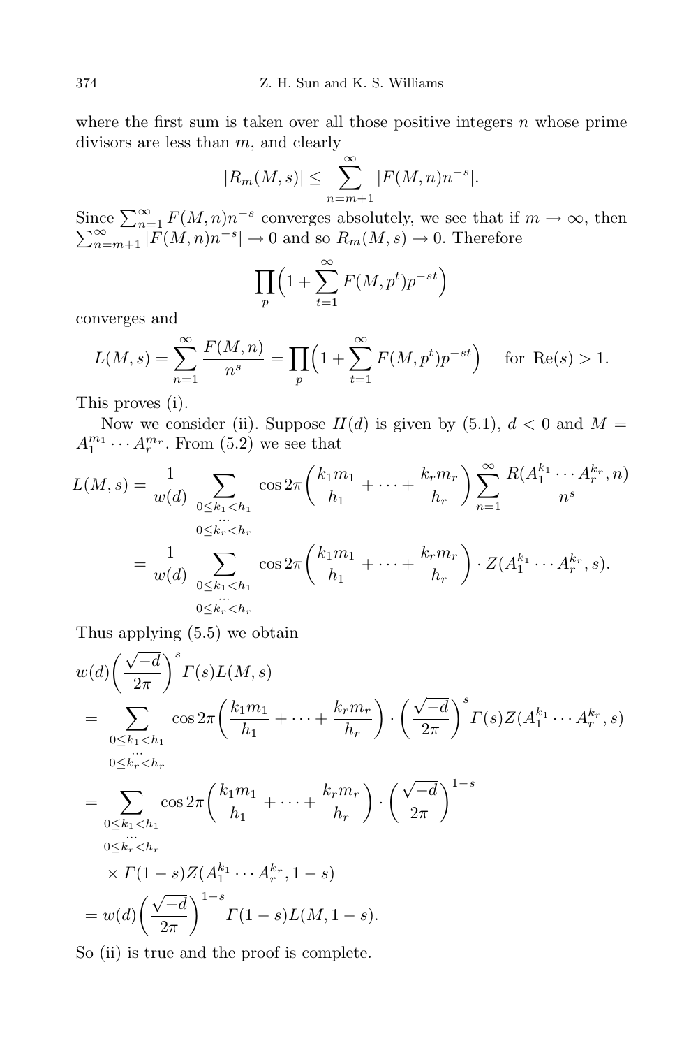where the first sum is taken over all those positive integers $n$ whose prime divisors are less than $m$, and clearly

$$|R_m(M,s)| \le \sum_{n=m+1}^{\infty} |F(M,n)n^{-s}|.$$

Since $\sum_{n=1}^{\infty} F(M,n)n^{-s}$ converges absolutely, we see that if $m \to \infty$, then $\sum_{n=m+1}^{\infty} |F(M,n)n^{-s}| \to 0$ and so $R_m(M,s) \to 0$. Therefore

$$\prod_p \Big(1 + \sum_{t=1}^{\infty} F(M,p^t)p^{-st}\Big)$$

converges and

$$L(M,s) = \sum_{n=1}^{\infty} \frac{F(M,n)}{n^s} = \prod_p \Big(1 + \sum_{t=1}^{\infty} F(M,p^t)p^{-st}\Big) \quad \text{for } \mathrm{Re}(s) > 1.$$

This proves (i).

Now we consider (ii). Suppose $H(d)$ is given by (5.1), $d<0$ and $M = A_1^{m_1}\cdots A_r^{m_r}$. From (5.2) we see that

$$\begin{aligned}
L(M,s) &= \frac{1}{w(d)} \sum_{\substack{0\le k_1<h_1\\ \cdots\\ 0\le k_r<h_r}} \cos 2\pi\Big(\frac{k_1m_1}{h_1}+\cdots+\frac{k_rm_r}{h_r}\Big) \sum_{n=1}^{\infty} \frac{R(A_1^{k_1}\cdots A_r^{k_r},n)}{n^s}\\
&= \frac{1}{w(d)} \sum_{\substack{0\le k_1<h_1\\ \cdots\\ 0\le k_r<h_r}} \cos 2\pi\Big(\frac{k_1m_1}{h_1}+\cdots+\frac{k_rm_r}{h_r}\Big) \cdot Z(A_1^{k_1}\cdots A_r^{k_r},s).
\end{aligned}$$

Thus applying (5.5) we obtain

$$\begin{aligned}
&w(d)\Big(\frac{\sqrt{-d}}{2\pi}\Big)^s \Gamma(s)L(M,s)\\
&\quad = \sum_{\substack{0\le k_1<h_1\\ \cdots\\ 0\le k_r<h_r}} \cos 2\pi\Big(\frac{k_1m_1}{h_1}+\cdots+\frac{k_rm_r}{h_r}\Big) \cdot \Big(\frac{\sqrt{-d}}{2\pi}\Big)^s \Gamma(s) Z(A_1^{k_1}\cdots A_r^{k_r},s)\\
&\quad = \sum_{\substack{0\le k_1<h_1\\ \cdots\\ 0\le k_r<h_r}} \cos 2\pi\Big(\frac{k_1m_1}{h_1}+\cdots+\frac{k_rm_r}{h_r}\Big) \cdot \Big(\frac{\sqrt{-d}}{2\pi}\Big)^{1-s}\\
&\qquad \times \Gamma(1-s) Z(A_1^{k_1}\cdots A_r^{k_r},1-s)\\
&\quad = w(d)\Big(\frac{\sqrt{-d}}{2\pi}\Big)^{1-s} \Gamma(1-s)L(M,1-s).
\end{aligned}$$

So (ii) is true and the proof is complete.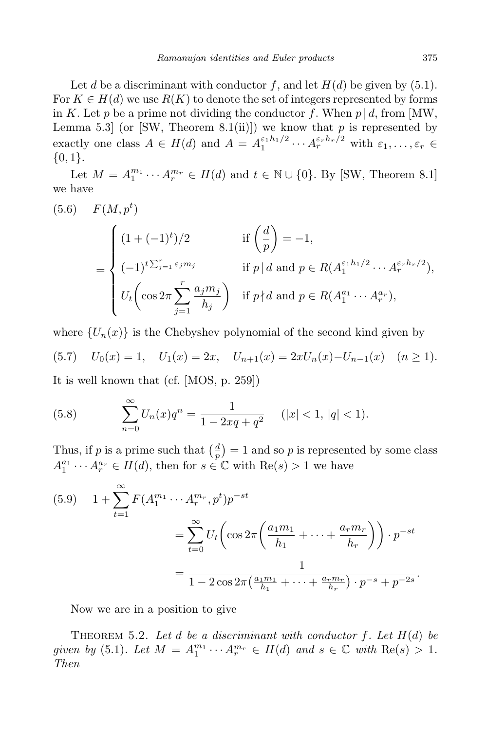Let $d$ be a discriminant with conductor $f$, and let $H(d)$ be given by (5.1). For $K \in H(d)$ we use $R(K)$ to denote the set of integers represented by forms in $K$. Let $p$ be a prime not dividing the conductor $f$. When $p \mid d$, from [MW, Lemma 5.3] (or [SW, Theorem 8.1(ii)]) we know that $p$ is represented by exactly one class $A \in H(d)$ and $A = A_1^{\varepsilon_1 h_1/2} \cdots A_r^{\varepsilon_r h_r/2}$ with $\varepsilon_1, \dots, \varepsilon_r \in \{0, 1\}$.

Let $M = A_1^{m_1} \cdots A_r^{m_r} \in H(d)$ and $t \in \mathbb{N} \cup \{0\}$. By [SW, Theorem 8.1] we have

$$
(5.6) \quad F(M, p^t) = \begin{cases} (1 + (-1)^t)/2 & \text{if } \left(\frac{d}{p}\right) = -1, \\ (-1)^{t \sum_{j=1}^r \varepsilon_j m_j} & \text{if } p \mid d \text{ and } p \in R(A_1^{\varepsilon_1 h_1/2} \cdots A_r^{\varepsilon_r h_r/2}), \\ U_t\left(\cos 2\pi \sum_{j=1}^r \frac{a_j m_j}{h_j}\right) & \text{if } p \nmid d \text{ and } p \in R(A_1^{a_1} \cdots A_r^{a_r}), \end{cases}
$$

where $\{U_n(x)\}$ is the Chebyshev polynomial of the second kind given by

$$
(5.7) \quad U_0(x) = 1, \quad U_1(x) = 2x, \quad U_{n+1}(x) = 2x U_n(x) - U_{n-1}(x) \quad (n \ge 1).
$$

It is well known that (cf. [MOS, p. 259])

$$
(5.8) \qquad \sum_{n=0}^{\infty} U_n(x) q^n = \frac{1}{1 - 2xq + q^2} \quad (|x| < 1,\ |q| < 1).
$$

Thus, if $p$ is a prime such that $\left(\frac{d}{p}\right) = 1$ and so $p$ is represented by some class $A_1^{a_1} \cdots A_r^{a_r} \in H(d)$, then for $s \in \mathbb{C}$ with $\mathrm{Re}(s) > 1$ we have

$$
\begin{aligned}
(5.9) \quad 1 + \sum_{t=1}^{\infty} F(A_1^{m_1} \cdots A_r^{m_r}, p^t) p^{-st} &= \sum_{t=0}^{\infty} U_t\left(\cos 2\pi \left(\frac{a_1 m_1}{h_1} + \dots + \frac{a_r m_r}{h_r}\right)\right) \cdot p^{-st} \\
&= \frac{1}{1 - 2\cos 2\pi\left(\frac{a_1 m_1}{h_1} + \dots + \frac{a_r m_r}{h_r}\right) \cdot p^{-s} + p^{-2s}}.
\end{aligned}
$$

Now we are in a position to give

Theorem 5.2. *Let $d$ be a discriminant with conductor $f$. Let $H(d)$ be given by (5.1). Let $M = A_1^{m_1} \cdots A_r^{m_r} \in H(d)$ and $s \in \mathbb{C}$ with $\mathrm{Re}(s) > 1$. Then*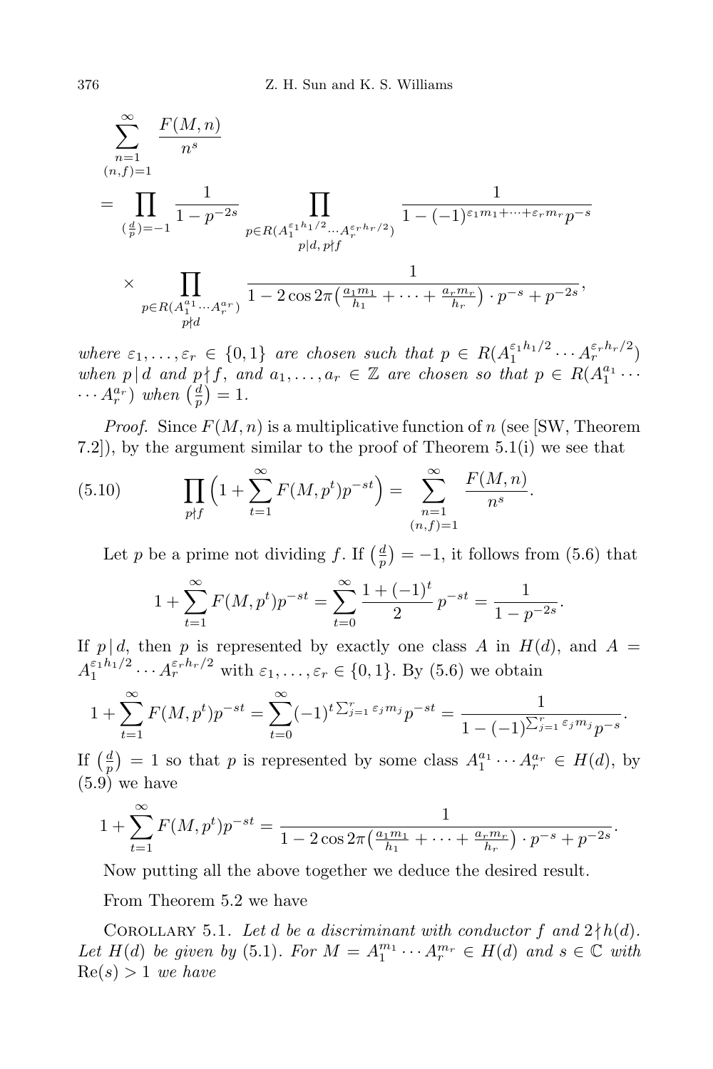$$\sum_{\substack{n=1\\(n,f)=1}}^{\infty} \frac{F(M,n)}{n^s}$$

$$= \prod_{(\frac{d}{p})=-1} \frac{1}{1-p^{-2s}} \prod_{\substack{p\in R(A_1^{\varepsilon_1 h_1/2}\cdots A_r^{\varepsilon_r h_r/2})\\ p\mid d,\ p\nmid f}} \frac{1}{1-(-1)^{\varepsilon_1 m_1+\cdots+\varepsilon_r m_r}p^{-s}}$$

$$\times \prod_{\substack{p\in R(A_1^{a_1}\cdots A_r^{a_r})\\ p\nmid d}} \frac{1}{1-2\cos 2\pi\big(\frac{a_1 m_1}{h_1}+\cdots+\frac{a_r m_r}{h_r}\big)\cdot p^{-s}+p^{-2s}},$$

*where* $\varepsilon_1,\dots,\varepsilon_r \in \{0,1\}$ *are chosen such that* $p \in R(A_1^{\varepsilon_1 h_1/2}\cdots A_r^{\varepsilon_r h_r/2})$ *when* $p\mid d$ *and* $p\nmid f$, *and* $a_1,\dots,a_r \in \mathbb{Z}$ *are chosen so that* $p \in R(A_1^{a_1}\cdots A_r^{a_r})$ *when* $\big(\frac{d}{p}\big)=1$.

*Proof.* Since $F(M,n)$ is a multiplicative function of $n$ (see [SW, Theorem 7.2]), by the argument similar to the proof of Theorem 5.1(i) we see that

$$\prod_{p\nmid f}\Big(1+\sum_{t=1}^{\infty}F(M,p^t)p^{-st}\Big) = \sum_{\substack{n=1\\(n,f)=1}}^{\infty}\frac{F(M,n)}{n^s}. \tag{5.10}$$

Let $p$ be a prime not dividing $f$. If $\big(\frac{d}{p}\big)=-1$, it follows from (5.6) that

$$1+\sum_{t=1}^{\infty}F(M,p^t)p^{-st} = \sum_{t=0}^{\infty}\frac{1+(-1)^t}{2}\,p^{-st} = \frac{1}{1-p^{-2s}}.$$

If $p\mid d$, then $p$ is represented by exactly one class $A$ in $H(d)$, and $A = A_1^{\varepsilon_1 h_1/2}\cdots A_r^{\varepsilon_r h_r/2}$ with $\varepsilon_1,\dots,\varepsilon_r\in\{0,1\}$. By (5.6) we obtain

$$1+\sum_{t=1}^{\infty}F(M,p^t)p^{-st} = \sum_{t=0}^{\infty}(-1)^{t\sum_{j=1}^{r}\varepsilon_j m_j}p^{-st} = \frac{1}{1-(-1)^{\sum_{j=1}^{r}\varepsilon_j m_j}p^{-s}}.$$

If $\big(\frac{d}{p}\big)=1$ so that $p$ is represented by some class $A_1^{a_1}\cdots A_r^{a_r}\in H(d)$, by (5.9) we have

$$1+\sum_{t=1}^{\infty}F(M,p^t)p^{-st} = \frac{1}{1-2\cos 2\pi\big(\frac{a_1 m_1}{h_1}+\cdots+\frac{a_r m_r}{h_r}\big)\cdot p^{-s}+p^{-2s}}.$$

Now putting all the above together we deduce the desired result.

From Theorem 5.2 we have

Corollary 5.1. *Let $d$ be a discriminant with conductor $f$ and $2\nmid h(d)$. Let $H(d)$ be given by (5.1). For $M = A_1^{m_1}\cdots A_r^{m_r}\in H(d)$ and $s\in\mathbb{C}$ with $\mathrm{Re}(s)>1$ we have*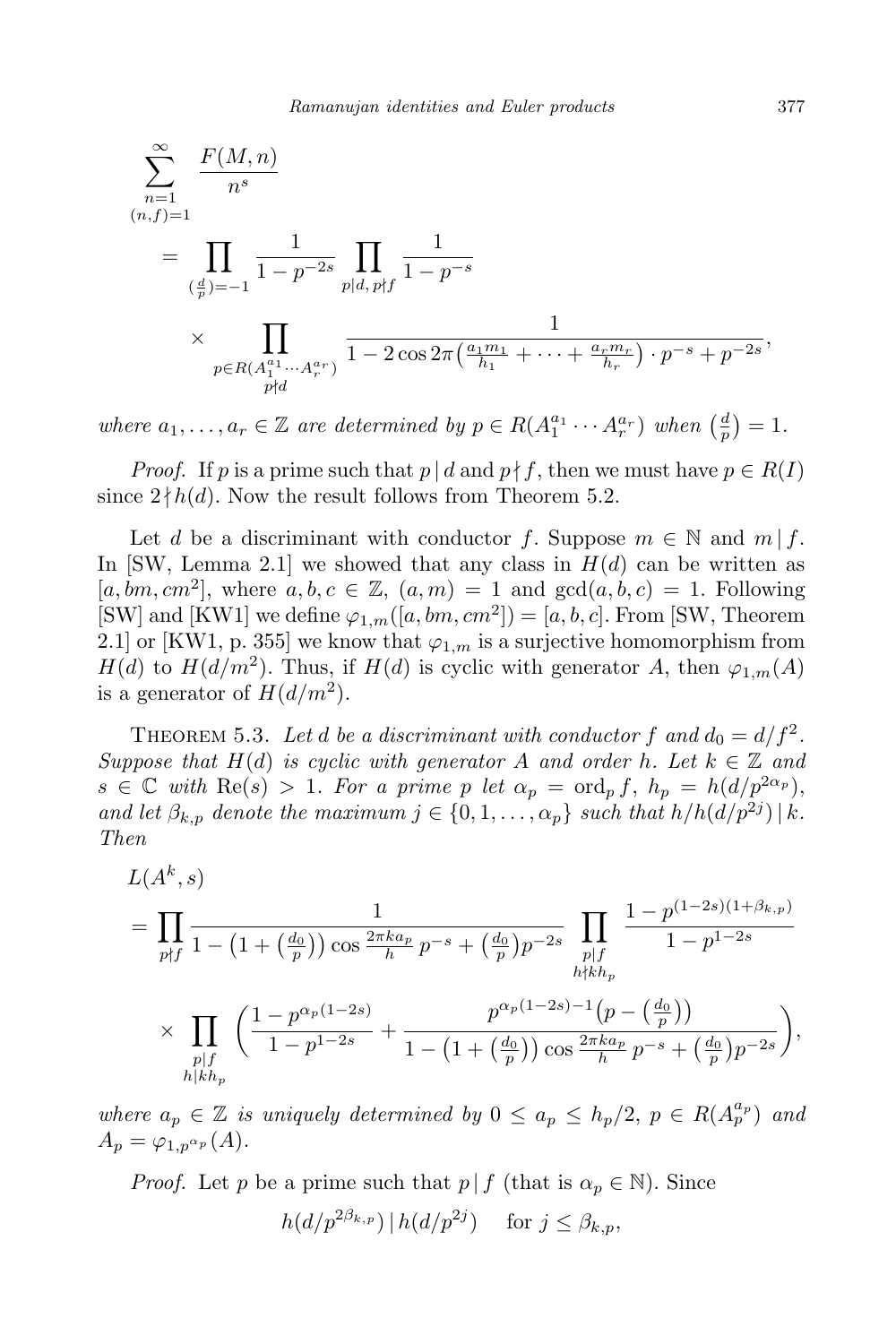$$\sum_{\substack{n=1\\(n,f)=1}}^{\infty} \frac{F(M,n)}{n^s}$$

$$= \prod_{(\frac{d}{p})=-1} \frac{1}{1-p^{-2s}} \prod_{p\mid d,\, p\nmid f} \frac{1}{1-p^{-s}}$$

$$\times \prod_{\substack{p\in R(A_1^{a_1}\cdots A_r^{a_r})\\ p\nmid d}} \frac{1}{1-2\cos 2\pi\left(\frac{a_1 m_1}{h_1}+\cdots+\frac{a_r m_r}{h_r}\right)\cdot p^{-s}+p^{-2s}},$$

*where $a_1,\dots,a_r \in \mathbb{Z}$ are determined by $p \in R(A_1^{a_1}\cdots A_r^{a_r})$ when $\left(\frac{d}{p}\right)=1$.*

*Proof.* If $p$ is a prime such that $p \mid d$ and $p \nmid f$, then we must have $p \in R(I)$ since $2 \nmid h(d)$. Now the result follows from Theorem 5.2.

Let $d$ be a discriminant with conductor $f$. Suppose $m \in \mathbb{N}$ and $m \mid f$. In [SW, Lemma 2.1] we showed that any class in $H(d)$ can be written as $[a, bm, cm^2]$, where $a,b,c \in \mathbb{Z}$, $(a,m)=1$ and $\gcd(a,b,c)=1$. Following [SW] and [KW1] we define $\varphi_{1,m}([a,bm,cm^2])=[a,b,c]$. From [SW, Theorem 2.1] or [KW1, p. 355] we know that $\varphi_{1,m}$ is a surjective homomorphism from $H(d)$ to $H(d/m^2)$. Thus, if $H(d)$ is cyclic with generator $A$, then $\varphi_{1,m}(A)$ is a generator of $H(d/m^2)$.

Theorem 5.3. *Let $d$ be a discriminant with conductor $f$ and $d_0 = d/f^2$. Suppose that $H(d)$ is cyclic with generator $A$ and order $h$. Let $k \in \mathbb{Z}$ and $s \in \mathbb{C}$ with $\mathrm{Re}(s) > 1$. For a prime $p$ let $\alpha_p = \mathrm{ord}_p f$, $h_p = h(d/p^{2\alpha_p})$, and let $\beta_{k,p}$ denote the maximum $j \in \{0,1,\dots,\alpha_p\}$ such that $h/h(d/p^{2j}) \mid k$. Then*

$$L(A^k,s)$$

$$= \prod_{p\nmid f} \frac{1}{1-\left(1+\left(\frac{d_0}{p}\right)\right)\cos\frac{2\pi k a_p}{h}\,p^{-s}+\left(\frac{d_0}{p}\right)p^{-2s}} \prod_{\substack{p\mid f\\ h\nmid kh_p}} \frac{1-p^{(1-2s)(1+\beta_{k,p})}}{1-p^{1-2s}}$$

$$\times \prod_{\substack{p\mid f\\ h\mid kh_p}} \left(\frac{1-p^{\alpha_p(1-2s)}}{1-p^{1-2s}} + \frac{p^{\alpha_p(1-2s)-1}\left(p-\left(\frac{d_0}{p}\right)\right)}{1-\left(1+\left(\frac{d_0}{p}\right)\right)\cos\frac{2\pi k a_p}{h}\,p^{-s}+\left(\frac{d_0}{p}\right)p^{-2s}}\right),$$

*where $a_p \in \mathbb{Z}$ is uniquely determined by $0 \le a_p \le h_p/2$, $p \in R(A_p^{a_p})$ and $A_p = \varphi_{1,p^{\alpha_p}}(A)$.*

*Proof.* Let $p$ be a prime such that $p \mid f$ (that is $\alpha_p \in \mathbb{N}$). Since

$$h(d/p^{2\beta_{k,p}}) \mid h(d/p^{2j}) \quad \text{for } j \le \beta_{k,p},$$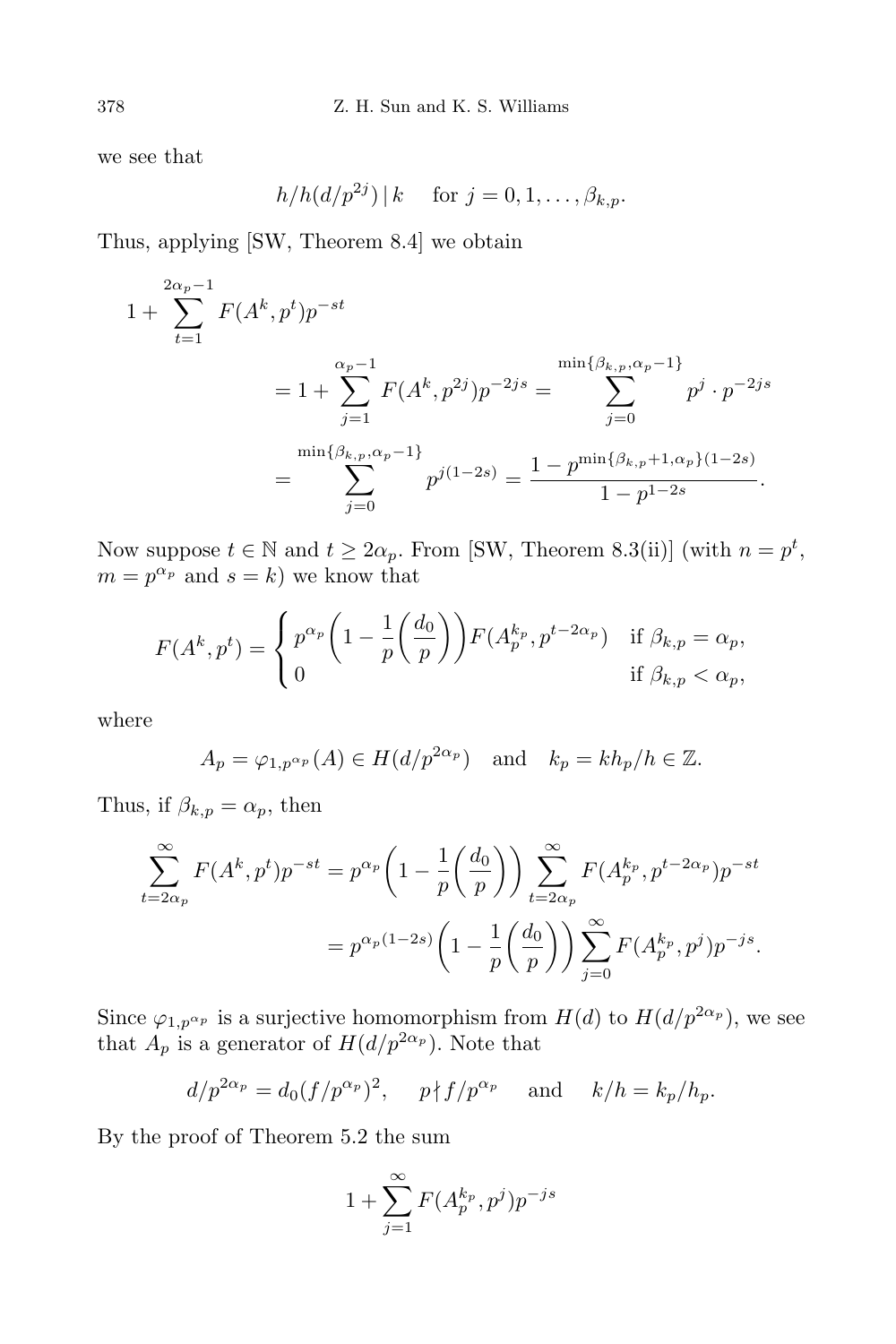we see that

$$h/h(d/p^{2j}) \mid k \quad \text{for } j = 0, 1, \ldots, \beta_{k,p}.$$

Thus, applying [SW, Theorem 8.4] we obtain

$$\begin{aligned}
1 + \sum_{t=1}^{2\alpha_p - 1} F(A^k, p^t)p^{-st} \\
&= 1 + \sum_{j=1}^{\alpha_p - 1} F(A^k, p^{2j})p^{-2js} = \sum_{j=0}^{\min\{\beta_{k,p}, \alpha_p - 1\}} p^j \cdot p^{-2js} \\
&= \sum_{j=0}^{\min\{\beta_{k,p}, \alpha_p - 1\}} p^{j(1-2s)} = \frac{1 - p^{\min\{\beta_{k,p}+1, \alpha_p\}(1-2s)}}{1 - p^{1-2s}}.
\end{aligned}$$

Now suppose $t \in \mathbb{N}$ and $t \geq 2\alpha_p$. From [SW, Theorem 8.3(ii)] (with $n = p^t$, $m = p^{\alpha_p}$ and $s = k$) we know that

$$F(A^k, p^t) = \begin{cases} p^{\alpha_p}\left(1 - \dfrac{1}{p}\left(\dfrac{d_0}{p}\right)\right)F(A_p^{k_p}, p^{t-2\alpha_p}) & \text{if } \beta_{k,p} = \alpha_p, \\ 0 & \text{if } \beta_{k,p} < \alpha_p, \end{cases}$$

where

$$A_p = \varphi_{1,p^{\alpha_p}}(A) \in H(d/p^{2\alpha_p}) \quad \text{and} \quad k_p = kh_p/h \in \mathbb{Z}.$$

Thus, if $\beta_{k,p} = \alpha_p$, then

$$\begin{aligned}
\sum_{t=2\alpha_p}^{\infty} F(A^k, p^t)p^{-st} &= p^{\alpha_p}\left(1 - \frac{1}{p}\left(\frac{d_0}{p}\right)\right) \sum_{t=2\alpha_p}^{\infty} F(A_p^{k_p}, p^{t-2\alpha_p})p^{-st} \\
&= p^{\alpha_p(1-2s)}\left(1 - \frac{1}{p}\left(\frac{d_0}{p}\right)\right) \sum_{j=0}^{\infty} F(A_p^{k_p}, p^j)p^{-js}.
\end{aligned}$$

Since $\varphi_{1,p^{\alpha_p}}$ is a surjective homomorphism from $H(d)$ to $H(d/p^{2\alpha_p})$, we see that $A_p$ is a generator of $H(d/p^{2\alpha_p})$. Note that

$$d/p^{2\alpha_p} = d_0(f/p^{\alpha_p})^2, \quad p \nmid f/p^{\alpha_p} \quad \text{and} \quad k/h = k_p/h_p.$$

By the proof of Theorem 5.2 the sum

$$1 + \sum_{j=1}^{\infty} F(A_p^{k_p}, p^j)p^{-js}$$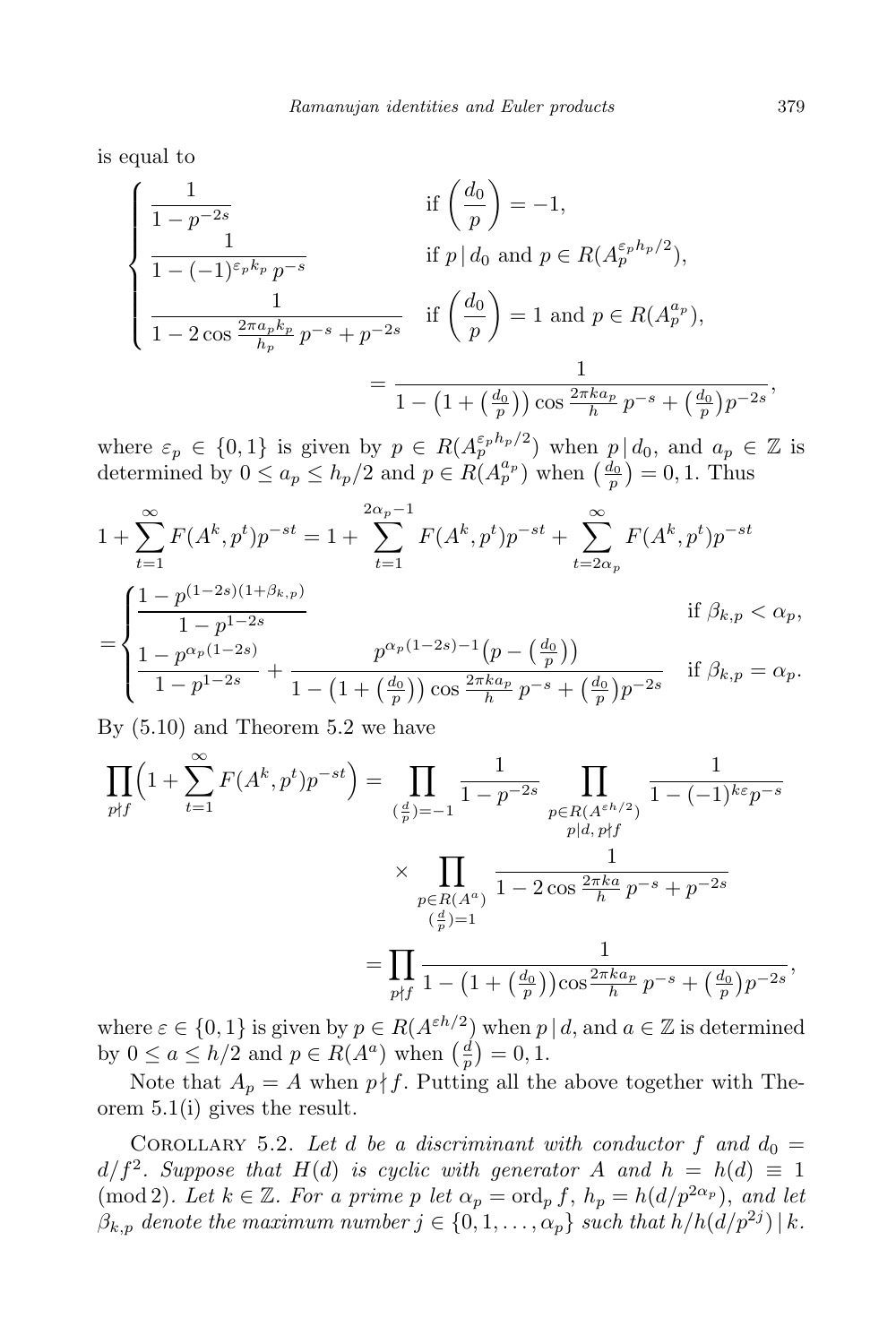is equal to

$$\begin{cases} \dfrac{1}{1-p^{-2s}} & \text{if } \left(\dfrac{d_0}{p}\right) = -1, \\ \dfrac{1}{1-(-1)^{\varepsilon_p k_p}\, p^{-s}} & \text{if } p \mid d_0 \text{ and } p \in R(A_p^{\varepsilon_p h_p/2}), \\ \dfrac{1}{1 - 2\cos\frac{2\pi a_p k_p}{h_p}\, p^{-s} + p^{-2s}} & \text{if } \left(\dfrac{d_0}{p}\right) = 1 \text{ and } p \in R(A_p^{a_p}), \end{cases}$$

$$= \frac{1}{1 - \left(1 + \left(\frac{d_0}{p}\right)\right)\cos\frac{2\pi k a_p}{h}\, p^{-s} + \left(\frac{d_0}{p}\right)p^{-2s}},$$

where $\varepsilon_p \in \{0,1\}$ is given by $p \in R(A_p^{\varepsilon_p h_p/2})$ when $p \mid d_0$, and $a_p \in \mathbb{Z}$ is determined by $0 \le a_p \le h_p/2$ and $p \in R(A_p^{a_p})$ when $\left(\frac{d_0}{p}\right) = 0, 1$. Thus

$$1 + \sum_{t=1}^{\infty} F(A^k, p^t)p^{-st} = 1 + \sum_{t=1}^{2\alpha_p - 1} F(A^k, p^t)p^{-st} + \sum_{t=2\alpha_p}^{\infty} F(A^k, p^t)p^{-st}$$

$$= \begin{cases} \dfrac{1 - p^{(1-2s)(1+\beta_{k,p})}}{1 - p^{1-2s}} & \text{if } \beta_{k,p} < \alpha_p, \\ \dfrac{1 - p^{\alpha_p(1-2s)}}{1 - p^{1-2s}} + \dfrac{p^{\alpha_p(1-2s)-1}\left(p - \left(\frac{d_0}{p}\right)\right)}{1 - \left(1 + \left(\frac{d_0}{p}\right)\right)\cos\frac{2\pi k a_p}{h}\, p^{-s} + \left(\frac{d_0}{p}\right)p^{-2s}} & \text{if } \beta_{k,p} = \alpha_p. \end{cases}$$

By (5.10) and Theorem 5.2 we have

$$\prod_{p \nmid f}\Big(1 + \sum_{t=1}^{\infty} F(A^k, p^t)p^{-st}\Big) = \prod_{(\frac{d}{p}) = -1} \frac{1}{1-p^{-2s}} \prod_{\substack{p \in R(A^{\varepsilon h/2}) \\ p \mid d,\, p \nmid f}} \frac{1}{1 - (-1)^{k\varepsilon}p^{-s}}$$

$$\times \prod_{\substack{p \in R(A^a) \\ (\frac{d}{p}) = 1}} \frac{1}{1 - 2\cos\frac{2\pi k a}{h}\, p^{-s} + p^{-2s}}$$

$$= \prod_{p \nmid f} \frac{1}{1 - \left(1 + \left(\frac{d_0}{p}\right)\right)\cos\frac{2\pi k a_p}{h}\, p^{-s} + \left(\frac{d_0}{p}\right)p^{-2s}},$$

where $\varepsilon \in \{0,1\}$ is given by $p \in R(A^{\varepsilon h/2})$ when $p \mid d$, and $a \in \mathbb{Z}$ is determined by $0 \le a \le h/2$ and $p \in R(A^a)$ when $\left(\frac{d}{p}\right) = 0, 1$.

Note that $A_p = A$ when $p \nmid f$. Putting all the above together with Theorem 5.1(i) gives the result.

Corollary 5.2. *Let $d$ be a discriminant with conductor $f$ and $d_0 = d/f^2$. Suppose that $H(d)$ is cyclic with generator $A$ and $h = h(d) \equiv 1 \pmod 2$. Let $k \in \mathbb{Z}$. For a prime $p$ let $\alpha_p = \operatorname{ord}_p f$, $h_p = h(d/p^{2\alpha_p})$, and let $\beta_{k,p}$ denote the maximum number $j \in \{0, 1, \ldots, \alpha_p\}$ such that $h/h(d/p^{2j}) \mid k$.*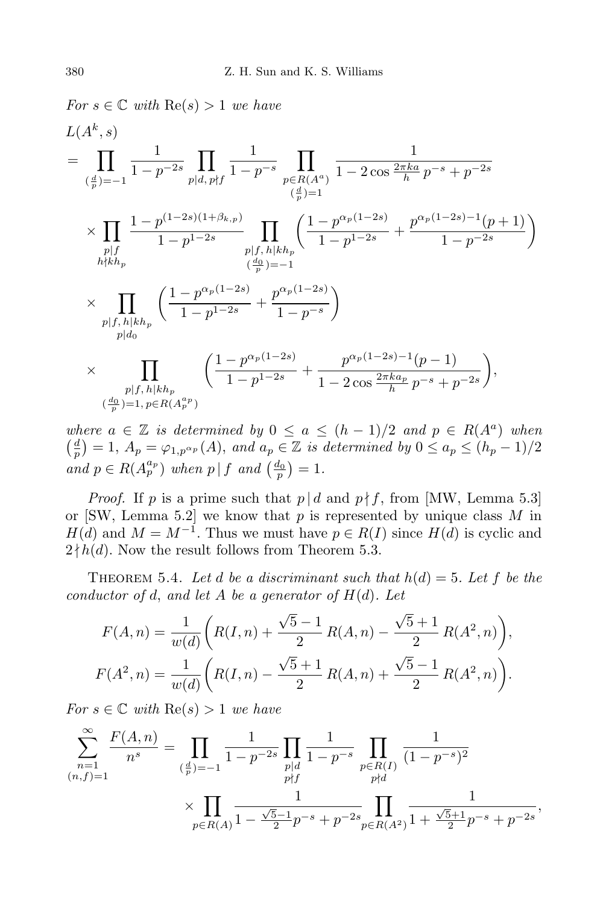*For* $s \in \mathbb{C}$ *with* $\mathrm{Re}(s) > 1$ *we have*

$$
\begin{aligned}
&L(A^k, s) \\
&= \prod_{(\frac{d}{p})=-1} \frac{1}{1-p^{-2s}} \prod_{p\mid d,\, p\nmid f} \frac{1}{1-p^{-s}} \prod_{\substack{p\in R(A^a)\\ (\frac{d}{p})=1}} \frac{1}{1-2\cos\frac{2\pi ka}{h}\,p^{-s}+p^{-2s}} \\
&\quad\times \prod_{\substack{p\mid f\\ h\nmid kh_p}} \frac{1-p^{(1-2s)(1+\beta_{k,p})}}{1-p^{1-2s}} \prod_{\substack{p\mid f,\, h\mid kh_p\\ (\frac{d_0}{p})=-1}} \bigg(\frac{1-p^{\alpha_p(1-2s)}}{1-p^{1-2s}} + \frac{p^{\alpha_p(1-2s)-1}(p+1)}{1-p^{-2s}}\bigg) \\
&\quad\times \prod_{\substack{p\mid f,\, h\mid kh_p\\ p\mid d_0}} \bigg(\frac{1-p^{\alpha_p(1-2s)}}{1-p^{1-2s}} + \frac{p^{\alpha_p(1-2s)}}{1-p^{-s}}\bigg) \\
&\quad\times \prod_{\substack{p\mid f,\, h\mid kh_p\\ (\frac{d_0}{p})=1,\, p\in R(A_p^{a_p})}} \bigg(\frac{1-p^{\alpha_p(1-2s)}}{1-p^{1-2s}} + \frac{p^{\alpha_p(1-2s)-1}(p-1)}{1-2\cos\frac{2\pi ka_p}{h}\,p^{-s}+p^{-2s}}\bigg),
\end{aligned}
$$

*where* $a \in \mathbb{Z}$ *is determined by* $0 \le a \le (h-1)/2$ *and* $p \in R(A^a)$ *when* $\big(\frac{d}{p}\big) = 1$, $A_p = \varphi_{1,p^{\alpha_p}}(A)$, *and* $a_p \in \mathbb{Z}$ *is determined by* $0 \le a_p \le (h_p-1)/2$ *and* $p \in R(A_p^{a_p})$ *when* $p \mid f$ *and* $\big(\frac{d_0}{p}\big) = 1$.

*Proof.* If $p$ is a prime such that $p \mid d$ and $p \nmid f$, from [MW, Lemma 5.3] or [SW, Lemma 5.2] we know that $p$ is represented by unique class $M$ in $H(d)$ and $M = M^{-1}$. Thus we must have $p \in R(I)$ since $H(d)$ is cyclic and $2 \nmid h(d)$. Now the result follows from Theorem 5.3.

Theorem 5.4. *Let $d$ be a discriminant such that $h(d) = 5$. Let $f$ be the conductor of $d$, and let $A$ be a generator of $H(d)$. Let*

$$
\begin{aligned}
F(A, n) &= \frac{1}{w(d)}\bigg(R(I, n) + \frac{\sqrt{5}-1}{2}\,R(A, n) - \frac{\sqrt{5}+1}{2}\,R(A^2, n)\bigg), \\
F(A^2, n) &= \frac{1}{w(d)}\bigg(R(I, n) - \frac{\sqrt{5}+1}{2}\,R(A, n) + \frac{\sqrt{5}-1}{2}\,R(A^2, n)\bigg).
\end{aligned}
$$

*For* $s \in \mathbb{C}$ *with* $\mathrm{Re}(s) > 1$ *we have*

$$
\begin{aligned}
\sum_{\substack{n=1\\ (n,f)=1}}^{\infty} \frac{F(A, n)}{n^s} &= \prod_{(\frac{d}{p})=-1} \frac{1}{1-p^{-2s}} \prod_{\substack{p\mid d\\ p\nmid f}} \frac{1}{1-p^{-s}} \prod_{\substack{p\in R(I)\\ p\nmid d}} \frac{1}{(1-p^{-s})^2} \\
&\quad\times \prod_{p\in R(A)} \frac{1}{1-\frac{\sqrt{5}-1}{2}p^{-s}+p^{-2s}} \prod_{p\in R(A^2)} \frac{1}{1+\frac{\sqrt{5}+1}{2}p^{-s}+p^{-2s}},
\end{aligned}
$$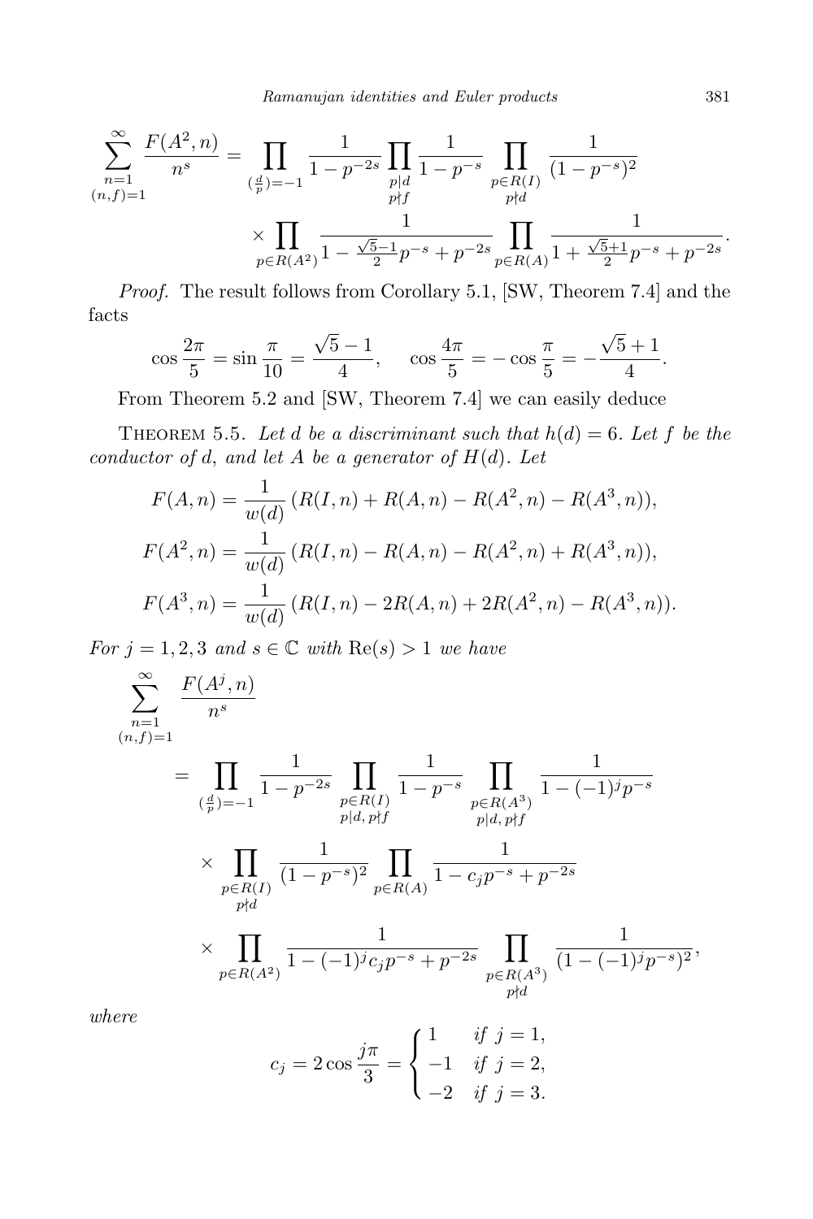$$\sum_{\substack{n=1\\(n,f)=1}}^{\infty} \frac{F(A^2,n)}{n^s} = \prod_{(\frac{d}{p})=-1} \frac{1}{1-p^{-2s}} \prod_{\substack{p\mid d\\ p\nmid f}} \frac{1}{1-p^{-s}} \prod_{\substack{p\in R(I)\\ p\nmid d}} \frac{1}{(1-p^{-s})^2}$$

$$\times \prod_{p\in R(A^2)} \frac{1}{1-\frac{\sqrt{5}-1}{2}p^{-s}+p^{-2s}} \prod_{p\in R(A)} \frac{1}{1+\frac{\sqrt{5}+1}{2}p^{-s}+p^{-2s}}.$$

*Proof.* The result follows from Corollary 5.1, [SW, Theorem 7.4] and the facts

$$\cos\frac{2\pi}{5} = \sin\frac{\pi}{10} = \frac{\sqrt{5}-1}{4}, \quad \cos\frac{4\pi}{5} = -\cos\frac{\pi}{5} = -\frac{\sqrt{5}+1}{4}.$$

From Theorem 5.2 and [SW, Theorem 7.4] we can easily deduce

THEOREM 5.5. *Let $d$ be a discriminant such that $h(d)=6$. Let $f$ be the conductor of $d$, and let $A$ be a generator of $H(d)$. Let*

$$F(A,n) = \frac{1}{w(d)}\,(R(I,n)+R(A,n)-R(A^2,n)-R(A^3,n)),$$

$$F(A^2,n) = \frac{1}{w(d)}\,(R(I,n)-R(A,n)-R(A^2,n)+R(A^3,n)),$$

$$F(A^3,n) = \frac{1}{w(d)}\,(R(I,n)-2R(A,n)+2R(A^2,n)-R(A^3,n)).$$

*For $j=1,2,3$ and $s\in\mathbb{C}$ with $\mathrm{Re}(s)>1$ we have*

$$\sum_{\substack{n=1\\(n,f)=1}}^{\infty} \frac{F(A^j,n)}{n^s}$$

$$= \prod_{(\frac{d}{p})=-1} \frac{1}{1-p^{-2s}} \prod_{\substack{p\in R(I)\\ p\mid d,\, p\nmid f}} \frac{1}{1-p^{-s}} \prod_{\substack{p\in R(A^3)\\ p\mid d,\, p\nmid f}} \frac{1}{1-(-1)^j p^{-s}}$$

$$\times \prod_{\substack{p\in R(I)\\ p\nmid d}} \frac{1}{(1-p^{-s})^2} \prod_{p\in R(A)} \frac{1}{1-c_j p^{-s}+p^{-2s}}$$

$$\times \prod_{p\in R(A^2)} \frac{1}{1-(-1)^j c_j p^{-s}+p^{-2s}} \prod_{\substack{p\in R(A^3)\\ p\nmid d}} \frac{1}{(1-(-1)^j p^{-s})^2},$$

*where*

$$c_j = 2\cos\frac{j\pi}{3} = \begin{cases} 1 & \text{if } j=1,\\ -1 & \text{if } j=2,\\ -2 & \text{if } j=3.\end{cases}$$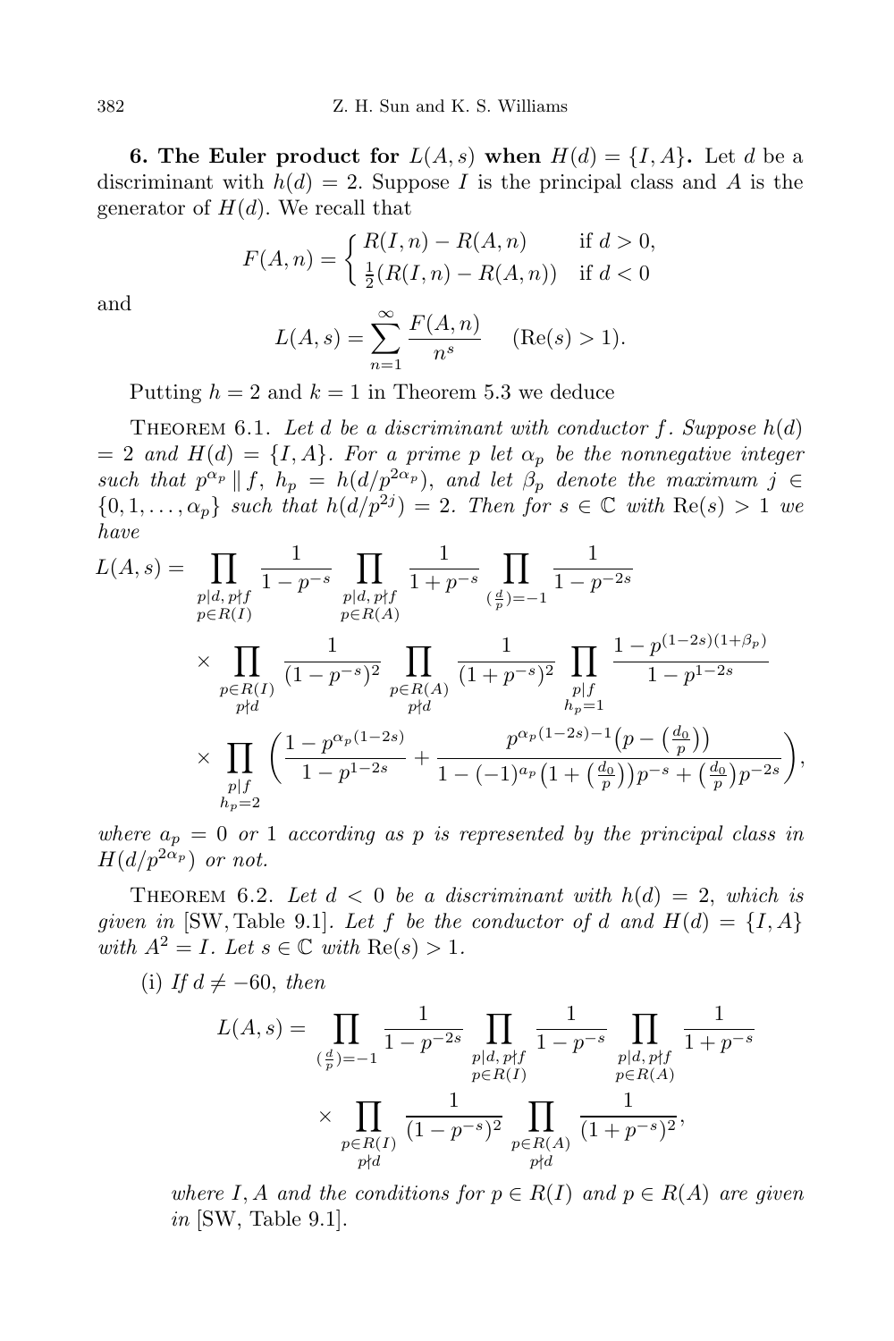**6. The Euler product for $L(A,s)$ when $H(d) = \{I, A\}$.** Let $d$ be a discriminant with $h(d) = 2$. Suppose $I$ is the principal class and $A$ is the generator of $H(d)$. We recall that

$$F(A,n) = \begin{cases} R(I,n) - R(A,n) & \text{if } d > 0, \\ \frac{1}{2}(R(I,n) - R(A,n)) & \text{if } d < 0 \end{cases}$$

and

$$L(A,s) = \sum_{n=1}^{\infty} \frac{F(A,n)}{n^s} \quad (\mathrm{Re}(s) > 1).$$

Putting $h = 2$ and $k = 1$ in Theorem 5.3 we deduce

Theorem 6.1. *Let $d$ be a discriminant with conductor $f$. Suppose $h(d) = 2$ and $H(d) = \{I, A\}$. For a prime $p$ let $\alpha_p$ be the nonnegative integer such that $p^{\alpha_p} \parallel f$, $h_p = h(d/p^{2\alpha_p})$, and let $\beta_p$ denote the maximum $j \in \{0, 1, \ldots, \alpha_p\}$ such that $h(d/p^{2j}) = 2$. Then for $s \in \mathbb{C}$ with $\mathrm{Re}(s) > 1$ we have*

$$\begin{aligned} L(A,s) = & \prod_{\substack{p \mid d,\, p \nmid f \\ p \in R(I)}} \frac{1}{1 - p^{-s}} \prod_{\substack{p \mid d,\, p \nmid f \\ p \in R(A)}} \frac{1}{1 + p^{-s}} \prod_{(\frac{d}{p}) = -1} \frac{1}{1 - p^{-2s}} \\ & \times \prod_{\substack{p \in R(I) \\ p \nmid d}} \frac{1}{(1 - p^{-s})^2} \prod_{\substack{p \in R(A) \\ p \nmid d}} \frac{1}{(1 + p^{-s})^2} \prod_{\substack{p \mid f \\ h_p = 1}} \frac{1 - p^{(1-2s)(1+\beta_p)}}{1 - p^{1-2s}} \\ & \times \prod_{\substack{p \mid f \\ h_p = 2}} \left( \frac{1 - p^{\alpha_p(1-2s)}}{1 - p^{1-2s}} + \frac{p^{\alpha_p(1-2s)-1}\big(p - \big(\frac{d_0}{p}\big)\big)}{1 - (-1)^{a_p}\big(1 + \big(\frac{d_0}{p}\big)\big)p^{-s} + \big(\frac{d_0}{p}\big)p^{-2s}} \right), \end{aligned}$$

*where $a_p = 0$ or $1$ according as $p$ is represented by the principal class in $H(d/p^{2\alpha_p})$ or not.*

Theorem 6.2. *Let $d < 0$ be a discriminant with $h(d) = 2$, which is given in* [SW, Table 9.1]. *Let $f$ be the conductor of $d$ and $H(d) = \{I, A\}$ with $A^2 = I$. Let $s \in \mathbb{C}$ with $\mathrm{Re}(s) > 1$.*

(i) *If $d \neq -60$, then*

$$\begin{aligned} L(A,s) = & \prod_{(\frac{d}{p}) = -1} \frac{1}{1 - p^{-2s}} \prod_{\substack{p \mid d,\, p \nmid f \\ p \in R(I)}} \frac{1}{1 - p^{-s}} \prod_{\substack{p \mid d,\, p \nmid f \\ p \in R(A)}} \frac{1}{1 + p^{-s}} \\ & \times \prod_{\substack{p \in R(I) \\ p \nmid d}} \frac{1}{(1 - p^{-s})^2} \prod_{\substack{p \in R(A) \\ p \nmid d}} \frac{1}{(1 + p^{-s})^2}, \end{aligned}$$

*where $I, A$ and the conditions for $p \in R(I)$ and $p \in R(A)$ are given in* [SW, Table 9.1].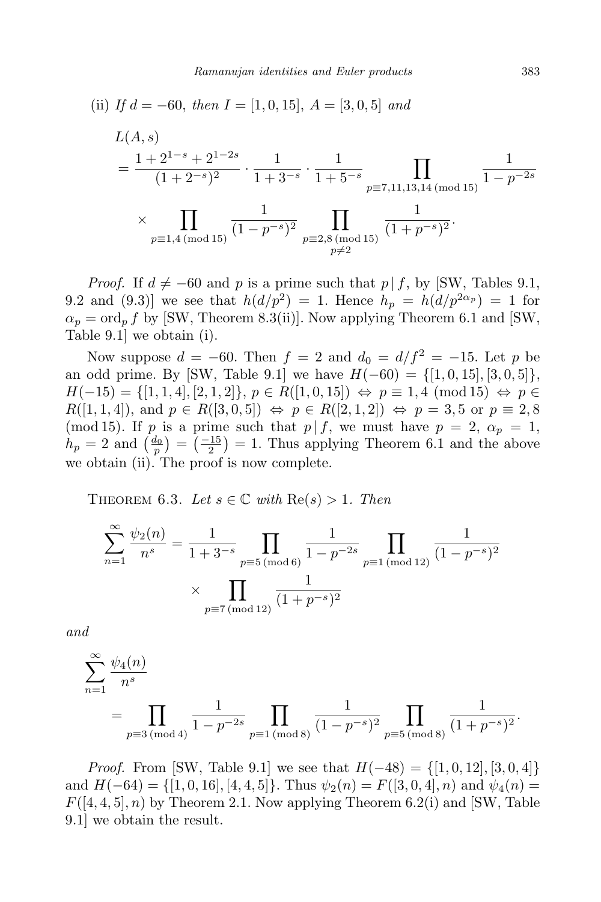(ii) *If* $d = -60$, *then* $I = [1, 0, 15]$, $A = [3, 0, 5]$ *and*

$$
\begin{aligned}
&L(A, s) \\
&= \frac{1 + 2^{1-s} + 2^{1-2s}}{(1 + 2^{-s})^2} \cdot \frac{1}{1 + 3^{-s}} \cdot \frac{1}{1 + 5^{-s}} \prod_{p \equiv 7, 11, 13, 14 \pmod{15}} \frac{1}{1 - p^{-2s}} \\
&\quad \times \prod_{p \equiv 1, 4 \pmod{15}} \frac{1}{(1 - p^{-s})^2} \prod_{\substack{p \equiv 2, 8 \pmod{15} \\ p \neq 2}} \frac{1}{(1 + p^{-s})^2}.
\end{aligned}
$$

*Proof.* If $d \neq -60$ and $p$ is a prime such that $p \mid f$, by [SW, Tables 9.1, 9.2 and (9.3)] we see that $h(d/p^2) = 1$. Hence $h_p = h(d/p^{2\alpha_p}) = 1$ for $\alpha_p = \mathrm{ord}_p f$ by [SW, Theorem 8.3(ii)]. Now applying Theorem 6.1 and [SW, Table 9.1] we obtain (i).

Now suppose $d = -60$. Then $f = 2$ and $d_0 = d/f^2 = -15$. Let $p$ be an odd prime. By [SW, Table 9.1] we have $H(-60) = \{[1, 0, 15], [3, 0, 5]\}$, $H(-15) = \{[1, 1, 4], [2, 1, 2]\}$, $p \in R([1, 0, 15]) \Leftrightarrow p \equiv 1, 4 \pmod{15} \Leftrightarrow p \in R([1, 1, 4])$, and $p \in R([3, 0, 5]) \Leftrightarrow p \in R([2, 1, 2]) \Leftrightarrow p = 3, 5$ or $p \equiv 2, 8 \pmod{15}$. If $p$ is a prime such that $p \mid f$, we must have $p = 2$, $\alpha_p = 1$, $h_p = 2$ and $\left(\frac{d_0}{p}\right) = \left(\frac{-15}{2}\right) = 1$. Thus applying Theorem 6.1 and the above we obtain (ii). The proof is now complete.

THEOREM 6.3. *Let* $s \in \mathbb{C}$ *with* $\mathrm{Re}(s) > 1$. *Then*

$$
\begin{aligned}
\sum_{n=1}^{\infty} \frac{\psi_2(n)}{n^s} = \frac{1}{1 + 3^{-s}} \prod_{p \equiv 5 \pmod 6} \frac{1}{1 - p^{-2s}} \prod_{p \equiv 1 \pmod{12}} \frac{1}{(1 - p^{-s})^2} \\
\times \prod_{p \equiv 7 \pmod{12}} \frac{1}{(1 + p^{-s})^2}
\end{aligned}
$$

*and*

$$
\begin{aligned}
&\sum_{n=1}^{\infty} \frac{\psi_4(n)}{n^s} \\
&\quad = \prod_{p \equiv 3 \pmod 4} \frac{1}{1 - p^{-2s}} \prod_{p \equiv 1 \pmod 8} \frac{1}{(1 - p^{-s})^2} \prod_{p \equiv 5 \pmod 8} \frac{1}{(1 + p^{-s})^2}.
\end{aligned}
$$

*Proof.* From [SW, Table 9.1] we see that $H(-48) = \{[1, 0, 12], [3, 0, 4]\}$ and $H(-64) = \{[1, 0, 16], [4, 4, 5]\}$. Thus $\psi_2(n) = F([3, 0, 4], n)$ and $\psi_4(n) = F([4, 4, 5], n)$ by Theorem 2.1. Now applying Theorem 6.2(i) and [SW, Table 9.1] we obtain the result.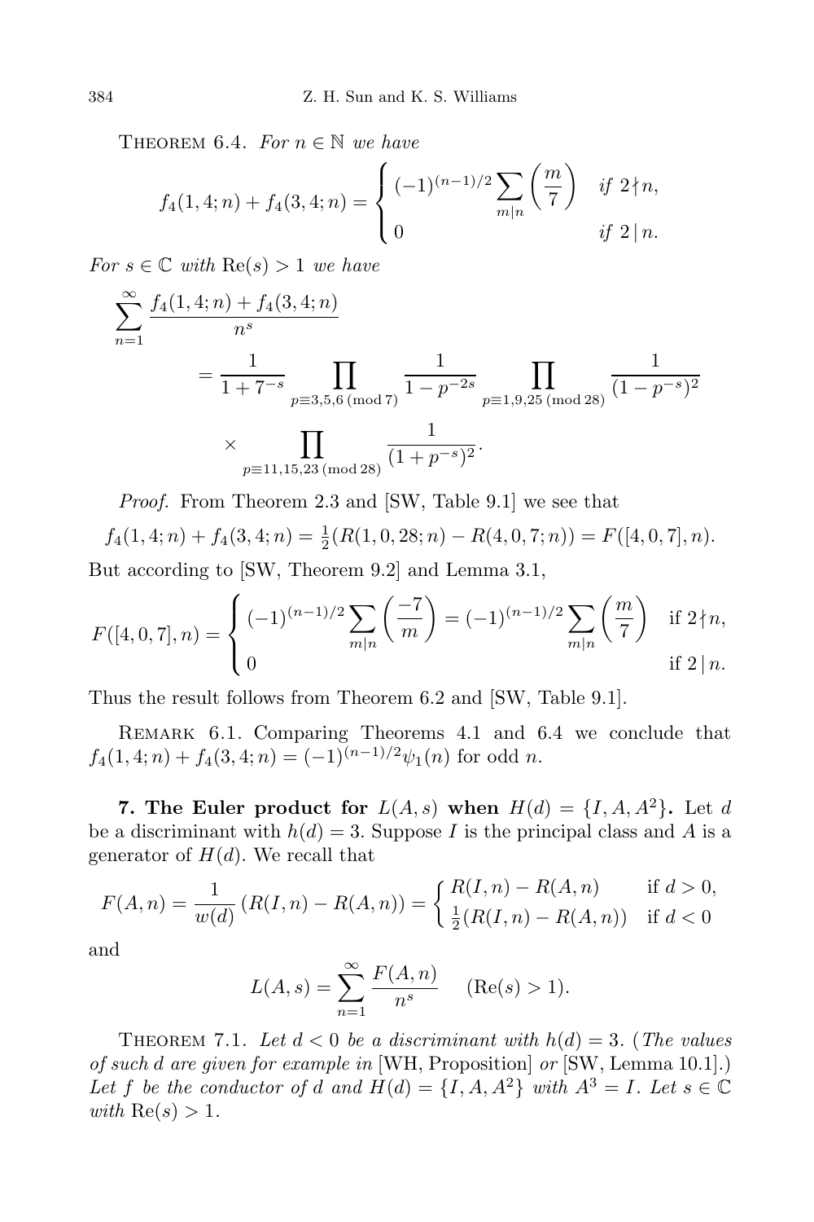THEOREM 6.4. *For $n \in \mathbb{N}$ we have*

$$f_4(1,4;n) + f_4(3,4;n) = \begin{cases} (-1)^{(n-1)/2} \sum_{m \mid n} \left(\frac{m}{7}\right) & \text{if } 2 \nmid n, \\ 0 & \text{if } 2 \mid n. \end{cases}$$

*For $s \in \mathbb{C}$ with $\mathrm{Re}(s) > 1$ we have*

$$\begin{aligned} \sum_{n=1}^{\infty} \frac{f_4(1,4;n) + f_4(3,4;n)}{n^s} &= \frac{1}{1+7^{-s}} \prod_{p \equiv 3,5,6 \ (\mathrm{mod}\ 7)} \frac{1}{1-p^{-2s}} \prod_{p \equiv 1,9,25 \ (\mathrm{mod}\ 28)} \frac{1}{(1-p^{-s})^2} \\ &\quad \times \prod_{p \equiv 11,15,23 \ (\mathrm{mod}\ 28)} \frac{1}{(1+p^{-s})^2}. \end{aligned}$$

*Proof.* From Theorem 2.3 and [SW, Table 9.1] we see that

$$f_4(1,4;n) + f_4(3,4;n) = \tfrac{1}{2}(R(1,0,28;n) - R(4,0,7;n)) = F([4,0,7],n).$$

But according to [SW, Theorem 9.2] and Lemma 3.1,

$$F([4,0,7],n) = \begin{cases} (-1)^{(n-1)/2} \sum_{m \mid n} \left(\frac{-7}{m}\right) = (-1)^{(n-1)/2} \sum_{m \mid n} \left(\frac{m}{7}\right) & \text{if } 2 \nmid n, \\ 0 & \text{if } 2 \mid n. \end{cases}$$

Thus the result follows from Theorem 6.2 and [SW, Table 9.1].

REMARK 6.1. Comparing Theorems 4.1 and 6.4 we conclude that $f_4(1,4;n) + f_4(3,4;n) = (-1)^{(n-1)/2}\psi_1(n)$ for odd $n$.

**7. The Euler product for $L(A,s)$ when $H(d) = \{I, A, A^2\}$.** Let $d$ be a discriminant with $h(d) = 3$. Suppose $I$ is the principal class and $A$ is a generator of $H(d)$. We recall that

$$F(A,n) = \frac{1}{w(d)}\left(R(I,n) - R(A,n)\right) = \begin{cases} R(I,n) - R(A,n) & \text{if } d > 0, \\ \frac{1}{2}(R(I,n) - R(A,n)) & \text{if } d < 0 \end{cases}$$

and

$$L(A,s) = \sum_{n=1}^{\infty} \frac{F(A,n)}{n^s} \qquad (\mathrm{Re}(s) > 1).$$

THEOREM 7.1. *Let $d < 0$ be a discriminant with $h(d) = 3$. (The values of such $d$ are given for example in* [WH, Proposition] *or* [SW, Lemma 10.1].) *Let $f$ be the conductor of $d$ and $H(d) = \{I, A, A^2\}$ with $A^3 = I$. Let $s \in \mathbb{C}$ with $\mathrm{Re}(s) > 1$.*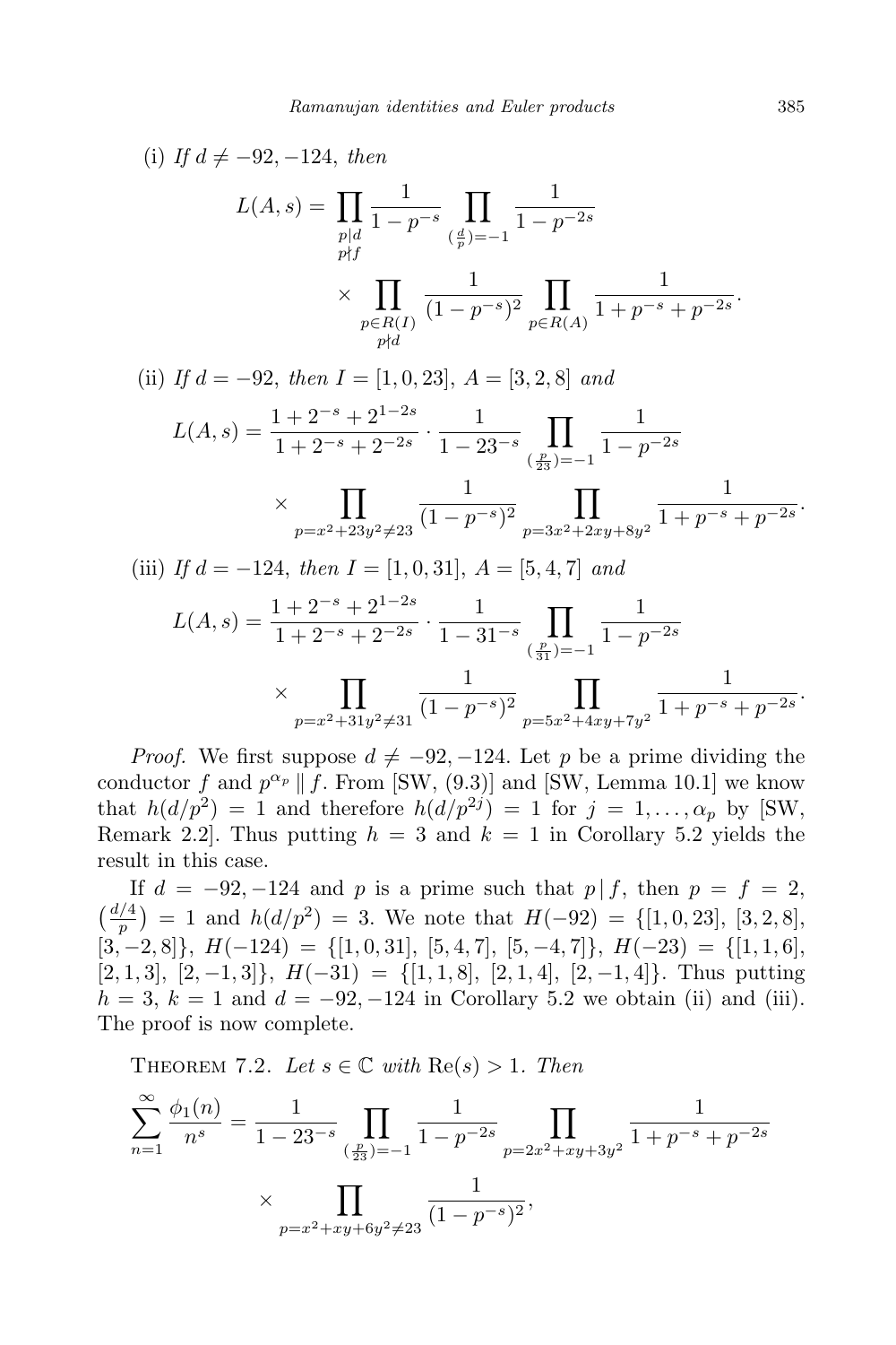(i) *If* $d \neq -92, -124$, *then*

$$L(A,s) = \prod_{\substack{p \mid d \\ p \nmid f}} \frac{1}{1-p^{-s}} \prod_{(\frac{d}{p})=-1} \frac{1}{1-p^{-2s}} \times \prod_{\substack{p \in R(I) \\ p \nmid d}} \frac{1}{(1-p^{-s})^2} \prod_{p \in R(A)} \frac{1}{1+p^{-s}+p^{-2s}}.$$

(ii) *If* $d = -92$, *then* $I = [1, 0, 23]$, $A = [3, 2, 8]$ *and*

$$L(A,s) = \frac{1+2^{-s}+2^{1-2s}}{1+2^{-s}+2^{-2s}} \cdot \frac{1}{1-23^{-s}} \prod_{(\frac{p}{23})=-1} \frac{1}{1-p^{-2s}} \times \prod_{p=x^2+23y^2 \neq 23} \frac{1}{(1-p^{-s})^2} \prod_{p=3x^2+2xy+8y^2} \frac{1}{1+p^{-s}+p^{-2s}}.$$

(iii) *If* $d = -124$, *then* $I = [1, 0, 31]$, $A = [5, 4, 7]$ *and*

$$L(A,s) = \frac{1+2^{-s}+2^{1-2s}}{1+2^{-s}+2^{-2s}} \cdot \frac{1}{1-31^{-s}} \prod_{(\frac{p}{31})=-1} \frac{1}{1-p^{-2s}} \times \prod_{p=x^2+31y^2 \neq 31} \frac{1}{(1-p^{-s})^2} \prod_{p=5x^2+4xy+7y^2} \frac{1}{1+p^{-s}+p^{-2s}}.$$

*Proof.* We first suppose $d \neq -92, -124$. Let $p$ be a prime dividing the conductor $f$ and $p^{\alpha_p} \parallel f$. From [SW, (9.3)] and [SW, Lemma 10.1] we know that $h(d/p^2) = 1$ and therefore $h(d/p^{2j}) = 1$ for $j = 1, \ldots, \alpha_p$ by [SW, Remark 2.2]. Thus putting $h = 3$ and $k = 1$ in Corollary 5.2 yields the result in this case.

If $d = -92, -124$ and $p$ is a prime such that $p \mid f$, then $p = f = 2$, $\left(\frac{d/4}{p}\right) = 1$ and $h(d/p^2) = 3$. We note that $H(-92) = \{[1, 0, 23], [3, 2, 8], [3, -2, 8]\}$, $H(-124) = \{[1, 0, 31], [5, 4, 7], [5, -4, 7]\}$, $H(-23) = \{[1, 1, 6], [2, 1, 3], [2, -1, 3]\}$, $H(-31) = \{[1, 1, 8], [2, 1, 4], [2, -1, 4]\}$. Thus putting $h = 3$, $k = 1$ and $d = -92, -124$ in Corollary 5.2 we obtain (ii) and (iii). The proof is now complete.

THEOREM 7.2. *Let* $s \in \mathbb{C}$ *with* $\mathrm{Re}(s) > 1$. *Then*

$$\sum_{n=1}^{\infty} \frac{\phi_1(n)}{n^s} = \frac{1}{1-23^{-s}} \prod_{(\frac{p}{23})=-1} \frac{1}{1-p^{-2s}} \prod_{p=2x^2+xy+3y^2} \frac{1}{1+p^{-s}+p^{-2s}} \times \prod_{p=x^2+xy+6y^2 \neq 23} \frac{1}{(1-p^{-s})^2},$$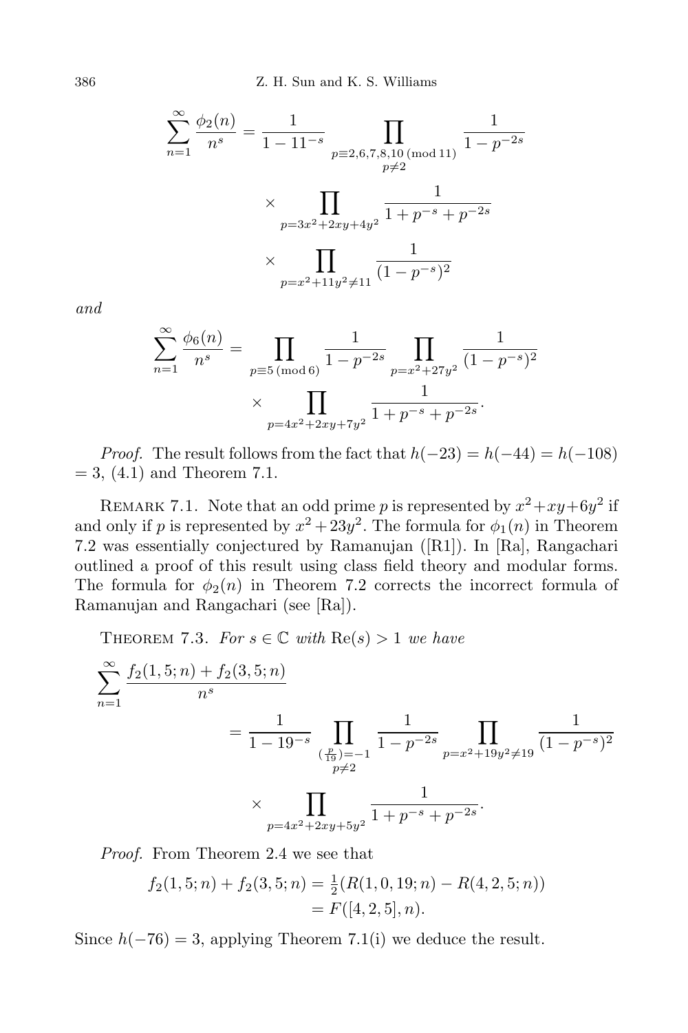$$\sum_{n=1}^{\infty} \frac{\phi_2(n)}{n^s} = \frac{1}{1-11^{-s}} \prod_{\substack{p\equiv 2,6,7,8,10 \pmod{11} \\ p\neq 2}} \frac{1}{1-p^{-2s}}$$
$$\times \prod_{p=3x^2+2xy+4y^2} \frac{1}{1+p^{-s}+p^{-2s}}$$
$$\times \prod_{p=x^2+11y^2\neq 11} \frac{1}{(1-p^{-s})^2}$$

*and*

$$\sum_{n=1}^{\infty} \frac{\phi_6(n)}{n^s} = \prod_{p\equiv 5 \pmod 6} \frac{1}{1-p^{-2s}} \prod_{p=x^2+27y^2} \frac{1}{(1-p^{-s})^2}$$
$$\times \prod_{p=4x^2+2xy+7y^2} \frac{1}{1+p^{-s}+p^{-2s}}.$$

*Proof.* The result follows from the fact that $h(-23) = h(-44) = h(-108) = 3$, (4.1) and Theorem 7.1.

Remark 7.1. Note that an odd prime $p$ is represented by $x^2+xy+6y^2$ if and only if $p$ is represented by $x^2+23y^2$. The formula for $\phi_1(n)$ in Theorem 7.2 was essentially conjectured by Ramanujan ([R1]). In [Ra], Rangachari outlined a proof of this result using class field theory and modular forms. The formula for $\phi_2(n)$ in Theorem 7.2 corrects the incorrect formula of Ramanujan and Rangachari (see [Ra]).

Theorem 7.3. *For $s\in\mathbb{C}$ with $\mathrm{Re}(s)>1$ we have*

$$\sum_{n=1}^{\infty} \frac{f_2(1,5;n)+f_2(3,5;n)}{n^s}$$
$$= \frac{1}{1-19^{-s}} \prod_{\substack{(\frac{p}{19})=-1 \\ p\neq 2}} \frac{1}{1-p^{-2s}} \prod_{p=x^2+19y^2\neq 19} \frac{1}{(1-p^{-s})^2}$$
$$\times \prod_{p=4x^2+2xy+5y^2} \frac{1}{1+p^{-s}+p^{-2s}}.$$

*Proof.* From Theorem 2.4 we see that

$$f_2(1,5;n)+f_2(3,5;n) = \tfrac{1}{2}(R(1,0,19;n)-R(4,2,5;n))$$
$$= F([4,2,5],n).$$

Since $h(-76)=3$, applying Theorem 7.1(i) we deduce the result.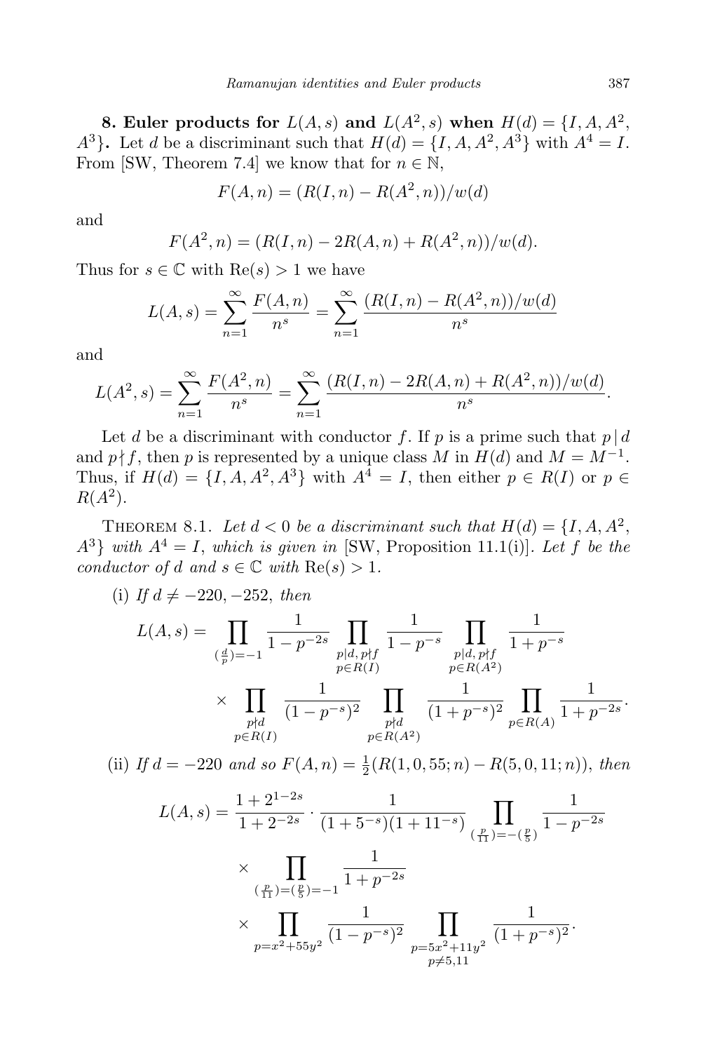**8. Euler products for $L(A,s)$ and $L(A^2,s)$ when $H(d)=\{I,A,A^2,A^3\}$.** Let $d$ be a discriminant such that $H(d)=\{I,A,A^2,A^3\}$ with $A^4=I$. From [SW, Theorem 7.4] we know that for $n\in\mathbb{N}$,

$$F(A,n)=(R(I,n)-R(A^2,n))/w(d)$$

and

$$F(A^2,n)=(R(I,n)-2R(A,n)+R(A^2,n))/w(d).$$

Thus for $s\in\mathbb{C}$ with $\mathrm{Re}(s)>1$ we have

$$L(A,s)=\sum_{n=1}^{\infty}\frac{F(A,n)}{n^s}=\sum_{n=1}^{\infty}\frac{(R(I,n)-R(A^2,n))/w(d)}{n^s}$$

and

$$L(A^2,s)=\sum_{n=1}^{\infty}\frac{F(A^2,n)}{n^s}=\sum_{n=1}^{\infty}\frac{(R(I,n)-2R(A,n)+R(A^2,n))/w(d)}{n^s}.$$

Let $d$ be a discriminant with conductor $f$. If $p$ is a prime such that $p\mid d$ and $p\nmid f$, then $p$ is represented by a unique class $M$ in $H(d)$ and $M=M^{-1}$. Thus, if $H(d)=\{I,A,A^2,A^3\}$ with $A^4=I$, then either $p\in R(I)$ or $p\in R(A^2)$.

THEOREM 8.1. *Let $d<0$ be a discriminant such that $H(d)=\{I,A,A^2,A^3\}$ with $A^4=I$, which is given in* [SW, Proposition 11.1(i)]. *Let $f$ be the conductor of $d$ and $s\in\mathbb{C}$ with $\mathrm{Re}(s)>1$.*

(i) *If $d\neq-220,-252$, then*

$$\begin{aligned}L(A,s)=&\prod_{(\frac{d}{p})=-1}\frac{1}{1-p^{-2s}}\prod_{\substack{p\mid d,\,p\nmid f\\ p\in R(I)}}\frac{1}{1-p^{-s}}\prod_{\substack{p\mid d,\,p\nmid f\\ p\in R(A^2)}}\frac{1}{1+p^{-s}}\\&\times\prod_{\substack{p\nmid d\\ p\in R(I)}}\frac{1}{(1-p^{-s})^2}\prod_{\substack{p\nmid d\\ p\in R(A^2)}}\frac{1}{(1+p^{-s})^2}\prod_{p\in R(A)}\frac{1}{1+p^{-2s}}.\end{aligned}$$

(ii) *If $d=-220$ and so $F(A,n)=\frac{1}{2}(R(1,0,55;n)-R(5,0,11;n))$, then*

$$\begin{aligned}L(A,s)=&\frac{1+2^{1-2s}}{1+2^{-2s}}\cdot\frac{1}{(1+5^{-s})(1+11^{-s})}\prod_{(\frac{p}{11})=-(\frac{p}{5})}\frac{1}{1-p^{-2s}}\\&\times\prod_{(\frac{p}{11})=(\frac{p}{5})=-1}\frac{1}{1+p^{-2s}}\\&\times\prod_{p=x^2+55y^2}\frac{1}{(1-p^{-s})^2}\prod_{\substack{p=5x^2+11y^2\\ p\neq5,11}}\frac{1}{(1+p^{-s})^2}.\end{aligned}$$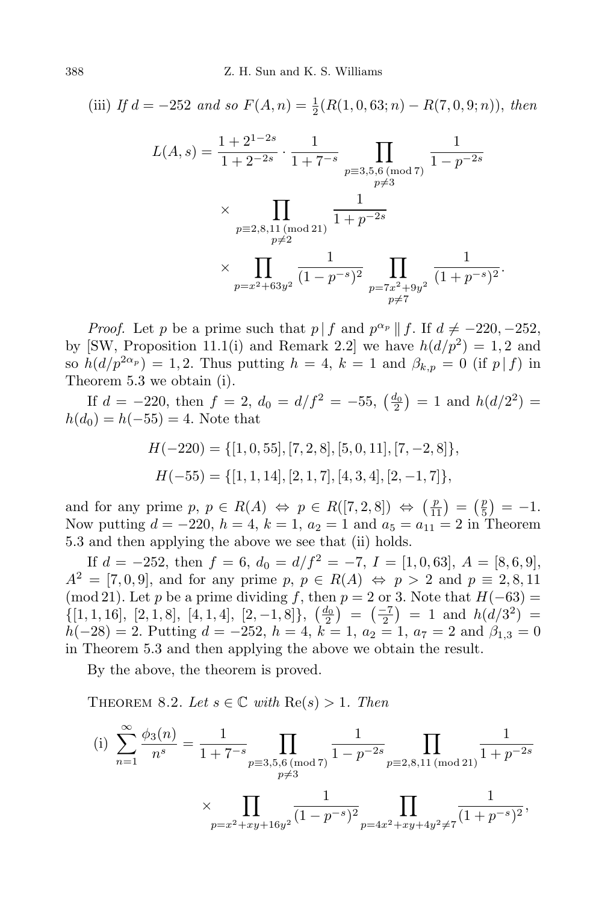(iii) *If* $d = -252$ *and so* $F(A,n) = \frac{1}{2}(R(1,0,63;n) - R(7,0,9;n))$, *then*

$$L(A,s) = \frac{1+2^{1-2s}}{1+2^{-2s}} \cdot \frac{1}{1+7^{-s}} \prod_{\substack{p \equiv 3,5,6 \pmod 7 \\ p \neq 3}} \frac{1}{1-p^{-2s}} \times \prod_{\substack{p \equiv 2,8,11 \pmod{21} \\ p \neq 2}} \frac{1}{1+p^{-2s}} \times \prod_{p = x^2+63y^2} \frac{1}{(1-p^{-s})^2} \prod_{\substack{p = 7x^2+9y^2 \\ p \neq 7}} \frac{1}{(1+p^{-s})^2}.$$

*Proof.* Let $p$ be a prime such that $p \mid f$ and $p^{\alpha_p} \parallel f$. If $d \neq -220, -252$, by [SW, Proposition 11.1(i) and Remark 2.2] we have $h(d/p^2) = 1, 2$ and so $h(d/p^{2\alpha_p}) = 1, 2$. Thus putting $h = 4$, $k = 1$ and $\beta_{k,p} = 0$ (if $p \mid f$) in Theorem 5.3 we obtain (i).

If $d = -220$, then $f = 2$, $d_0 = d/f^2 = -55$, $\left(\frac{d_0}{2}\right) = 1$ and $h(d/2^2) = h(d_0) = h(-55) = 4$. Note that

$$H(-220) = \{[1,0,55],[7,2,8],[5,0,11],[7,-2,8]\},$$
$$H(-55) = \{[1,1,14],[2,1,7],[4,3,4],[2,-1,7]\},$$

and for any prime $p$, $p \in R(A) \Leftrightarrow p \in R([7,2,8]) \Leftrightarrow \left(\frac{p}{11}\right) = \left(\frac{p}{5}\right) = -1$. Now putting $d = -220$, $h = 4$, $k = 1$, $a_2 = 1$ and $a_5 = a_{11} = 2$ in Theorem 5.3 and then applying the above we see that (ii) holds.

If $d = -252$, then $f = 6$, $d_0 = d/f^2 = -7$, $I = [1,0,63]$, $A = [8,6,9]$, $A^2 = [7,0,9]$, and for any prime $p$, $p \in R(A) \Leftrightarrow p > 2$ and $p \equiv 2, 8, 11 \pmod{21}$. Let $p$ be a prime dividing $f$, then $p = 2$ or $3$. Note that $H(-63) = \{[1,1,16],\ [2,1,8],\ [4,1,4],\ [2,-1,8]\}$, $\left(\frac{d_0}{2}\right) = \left(\frac{-7}{2}\right) = 1$ and $h(d/3^2) = h(-28) = 2$. Putting $d = -252$, $h = 4$, $k = 1$, $a_2 = 1$, $a_7 = 2$ and $\beta_{1,3} = 0$ in Theorem 5.3 and then applying the above we obtain the result.

By the above, the theorem is proved.

Theorem 8.2. *Let* $s \in \mathbb{C}$ *with* $\mathrm{Re}(s) > 1$. *Then*

(i) $$\sum_{n=1}^{\infty} \frac{\phi_3(n)}{n^s} = \frac{1}{1+7^{-s}} \prod_{\substack{p \equiv 3,5,6 \pmod 7 \\ p \neq 3}} \frac{1}{1-p^{-2s}} \prod_{p \equiv 2,8,11 \pmod{21}} \frac{1}{1+p^{-2s}} \times \prod_{p = x^2+xy+16y^2} \frac{1}{(1-p^{-s})^2} \prod_{p = 4x^2+xy+4y^2 \neq 7} \frac{1}{(1+p^{-s})^2},$$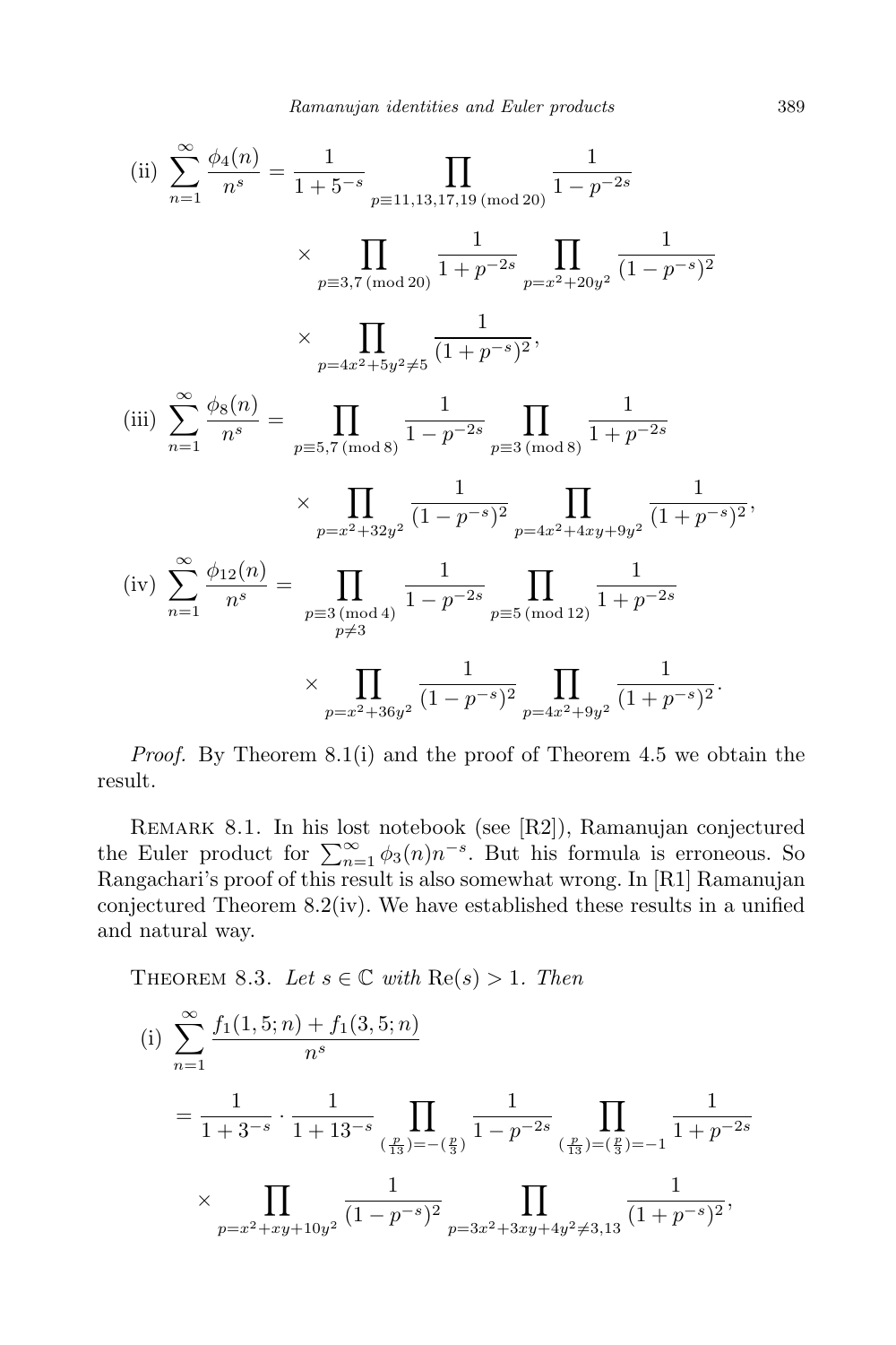(ii) $$\sum_{n=1}^{\infty}\frac{\phi_4(n)}{n^s}=\frac{1}{1+5^{-s}}\prod_{p\equiv 11,13,17,19\ (\mathrm{mod}\ 20)}\frac{1}{1-p^{-2s}}$$
$$\times\prod_{p\equiv 3,7\ (\mathrm{mod}\ 20)}\frac{1}{1+p^{-2s}}\prod_{p=x^2+20y^2}\frac{1}{(1-p^{-s})^2}$$
$$\times\prod_{p=4x^2+5y^2\neq 5}\frac{1}{(1+p^{-s})^2},$$

(iii) $$\sum_{n=1}^{\infty}\frac{\phi_8(n)}{n^s}=\prod_{p\equiv 5,7\ (\mathrm{mod}\ 8)}\frac{1}{1-p^{-2s}}\prod_{p\equiv 3\ (\mathrm{mod}\ 8)}\frac{1}{1+p^{-2s}}$$
$$\times\prod_{p=x^2+32y^2}\frac{1}{(1-p^{-s})^2}\prod_{p=4x^2+4xy+9y^2}\frac{1}{(1+p^{-s})^2},$$

(iv) $$\sum_{n=1}^{\infty}\frac{\phi_{12}(n)}{n^s}=\prod_{\substack{p\equiv 3\ (\mathrm{mod}\ 4)\\ p\neq 3}}\frac{1}{1-p^{-2s}}\prod_{p\equiv 5\ (\mathrm{mod}\ 12)}\frac{1}{1+p^{-2s}}$$
$$\times\prod_{p=x^2+36y^2}\frac{1}{(1-p^{-s})^2}\prod_{p=4x^2+9y^2}\frac{1}{(1+p^{-s})^2}.$$

*Proof.* By Theorem 8.1(i) and the proof of Theorem 4.5 we obtain the result.

REMARK 8.1. In his lost notebook (see [R2]), Ramanujan conjectured the Euler product for $\sum_{n=1}^{\infty}\phi_3(n)n^{-s}$. But his formula is erroneous. So Rangachari's proof of this result is also somewhat wrong. In [R1] Ramanujan conjectured Theorem 8.2(iv). We have established these results in a unified and natural way.

THEOREM 8.3. *Let $s\in\mathbb{C}$ with $\mathrm{Re}(s)>1$. Then*

(i) $$\sum_{n=1}^{\infty}\frac{f_1(1,5;n)+f_1(3,5;n)}{n^s}$$
$$=\frac{1}{1+3^{-s}}\cdot\frac{1}{1+13^{-s}}\prod_{(\frac{p}{13})=-(\frac{p}{3})}\frac{1}{1-p^{-2s}}\prod_{(\frac{p}{13})=(\frac{p}{3})=-1}\frac{1}{1+p^{-2s}}$$
$$\times\prod_{p=x^2+xy+10y^2}\frac{1}{(1-p^{-s})^2}\prod_{p=3x^2+3xy+4y^2\neq 3,13}\frac{1}{(1+p^{-s})^2},$$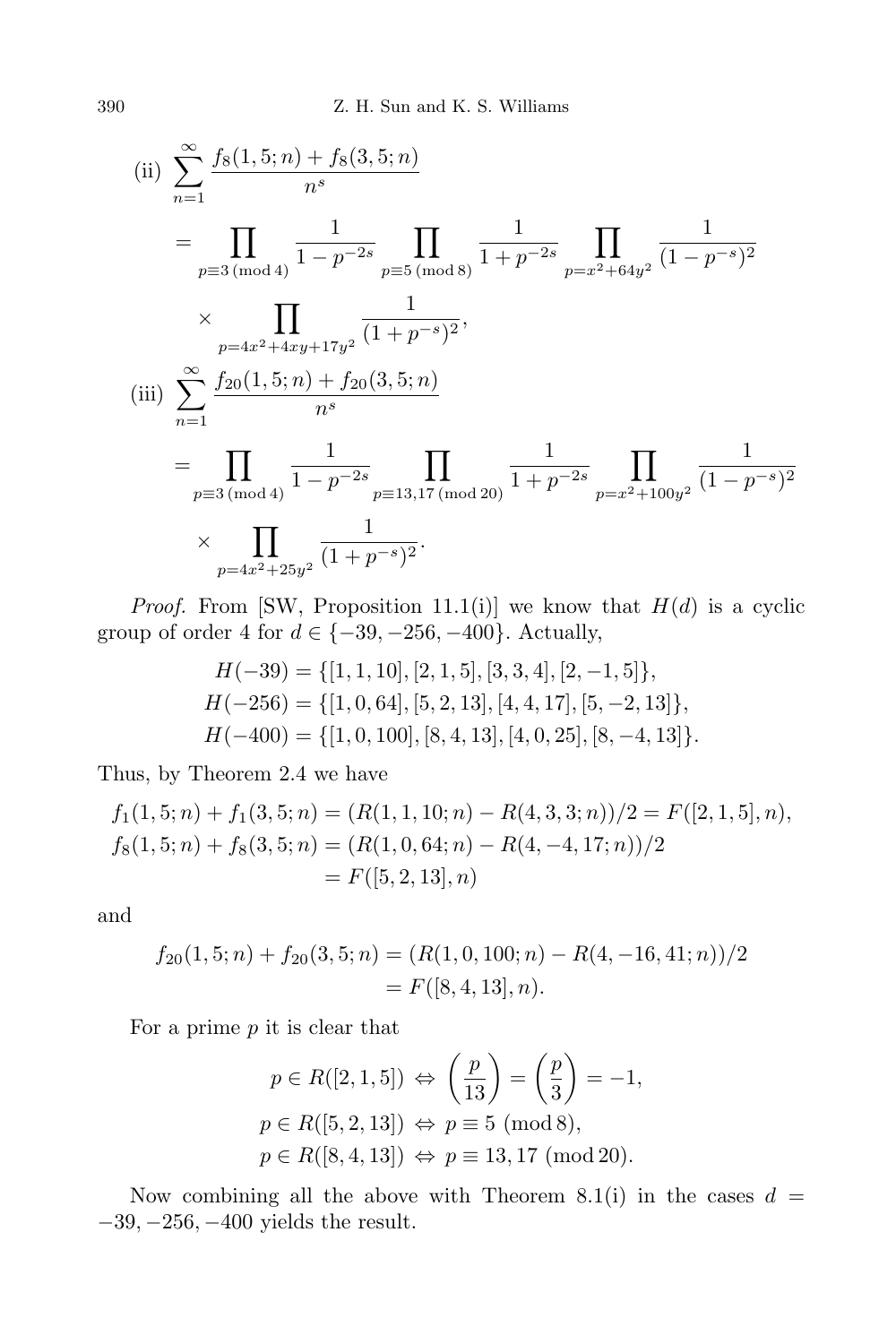(ii) $$\sum_{n=1}^{\infty} \frac{f_8(1,5;n)+f_8(3,5;n)}{n^s}$$
$$= \prod_{p\equiv 3\,(\mathrm{mod}\,4)} \frac{1}{1-p^{-2s}} \prod_{p\equiv 5\,(\mathrm{mod}\,8)} \frac{1}{1+p^{-2s}} \prod_{p=x^2+64y^2} \frac{1}{(1-p^{-s})^2}$$
$$\times \prod_{p=4x^2+4xy+17y^2} \frac{1}{(1+p^{-s})^2},$$

(iii) $$\sum_{n=1}^{\infty} \frac{f_{20}(1,5;n)+f_{20}(3,5;n)}{n^s}$$
$$= \prod_{p\equiv 3\,(\mathrm{mod}\,4)} \frac{1}{1-p^{-2s}} \prod_{p\equiv 13,17\,(\mathrm{mod}\,20)} \frac{1}{1+p^{-2s}} \prod_{p=x^2+100y^2} \frac{1}{(1-p^{-s})^2}$$
$$\times \prod_{p=4x^2+25y^2} \frac{1}{(1+p^{-s})^2}.$$

*Proof.* From [SW, Proposition 11.1(i)] we know that $H(d)$ is a cyclic group of order 4 for $d \in \{-39, -256, -400\}$. Actually,

$$H(-39) = \{[1,1,10],[2,1,5],[3,3,4],[2,-1,5]\},$$
$$H(-256) = \{[1,0,64],[5,2,13],[4,4,17],[5,-2,13]\},$$
$$H(-400) = \{[1,0,100],[8,4,13],[4,0,25],[8,-4,13]\}.$$

Thus, by Theorem 2.4 we have

$$f_1(1,5;n)+f_1(3,5;n) = (R(1,1,10;n)-R(4,3,3;n))/2 = F([2,1,5],n),$$
$$f_8(1,5;n)+f_8(3,5;n) = (R(1,0,64;n)-R(4,-4,17;n))/2 = F([5,2,13],n)$$

and

$$f_{20}(1,5;n)+f_{20}(3,5;n) = (R(1,0,100;n)-R(4,-16,41;n))/2 = F([8,4,13],n).$$

For a prime $p$ it is clear that

$$p \in R([2,1,5]) \Leftrightarrow \left(\frac{p}{13}\right) = \left(\frac{p}{3}\right) = -1,$$
$$p \in R([5,2,13]) \Leftrightarrow p \equiv 5 \pmod 8,$$
$$p \in R([8,4,13]) \Leftrightarrow p \equiv 13, 17 \pmod{20}.$$

Now combining all the above with Theorem 8.1(i) in the cases $d = -39, -256, -400$ yields the result.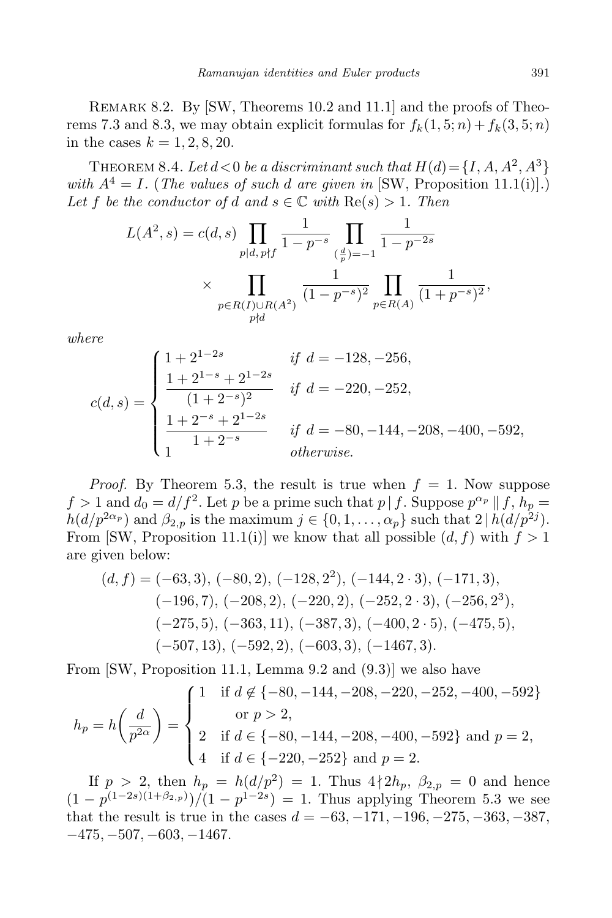Remark 8.2. By [SW, Theorems 10.2 and 11.1] and the proofs of Theorems 7.3 and 8.3, we may obtain explicit formulas for $f_k(1,5;n)+f_k(3,5;n)$ in the cases $k=1,2,8,20$.

Theorem 8.4. *Let $d<0$ be a discriminant such that $H(d)=\{I,A,A^2,A^3\}$ with $A^4=I$.* (*The values of such $d$ are given in* [SW, Proposition 11.1(i)].) *Let $f$ be the conductor of $d$ and $s\in\mathbb{C}$ with $\mathrm{Re}(s)>1$. Then*

$$L(A^2,s)=c(d,s)\prod_{p\mid d,\,p\nmid f}\frac{1}{1-p^{-s}}\prod_{(\frac{d}{p})=-1}\frac{1}{1-p^{-2s}}\times\prod_{\substack{p\in R(I)\cup R(A^2)\\ p\nmid d}}\frac{1}{(1-p^{-s})^2}\prod_{p\in R(A)}\frac{1}{(1+p^{-s})^2},$$

*where*

$$c(d,s)=\begin{cases}1+2^{1-2s} & \text{if } d=-128,-256,\\ \dfrac{1+2^{1-s}+2^{1-2s}}{(1+2^{-s})^2} & \text{if } d=-220,-252,\\ \dfrac{1+2^{-s}+2^{1-2s}}{1+2^{-s}} & \text{if } d=-80,-144,-208,-400,-592,\\ 1 & \text{otherwise.}\end{cases}$$

*Proof.* By Theorem 5.3, the result is true when $f=1$. Now suppose $f>1$ and $d_0=d/f^2$. Let $p$ be a prime such that $p\mid f$. Suppose $p^{\alpha_p}\,\|\,f$, $h_p=h(d/p^{2\alpha_p})$ and $\beta_{2,p}$ is the maximum $j\in\{0,1,\dots,\alpha_p\}$ such that $2\mid h(d/p^{2j})$. From [SW, Proposition 11.1(i)] we know that all possible $(d,f)$ with $f>1$ are given below:

$$\begin{aligned}(d,f)=\;&(-63,3),\ (-80,2),\ (-128,2^2),\ (-144,2\cdot 3),\ (-171,3),\\ &(-196,7),\ (-208,2),\ (-220,2),\ (-252,2\cdot 3),\ (-256,2^3),\\ &(-275,5),\ (-363,11),\ (-387,3),\ (-400,2\cdot 5),\ (-475,5),\\ &(-507,13),\ (-592,2),\ (-603,3),\ (-1467,3).\end{aligned}$$

From [SW, Proposition 11.1, Lemma 9.2 and (9.3)] we also have

$$h_p=h\Big(\frac{d}{p^{2\alpha}}\Big)=\begin{cases}1 & \text{if } d\notin\{-80,-144,-208,-220,-252,-400,-592\}\\ & \quad\text{or } p>2,\\ 2 & \text{if } d\in\{-80,-144,-208,-400,-592\} \text{ and } p=2,\\ 4 & \text{if } d\in\{-220,-252\} \text{ and } p=2.\end{cases}$$

If $p>2$, then $h_p=h(d/p^2)=1$. Thus $4\nmid 2h_p$, $\beta_{2,p}=0$ and hence $(1-p^{(1-2s)(1+\beta_{2,p})})/(1-p^{1-2s})=1$. Thus applying Theorem 5.3 we see that the result is true in the cases $d=-63,-171,-196,-275,-363,-387,-475,-507,-603,-1467$.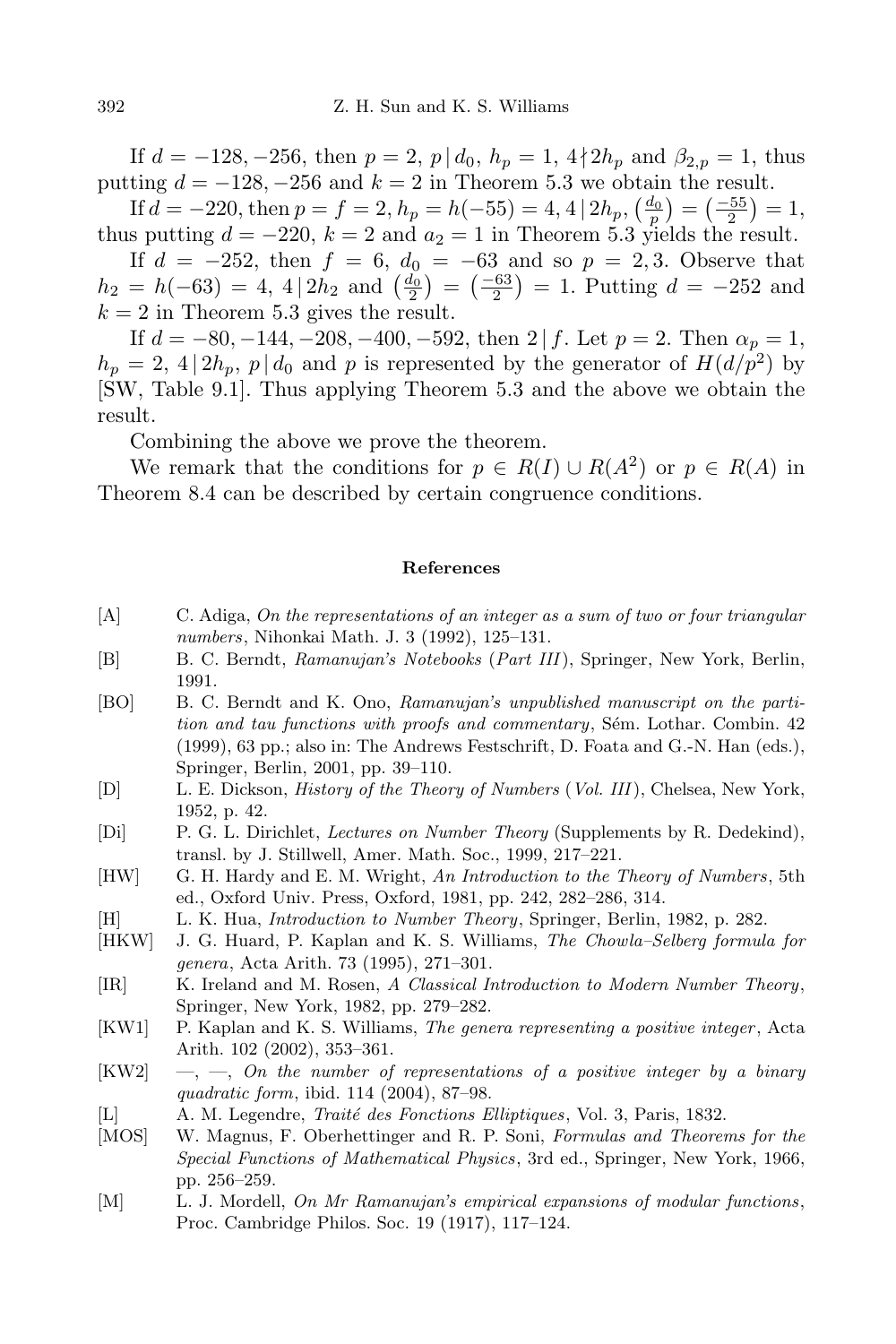If $d = -128, -256$, then $p = 2$, $p \mid d_0$, $h_p = 1$, $4 \nmid 2h_p$ and $\beta_{2,p} = 1$, thus putting $d = -128, -256$ and $k = 2$ in Theorem 5.3 we obtain the result.

If $d = -220$, then $p = f = 2$, $h_p = h(-55) = 4$, $4 \mid 2h_p$, $\left(\frac{d_0}{p}\right) = \left(\frac{-55}{2}\right) = 1$, thus putting $d = -220$, $k = 2$ and $a_2 = 1$ in Theorem 5.3 yields the result.

If $d = -252$, then $f = 6$, $d_0 = -63$ and so $p = 2, 3$. Observe that $h_2 = h(-63) = 4$, $4 \mid 2h_2$ and $\left(\frac{d_0}{2}\right) = \left(\frac{-63}{2}\right) = 1$. Putting $d = -252$ and $k = 2$ in Theorem 5.3 gives the result.

If $d = -80, -144, -208, -400, -592$, then $2 \mid f$. Let $p = 2$. Then $\alpha_p = 1$, $h_p = 2$, $4 \mid 2h_p$, $p \mid d_0$ and $p$ is represented by the generator of $H(d/p^2)$ by [SW, Table 9.1]. Thus applying Theorem 5.3 and the above we obtain the result.

Combining the above we prove the theorem.

We remark that the conditions for $p \in R(I) \cup R(A^2)$ or $p \in R(A)$ in Theorem 8.4 can be described by certain congruence conditions.

## References

[A] C. Adiga, *On the representations of an integer as a sum of two or four triangular numbers*, Nihonkai Math. J. 3 (1992), 125–131.

[B] B. C. Berndt, *Ramanujan's Notebooks* (*Part III*), Springer, New York, Berlin, 1991.

[BO] B. C. Berndt and K. Ono, *Ramanujan's unpublished manuscript on the partition and tau functions with proofs and commentary*, Sém. Lothar. Combin. 42 (1999), 63 pp.; also in: The Andrews Festschrift, D. Foata and G.-N. Han (eds.), Springer, Berlin, 2001, pp. 39–110.

[D] L. E. Dickson, *History of the Theory of Numbers* (*Vol. III*), Chelsea, New York, 1952, p. 42.

[Di] P. G. L. Dirichlet, *Lectures on Number Theory* (Supplements by R. Dedekind), transl. by J. Stillwell, Amer. Math. Soc., 1999, 217–221.

[HW] G. H. Hardy and E. M. Wright, *An Introduction to the Theory of Numbers*, 5th ed., Oxford Univ. Press, Oxford, 1981, pp. 242, 282–286, 314.

[H] L. K. Hua, *Introduction to Number Theory*, Springer, Berlin, 1982, p. 282.

[HKW] J. G. Huard, P. Kaplan and K. S. Williams, *The Chowla–Selberg formula for genera*, Acta Arith. 73 (1995), 271–301.

[IR] K. Ireland and M. Rosen, *A Classical Introduction to Modern Number Theory*, Springer, New York, 1982, pp. 279–282.

[KW1] P. Kaplan and K. S. Williams, *The genera representing a positive integer*, Acta Arith. 102 (2002), 353–361.

[KW2] —, —, *On the number of representations of a positive integer by a binary quadratic form*, ibid. 114 (2004), 87–98.

[L] A. M. Legendre, *Traité des Fonctions Elliptiques*, Vol. 3, Paris, 1832.

[MOS] W. Magnus, F. Oberhettinger and R. P. Soni, *Formulas and Theorems for the Special Functions of Mathematical Physics*, 3rd ed., Springer, New York, 1966, pp. 256–259.

[M] L. J. Mordell, *On Mr Ramanujan's empirical expansions of modular functions*, Proc. Cambridge Philos. Soc. 19 (1917), 117–124.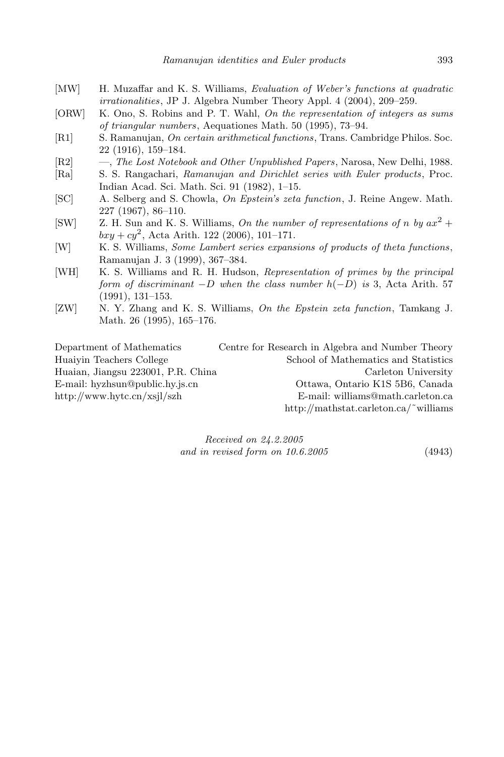[MW] H. Muzaffar and K. S. Williams, *Evaluation of Weber's functions at quadratic irrationalities*, JP J. Algebra Number Theory Appl. 4 (2004), 209–259.

[ORW] K. Ono, S. Robins and P. T. Wahl, *On the representation of integers as sums of triangular numbers*, Aequationes Math. 50 (1995), 73–94.

[R1] S. Ramanujan, *On certain arithmetical functions*, Trans. Cambridge Philos. Soc. 22 (1916), 159–184.

[R2] —, *The Lost Notebook and Other Unpublished Papers*, Narosa, New Delhi, 1988.

[Ra] S. S. Rangachari, *Ramanujan and Dirichlet series with Euler products*, Proc. Indian Acad. Sci. Math. Sci. 91 (1982), 1–15.

[SC] A. Selberg and S. Chowla, *On Epstein's zeta function*, J. Reine Angew. Math. 227 (1967), 86–110.

[SW] Z. H. Sun and K. S. Williams, *On the number of representations of n by* $ax^2 + bxy + cy^2$, Acta Arith. 122 (2006), 101–171.

[W] K. S. Williams, *Some Lambert series expansions of products of theta functions*, Ramanujan J. 3 (1999), 367–384.

[WH] K. S. Williams and R. H. Hudson, *Representation of primes by the principal form of discriminant* $-D$ *when the class number* $h(-D)$ *is* 3, Acta Arith. 57 (1991), 131–153.

[ZW] N. Y. Zhang and K. S. Williams, *On the Epstein zeta function*, Tamkang J. Math. 26 (1995), 165–176.

Department of Mathematics
Huaiyin Teachers College
Huaian, Jiangsu 223001, P.R. China
E-mail: hyzhsun@public.hy.js.cn
http://www.hytc.cn/xsjl/szh

Centre for Research in Algebra and Number Theory
School of Mathematics and Statistics
Carleton University
Ottawa, Ontario K1S 5B6, Canada
E-mail: williams@math.carleton.ca
http://mathstat.carleton.ca/~williams

*Received on 24.2.2005*
*and in revised form on 10.6.2005* (4943)